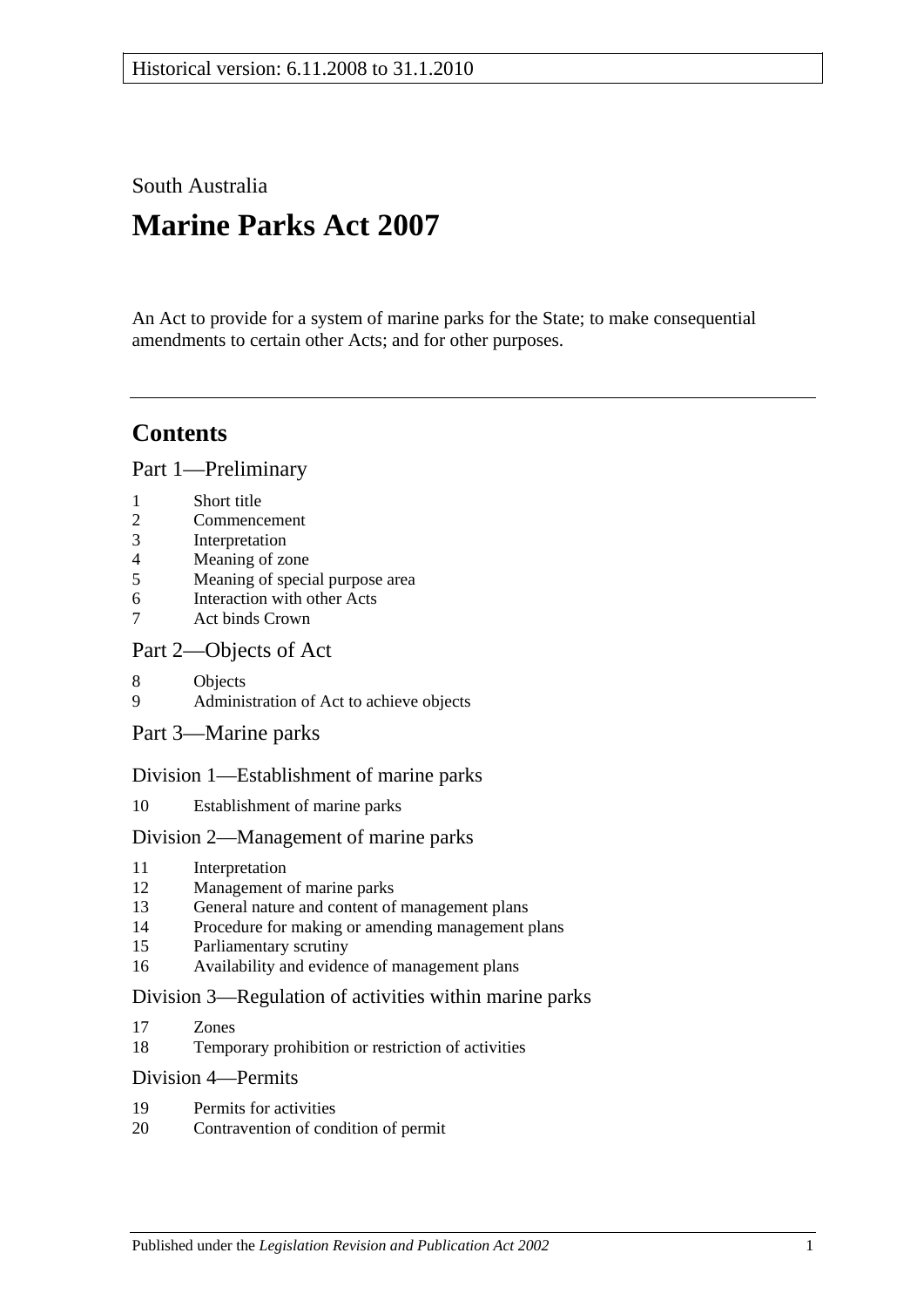Historical version: 6.11.2008 to 31.1.2010

South Australia

# Marine Parks Act 2007

An Act to provide for a system of marine parks for the State; to make consequential amendments to certain other Acts; and for other purposes.

## Contents

### Part 1—Preliminary

1 Short title
2 Commencement
3 Interpretation
4 Meaning of zone
5 Meaning of special purpose area
6 Interaction with other Acts
7 Act binds Crown

### Part 2—Objects of Act

8 Objects
9 Administration of Act to achieve objects

### Part 3—Marine parks

#### Division 1—Establishment of marine parks

10 Establishment of marine parks

#### Division 2—Management of marine parks

11 Interpretation
12 Management of marine parks
13 General nature and content of management plans
14 Procedure for making or amending management plans
15 Parliamentary scrutiny
16 Availability and evidence of management plans

#### Division 3—Regulation of activities within marine parks

17 Zones
18 Temporary prohibition or restriction of activities

#### Division 4—Permits

19 Permits for activities
20 Contravention of condition of permit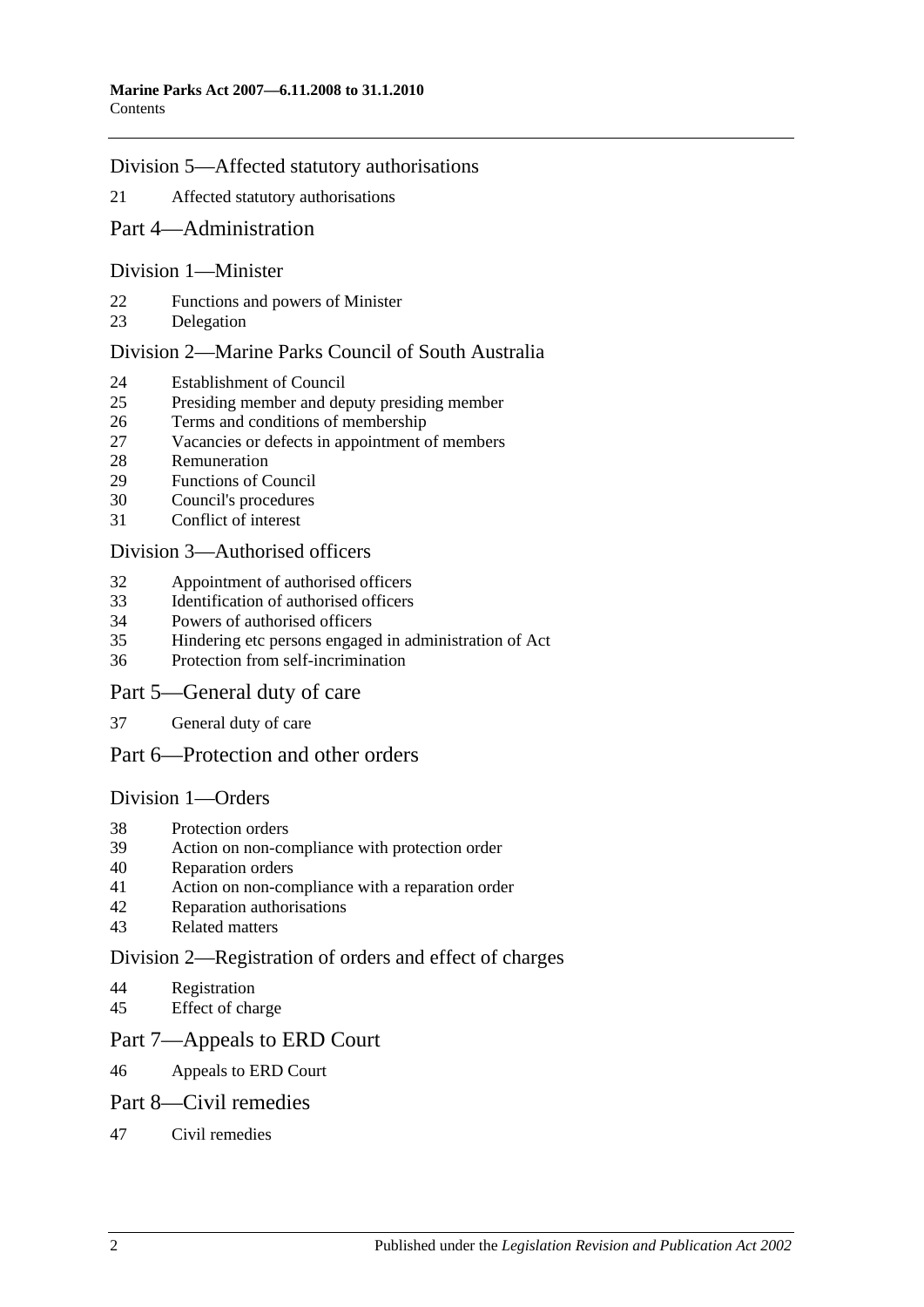## Division 5—Affected statutory authorisations

21 Affected statutory authorisations

# Part 4—Administration

## Division 1—Minister

22 Functions and powers of Minister
23 Delegation

## Division 2—Marine Parks Council of South Australia

24 Establishment of Council
25 Presiding member and deputy presiding member
26 Terms and conditions of membership
27 Vacancies or defects in appointment of members
28 Remuneration
29 Functions of Council
30 Council's procedures
31 Conflict of interest

## Division 3—Authorised officers

32 Appointment of authorised officers
33 Identification of authorised officers
34 Powers of authorised officers
35 Hindering etc persons engaged in administration of Act
36 Protection from self-incrimination

# Part 5—General duty of care

37 General duty of care

# Part 6—Protection and other orders

## Division 1—Orders

38 Protection orders
39 Action on non-compliance with protection order
40 Reparation orders
41 Action on non-compliance with a reparation order
42 Reparation authorisations
43 Related matters

## Division 2—Registration of orders and effect of charges

44 Registration
45 Effect of charge

# Part 7—Appeals to ERD Court

46 Appeals to ERD Court

# Part 8—Civil remedies

47 Civil remedies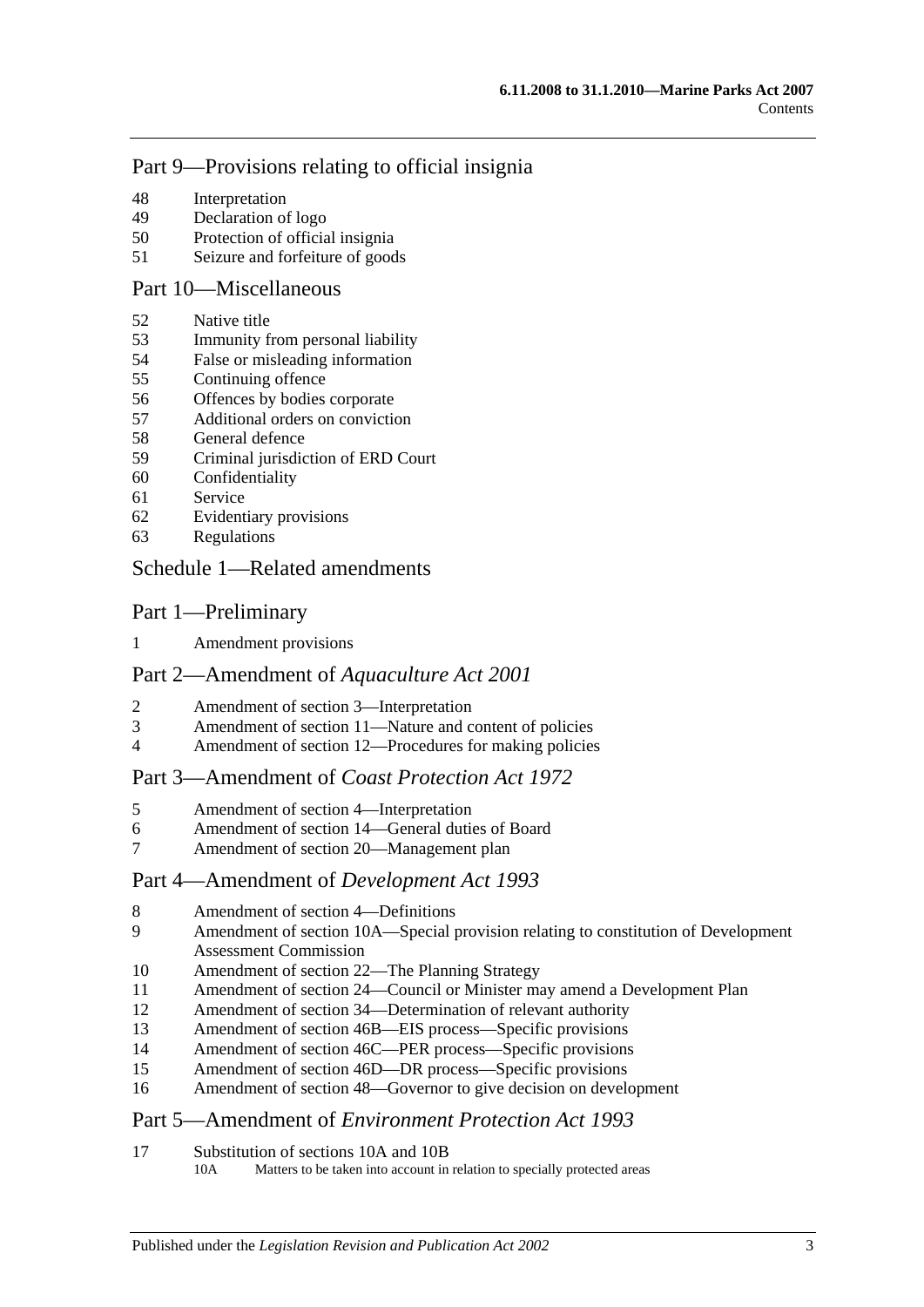## Part 9—Provisions relating to official insignia

48 Interpretation
49 Declaration of logo
50 Protection of official insignia
51 Seizure and forfeiture of goods

## Part 10—Miscellaneous

52 Native title
53 Immunity from personal liability
54 False or misleading information
55 Continuing offence
56 Offences by bodies corporate
57 Additional orders on conviction
58 General defence
59 Criminal jurisdiction of ERD Court
60 Confidentiality
61 Service
62 Evidentiary provisions
63 Regulations

## Schedule 1—Related amendments

## Part 1—Preliminary

1 Amendment provisions

## Part 2—Amendment of *Aquaculture Act 2001*

2 Amendment of section 3—Interpretation
3 Amendment of section 11—Nature and content of policies
4 Amendment of section 12—Procedures for making policies

## Part 3—Amendment of *Coast Protection Act 1972*

5 Amendment of section 4—Interpretation
6 Amendment of section 14—General duties of Board
7 Amendment of section 20—Management plan

## Part 4—Amendment of *Development Act 1993*

8 Amendment of section 4—Definitions
9 Amendment of section 10A—Special provision relating to constitution of Development Assessment Commission
10 Amendment of section 22—The Planning Strategy
11 Amendment of section 24—Council or Minister may amend a Development Plan
12 Amendment of section 34—Determination of relevant authority
13 Amendment of section 46B—EIS process—Specific provisions
14 Amendment of section 46C—PER process—Specific provisions
15 Amendment of section 46D—DR process—Specific provisions
16 Amendment of section 48—Governor to give decision on development

## Part 5—Amendment of *Environment Protection Act 1993*

17 Substitution of sections 10A and 10B
  10A Matters to be taken into account in relation to specially protected areas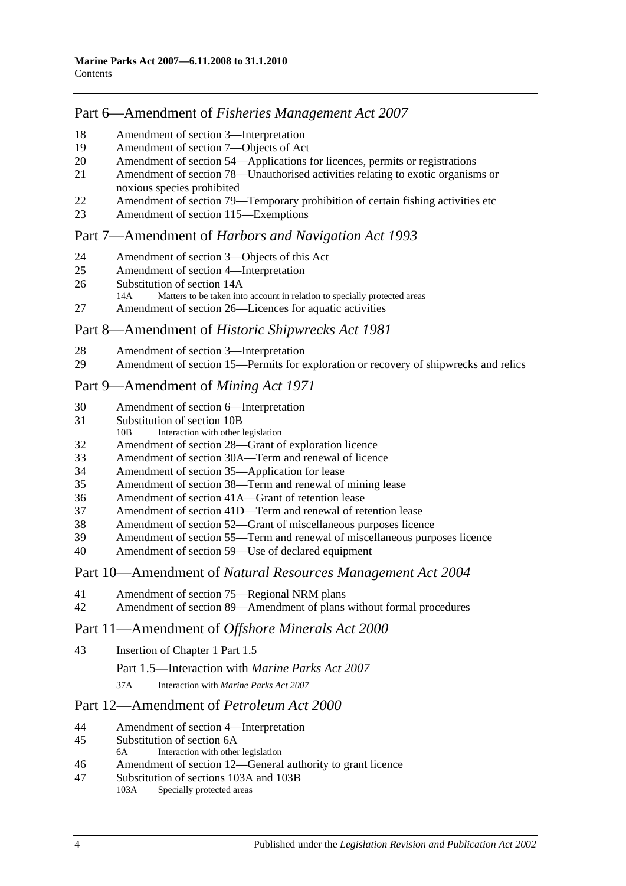## Part 6—Amendment of *Fisheries Management Act 2007*

18 Amendment of section 3—Interpretation
19 Amendment of section 7—Objects of Act
20 Amendment of section 54—Applications for licences, permits or registrations
21 Amendment of section 78—Unauthorised activities relating to exotic organisms or noxious species prohibited
22 Amendment of section 79—Temporary prohibition of certain fishing activities etc
23 Amendment of section 115—Exemptions

## Part 7—Amendment of *Harbors and Navigation Act 1993*

24 Amendment of section 3—Objects of this Act
25 Amendment of section 4—Interpretation
26 Substitution of section 14A
 14A Matters to be taken into account in relation to specially protected areas
27 Amendment of section 26—Licences for aquatic activities

## Part 8—Amendment of *Historic Shipwrecks Act 1981*

28 Amendment of section 3—Interpretation
29 Amendment of section 15—Permits for exploration or recovery of shipwrecks and relics

## Part 9—Amendment of *Mining Act 1971*

30 Amendment of section 6—Interpretation
31 Substitution of section 10B
 10B Interaction with other legislation
32 Amendment of section 28—Grant of exploration licence
33 Amendment of section 30A—Term and renewal of licence
34 Amendment of section 35—Application for lease
35 Amendment of section 38—Term and renewal of mining lease
36 Amendment of section 41A—Grant of retention lease
37 Amendment of section 41D—Term and renewal of retention lease
38 Amendment of section 52—Grant of miscellaneous purposes licence
39 Amendment of section 55—Term and renewal of miscellaneous purposes licence
40 Amendment of section 59—Use of declared equipment

## Part 10—Amendment of *Natural Resources Management Act 2004*

41 Amendment of section 75—Regional NRM plans
42 Amendment of section 89—Amendment of plans without formal procedures

## Part 11—Amendment of *Offshore Minerals Act 2000*

43 Insertion of Chapter 1 Part 1.5

 Part 1.5—Interaction with *Marine Parks Act 2007*

 37A Interaction with *Marine Parks Act 2007*

## Part 12—Amendment of *Petroleum Act 2000*

44 Amendment of section 4—Interpretation
45 Substitution of section 6A
 6A Interaction with other legislation
46 Amendment of section 12—General authority to grant licence
47 Substitution of sections 103A and 103B
 103A Specially protected areas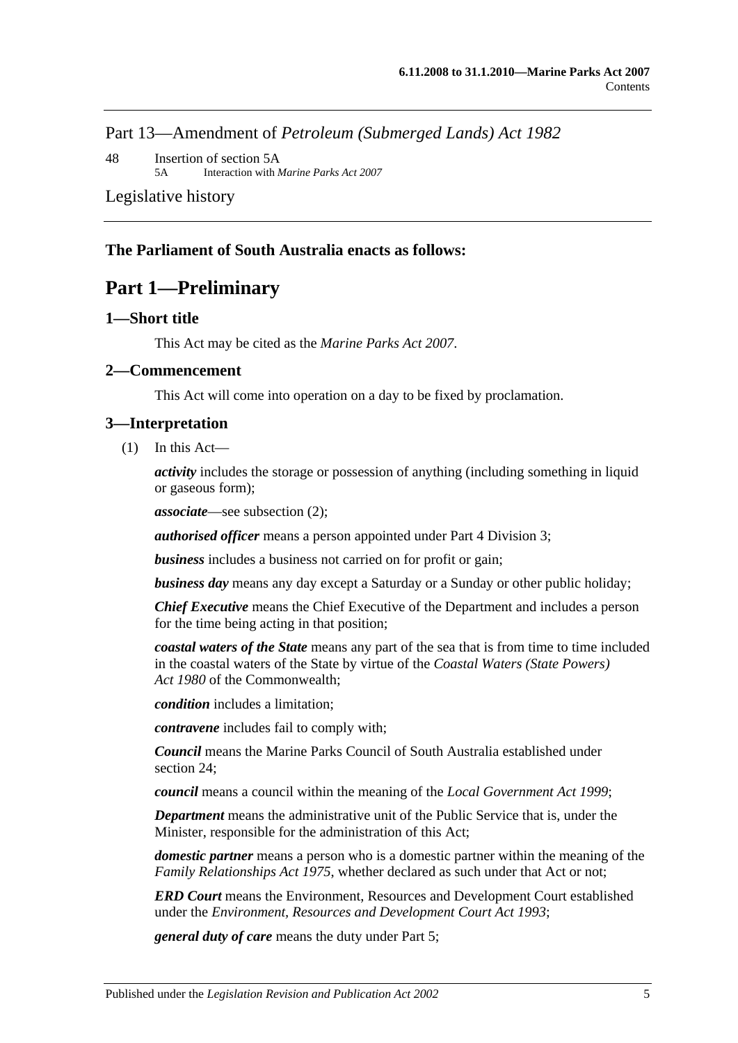Part 13—Amendment of *Petroleum (Submerged Lands) Act 1982*

48 Insertion of section 5A
 5A Interaction with *Marine Parks Act 2007*

Legislative history

**The Parliament of South Australia enacts as follows:**

# Part 1—Preliminary

## 1—Short title

This Act may be cited as the *Marine Parks Act 2007*.

## 2—Commencement

This Act will come into operation on a day to be fixed by proclamation.

## 3—Interpretation

(1) In this Act—

***activity*** includes the storage or possession of anything (including something in liquid or gaseous form);

***associate***—see subsection (2);

***authorised officer*** means a person appointed under Part 4 Division 3;

***business*** includes a business not carried on for profit or gain;

***business day*** means any day except a Saturday or a Sunday or other public holiday;

***Chief Executive*** means the Chief Executive of the Department and includes a person for the time being acting in that position;

***coastal waters of the State*** means any part of the sea that is from time to time included in the coastal waters of the State by virtue of the *Coastal Waters (State Powers) Act 1980* of the Commonwealth;

***condition*** includes a limitation;

***contravene*** includes fail to comply with;

***Council*** means the Marine Parks Council of South Australia established under section 24;

***council*** means a council within the meaning of the *Local Government Act 1999*;

***Department*** means the administrative unit of the Public Service that is, under the Minister, responsible for the administration of this Act;

***domestic partner*** means a person who is a domestic partner within the meaning of the *Family Relationships Act 1975*, whether declared as such under that Act or not;

***ERD Court*** means the Environment, Resources and Development Court established under the *Environment, Resources and Development Court Act 1993*;

***general duty of care*** means the duty under Part 5;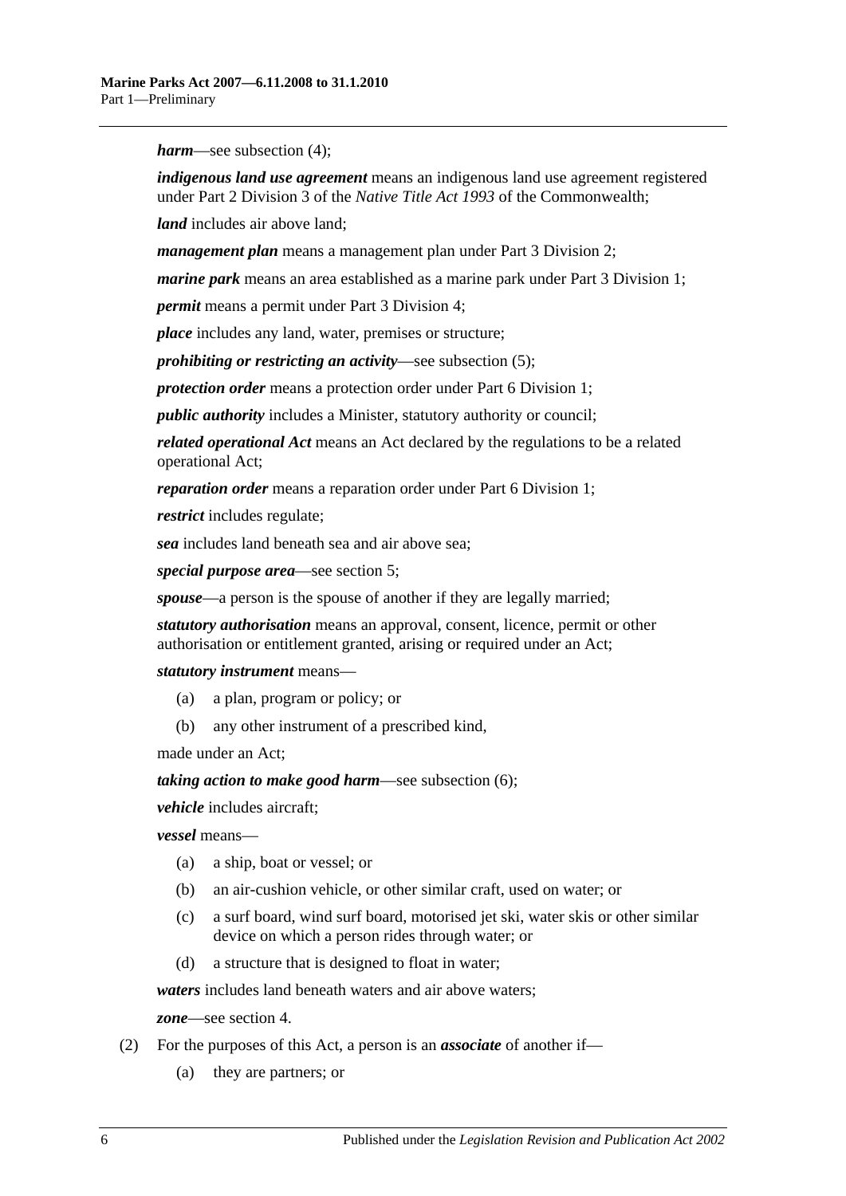***harm***—see subsection (4);

***indigenous land use agreement*** means an indigenous land use agreement registered under Part 2 Division 3 of the *Native Title Act 1993* of the Commonwealth;

***land*** includes air above land;

***management plan*** means a management plan under Part 3 Division 2;

***marine park*** means an area established as a marine park under Part 3 Division 1;

***permit*** means a permit under Part 3 Division 4;

***place*** includes any land, water, premises or structure;

***prohibiting or restricting an activity***—see subsection (5);

***protection order*** means a protection order under Part 6 Division 1;

***public authority*** includes a Minister, statutory authority or council;

***related operational Act*** means an Act declared by the regulations to be a related operational Act;

***reparation order*** means a reparation order under Part 6 Division 1;

***restrict*** includes regulate;

***sea*** includes land beneath sea and air above sea;

***special purpose area***—see section 5;

***spouse***—a person is the spouse of another if they are legally married;

***statutory authorisation*** means an approval, consent, licence, permit or other authorisation or entitlement granted, arising or required under an Act;

***statutory instrument*** means—

(a) a plan, program or policy; or

(b) any other instrument of a prescribed kind,

made under an Act;

***taking action to make good harm***—see subsection (6);

***vehicle*** includes aircraft;

***vessel*** means—

(a) a ship, boat or vessel; or

(b) an air-cushion vehicle, or other similar craft, used on water; or

(c) a surf board, wind surf board, motorised jet ski, water skis or other similar device on which a person rides through water; or

(d) a structure that is designed to float in water;

***waters*** includes land beneath waters and air above waters;

***zone***—see section 4.

(2) For the purposes of this Act, a person is an ***associate*** of another if—

(a) they are partners; or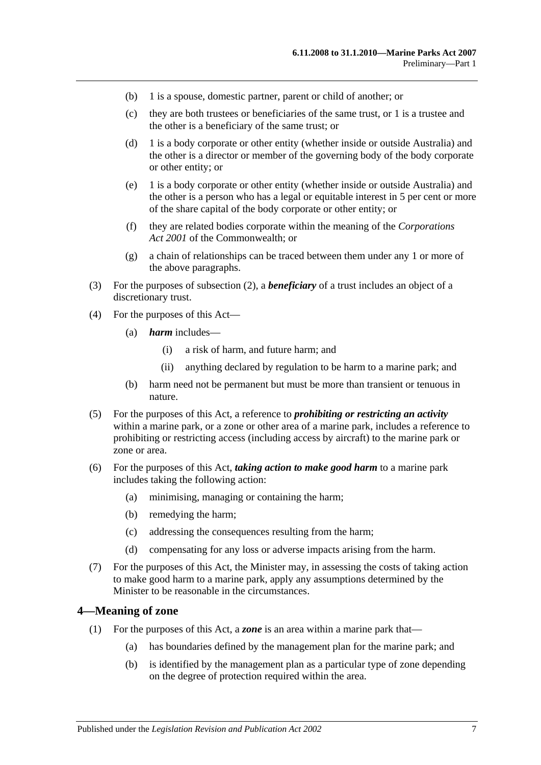(b) 1 is a spouse, domestic partner, parent or child of another; or

(c) they are both trustees or beneficiaries of the same trust, or 1 is a trustee and the other is a beneficiary of the same trust; or

(d) 1 is a body corporate or other entity (whether inside or outside Australia) and the other is a director or member of the governing body of the body corporate or other entity; or

(e) 1 is a body corporate or other entity (whether inside or outside Australia) and the other is a person who has a legal or equitable interest in 5 per cent or more of the share capital of the body corporate or other entity; or

(f) they are related bodies corporate within the meaning of the *Corporations Act 2001* of the Commonwealth; or

(g) a chain of relationships can be traced between them under any 1 or more of the above paragraphs.

(3) For the purposes of subsection (2), a ***beneficiary*** of a trust includes an object of a discretionary trust.

(4) For the purposes of this Act—

(a) ***harm*** includes—

(i) a risk of harm, and future harm; and

(ii) anything declared by regulation to be harm to a marine park; and

(b) harm need not be permanent but must be more than transient or tenuous in nature.

(5) For the purposes of this Act, a reference to ***prohibiting or restricting an activity*** within a marine park, or a zone or other area of a marine park, includes a reference to prohibiting or restricting access (including access by aircraft) to the marine park or zone or area.

(6) For the purposes of this Act, ***taking action to make good harm*** to a marine park includes taking the following action:

(a) minimising, managing or containing the harm;

(b) remedying the harm;

(c) addressing the consequences resulting from the harm;

(d) compensating for any loss or adverse impacts arising from the harm.

(7) For the purposes of this Act, the Minister may, in assessing the costs of taking action to make good harm to a marine park, apply any assumptions determined by the Minister to be reasonable in the circumstances.

## 4—Meaning of zone

(1) For the purposes of this Act, a ***zone*** is an area within a marine park that—

(a) has boundaries defined by the management plan for the marine park; and

(b) is identified by the management plan as a particular type of zone depending on the degree of protection required within the area.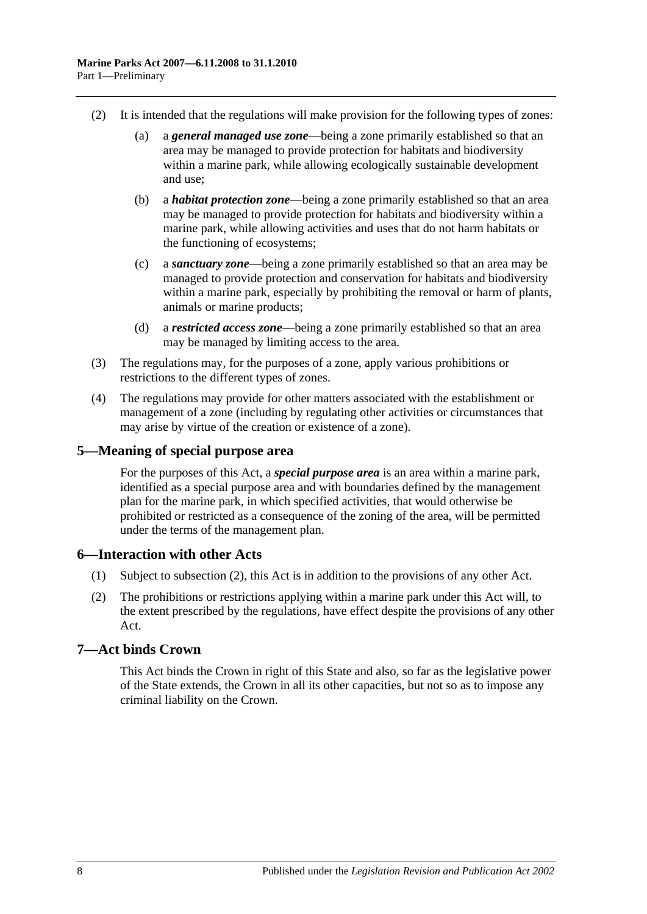(2) It is intended that the regulations will make provision for the following types of zones:

(a) a ***general managed use zone***—being a zone primarily established so that an area may be managed to provide protection for habitats and biodiversity within a marine park, while allowing ecologically sustainable development and use;

(b) a ***habitat protection zone***—being a zone primarily established so that an area may be managed to provide protection for habitats and biodiversity within a marine park, while allowing activities and uses that do not harm habitats or the functioning of ecosystems;

(c) a ***sanctuary zone***—being a zone primarily established so that an area may be managed to provide protection and conservation for habitats and biodiversity within a marine park, especially by prohibiting the removal or harm of plants, animals or marine products;

(d) a ***restricted access zone***—being a zone primarily established so that an area may be managed by limiting access to the area.

(3) The regulations may, for the purposes of a zone, apply various prohibitions or restrictions to the different types of zones.

(4) The regulations may provide for other matters associated with the establishment or management of a zone (including by regulating other activities or circumstances that may arise by virtue of the creation or existence of a zone).

## 5—Meaning of special purpose area

For the purposes of this Act, a ***special purpose area*** is an area within a marine park, identified as a special purpose area and with boundaries defined by the management plan for the marine park, in which specified activities, that would otherwise be prohibited or restricted as a consequence of the zoning of the area, will be permitted under the terms of the management plan.

## 6—Interaction with other Acts

(1) Subject to subsection (2), this Act is in addition to the provisions of any other Act.

(2) The prohibitions or restrictions applying within a marine park under this Act will, to the extent prescribed by the regulations, have effect despite the provisions of any other Act.

## 7—Act binds Crown

This Act binds the Crown in right of this State and also, so far as the legislative power of the State extends, the Crown in all its other capacities, but not so as to impose any criminal liability on the Crown.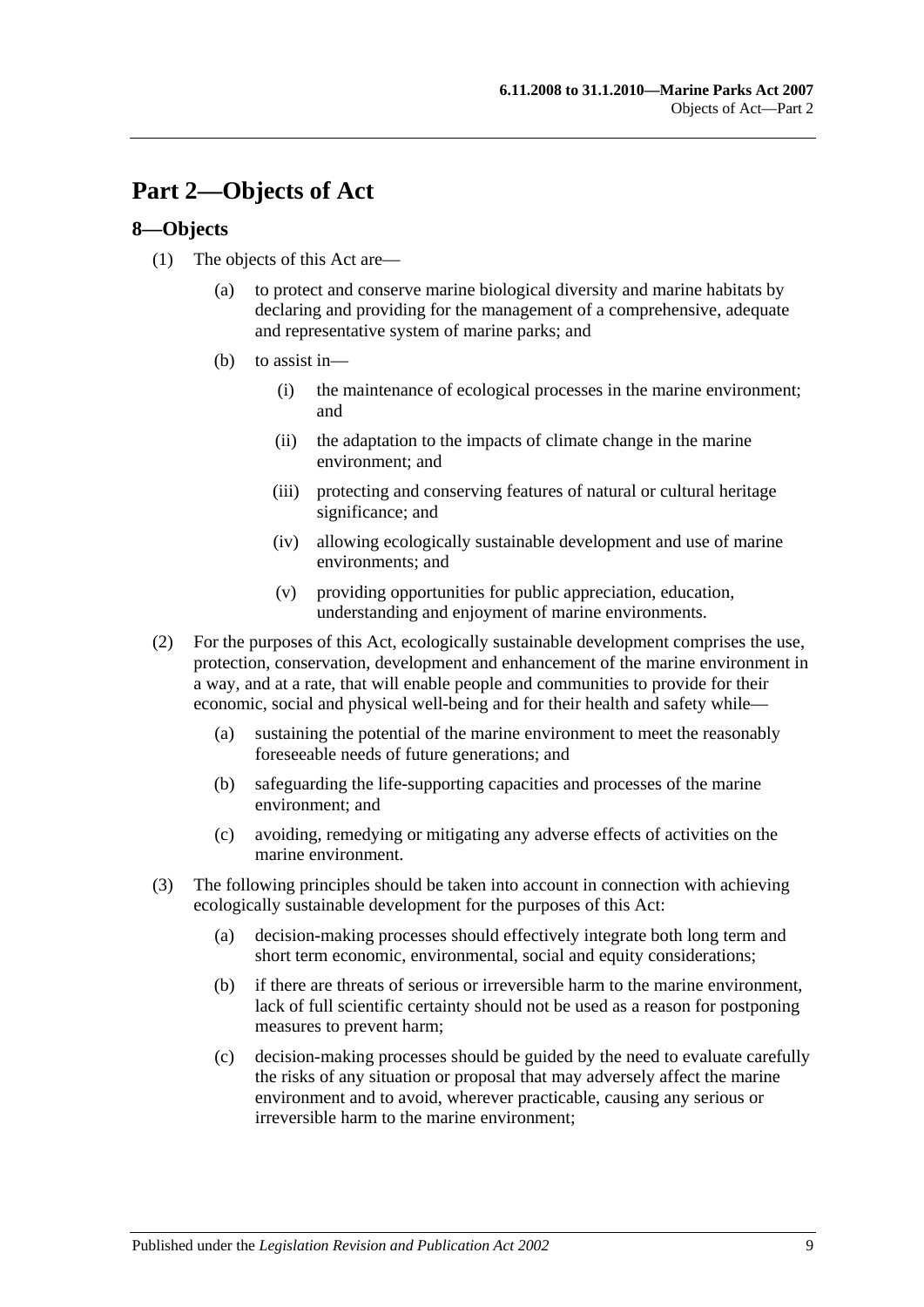# Part 2—Objects of Act

## 8—Objects

(1) The objects of this Act are—

  (a) to protect and conserve marine biological diversity and marine habitats by declaring and providing for the management of a comprehensive, adequate and representative system of marine parks; and

  (b) to assist in—

    (i) the maintenance of ecological processes in the marine environment; and

    (ii) the adaptation to the impacts of climate change in the marine environment; and

    (iii) protecting and conserving features of natural or cultural heritage significance; and

    (iv) allowing ecologically sustainable development and use of marine environments; and

    (v) providing opportunities for public appreciation, education, understanding and enjoyment of marine environments.

(2) For the purposes of this Act, ecologically sustainable development comprises the use, protection, conservation, development and enhancement of the marine environment in a way, and at a rate, that will enable people and communities to provide for their economic, social and physical well-being and for their health and safety while—

  (a) sustaining the potential of the marine environment to meet the reasonably foreseeable needs of future generations; and

  (b) safeguarding the life-supporting capacities and processes of the marine environment; and

  (c) avoiding, remedying or mitigating any adverse effects of activities on the marine environment.

(3) The following principles should be taken into account in connection with achieving ecologically sustainable development for the purposes of this Act:

  (a) decision-making processes should effectively integrate both long term and short term economic, environmental, social and equity considerations;

  (b) if there are threats of serious or irreversible harm to the marine environment, lack of full scientific certainty should not be used as a reason for postponing measures to prevent harm;

  (c) decision-making processes should be guided by the need to evaluate carefully the risks of any situation or proposal that may adversely affect the marine environment and to avoid, wherever practicable, causing any serious or irreversible harm to the marine environment;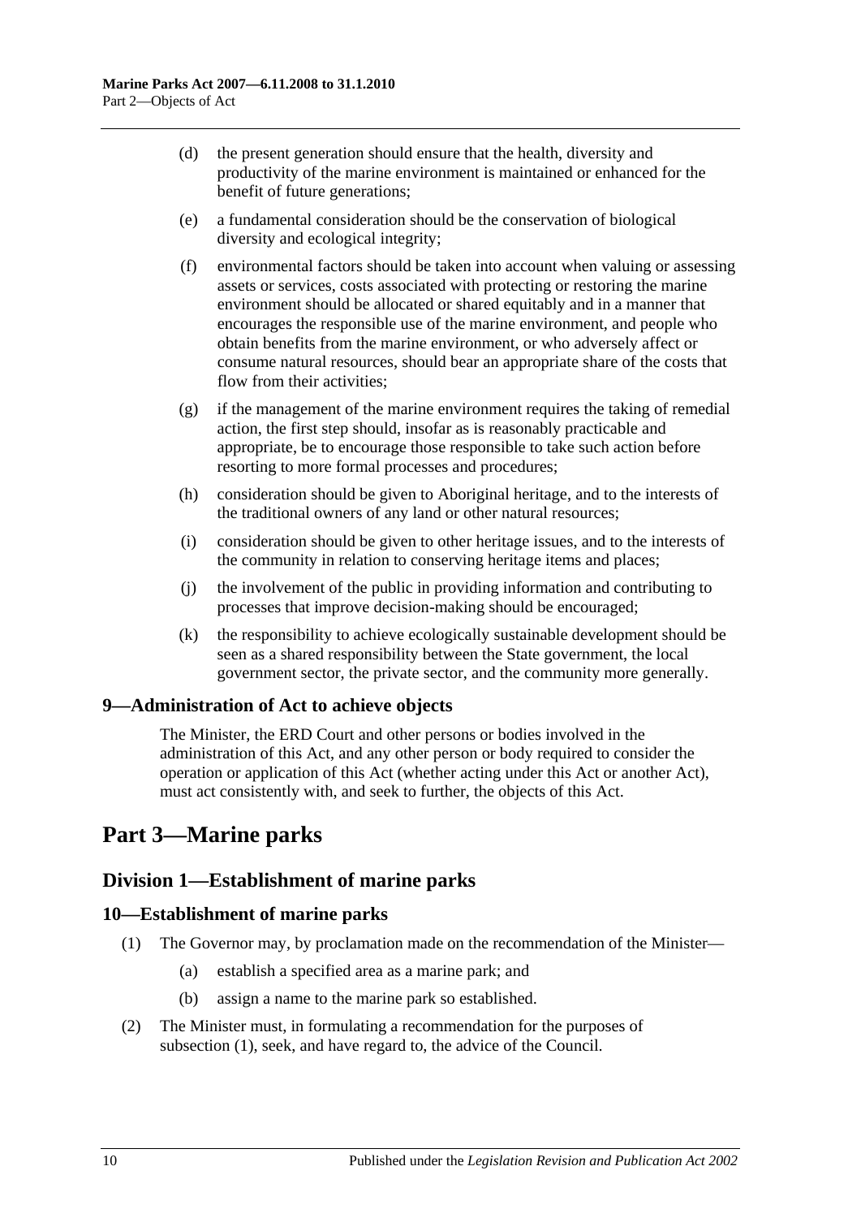(d) the present generation should ensure that the health, diversity and productivity of the marine environment is maintained or enhanced for the benefit of future generations;

(e) a fundamental consideration should be the conservation of biological diversity and ecological integrity;

(f) environmental factors should be taken into account when valuing or assessing assets or services, costs associated with protecting or restoring the marine environment should be allocated or shared equitably and in a manner that encourages the responsible use of the marine environment, and people who obtain benefits from the marine environment, or who adversely affect or consume natural resources, should bear an appropriate share of the costs that flow from their activities;

(g) if the management of the marine environment requires the taking of remedial action, the first step should, insofar as is reasonably practicable and appropriate, be to encourage those responsible to take such action before resorting to more formal processes and procedures;

(h) consideration should be given to Aboriginal heritage, and to the interests of the traditional owners of any land or other natural resources;

(i) consideration should be given to other heritage issues, and to the interests of the community in relation to conserving heritage items and places;

(j) the involvement of the public in providing information and contributing to processes that improve decision-making should be encouraged;

(k) the responsibility to achieve ecologically sustainable development should be seen as a shared responsibility between the State government, the local government sector, the private sector, and the community more generally.

### 9—Administration of Act to achieve objects

The Minister, the ERD Court and other persons or bodies involved in the administration of this Act, and any other person or body required to consider the operation or application of this Act (whether acting under this Act or another Act), must act consistently with, and seek to further, the objects of this Act.

# Part 3—Marine parks

## Division 1—Establishment of marine parks

### 10—Establishment of marine parks

(1) The Governor may, by proclamation made on the recommendation of the Minister—

(a) establish a specified area as a marine park; and

(b) assign a name to the marine park so established.

(2) The Minister must, in formulating a recommendation for the purposes of subsection (1), seek, and have regard to, the advice of the Council.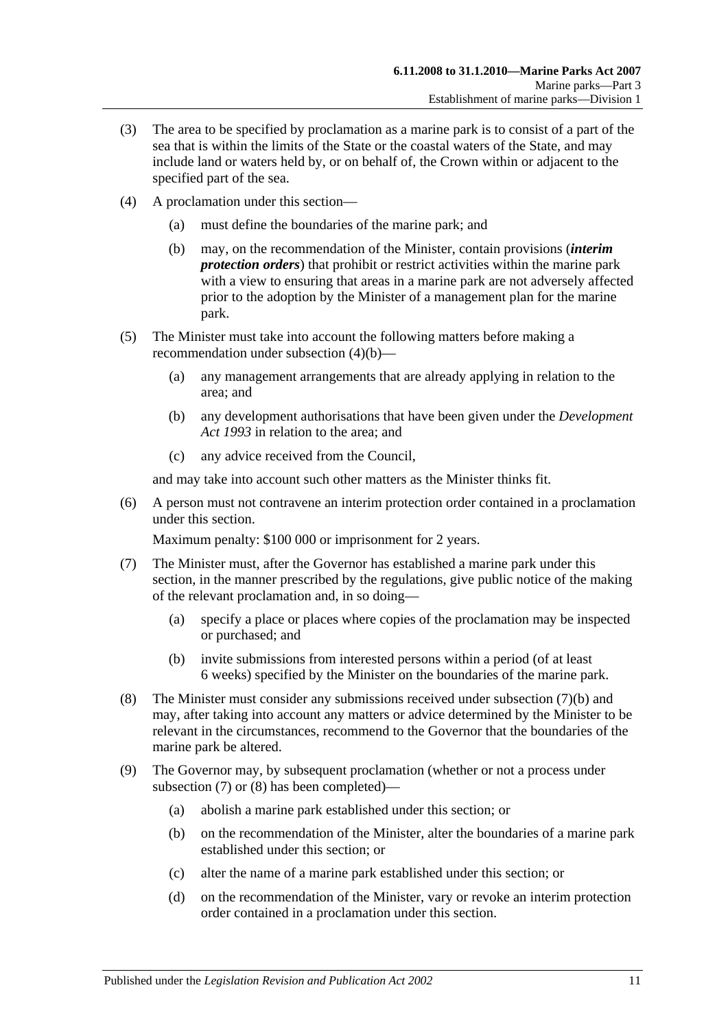(3) The area to be specified by proclamation as a marine park is to consist of a part of the sea that is within the limits of the State or the coastal waters of the State, and may include land or waters held by, or on behalf of, the Crown within or adjacent to the specified part of the sea.

(4) A proclamation under this section—

  (a) must define the boundaries of the marine park; and

  (b) may, on the recommendation of the Minister, contain provisions (***interim protection orders***) that prohibit or restrict activities within the marine park with a view to ensuring that areas in a marine park are not adversely affected prior to the adoption by the Minister of a management plan for the marine park.

(5) The Minister must take into account the following matters before making a recommendation under subsection (4)(b)—

  (a) any management arrangements that are already applying in relation to the area; and

  (b) any development authorisations that have been given under the *Development Act 1993* in relation to the area; and

  (c) any advice received from the Council,

and may take into account such other matters as the Minister thinks fit.

(6) A person must not contravene an interim protection order contained in a proclamation under this section.

Maximum penalty: $100 000 or imprisonment for 2 years.

(7) The Minister must, after the Governor has established a marine park under this section, in the manner prescribed by the regulations, give public notice of the making of the relevant proclamation and, in so doing—

  (a) specify a place or places where copies of the proclamation may be inspected or purchased; and

  (b) invite submissions from interested persons within a period (of at least 6 weeks) specified by the Minister on the boundaries of the marine park.

(8) The Minister must consider any submissions received under subsection (7)(b) and may, after taking into account any matters or advice determined by the Minister to be relevant in the circumstances, recommend to the Governor that the boundaries of the marine park be altered.

(9) The Governor may, by subsequent proclamation (whether or not a process under subsection (7) or (8) has been completed)—

  (a) abolish a marine park established under this section; or

  (b) on the recommendation of the Minister, alter the boundaries of a marine park established under this section; or

  (c) alter the name of a marine park established under this section; or

  (d) on the recommendation of the Minister, vary or revoke an interim protection order contained in a proclamation under this section.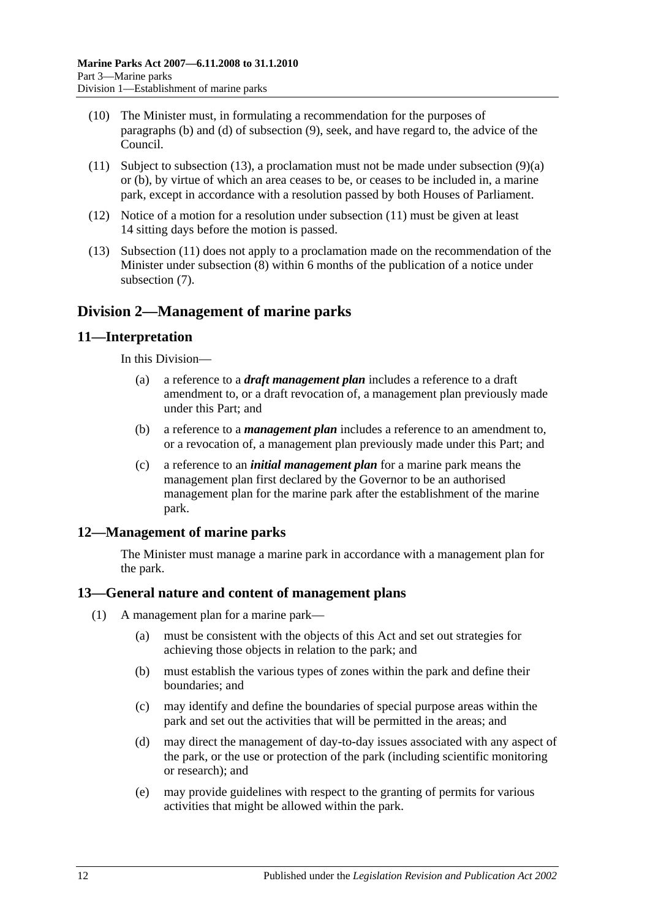(10) The Minister must, in formulating a recommendation for the purposes of paragraphs (b) and (d) of subsection (9), seek, and have regard to, the advice of the Council.

(11) Subject to subsection (13), a proclamation must not be made under subsection (9)(a) or (b), by virtue of which an area ceases to be, or ceases to be included in, a marine park, except in accordance with a resolution passed by both Houses of Parliament.

(12) Notice of a motion for a resolution under subsection (11) must be given at least 14 sitting days before the motion is passed.

(13) Subsection (11) does not apply to a proclamation made on the recommendation of the Minister under subsection (8) within 6 months of the publication of a notice under subsection (7).

## Division 2—Management of marine parks

### 11—Interpretation

In this Division—

(a) a reference to a ***draft management plan*** includes a reference to a draft amendment to, or a draft revocation of, a management plan previously made under this Part; and

(b) a reference to a ***management plan*** includes a reference to an amendment to, or a revocation of, a management plan previously made under this Part; and

(c) a reference to an ***initial management plan*** for a marine park means the management plan first declared by the Governor to be an authorised management plan for the marine park after the establishment of the marine park.

### 12—Management of marine parks

The Minister must manage a marine park in accordance with a management plan for the park.

### 13—General nature and content of management plans

(1) A management plan for a marine park—

(a) must be consistent with the objects of this Act and set out strategies for achieving those objects in relation to the park; and

(b) must establish the various types of zones within the park and define their boundaries; and

(c) may identify and define the boundaries of special purpose areas within the park and set out the activities that will be permitted in the areas; and

(d) may direct the management of day-to-day issues associated with any aspect of the park, or the use or protection of the park (including scientific monitoring or research); and

(e) may provide guidelines with respect to the granting of permits for various activities that might be allowed within the park.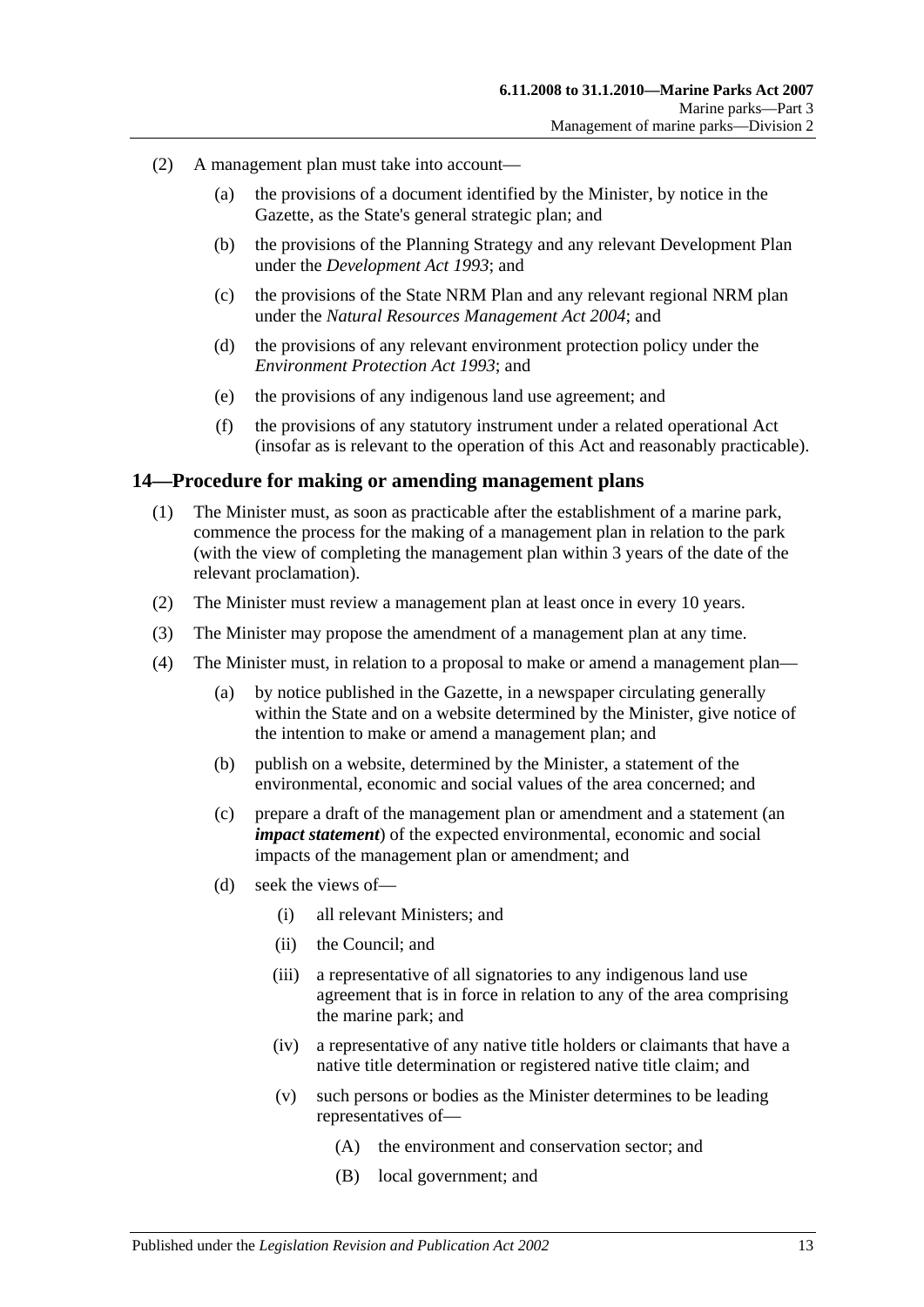(2) A management plan must take into account—

(a) the provisions of a document identified by the Minister, by notice in the Gazette, as the State's general strategic plan; and

(b) the provisions of the Planning Strategy and any relevant Development Plan under the *Development Act 1993*; and

(c) the provisions of the State NRM Plan and any relevant regional NRM plan under the *Natural Resources Management Act 2004*; and

(d) the provisions of any relevant environment protection policy under the *Environment Protection Act 1993*; and

(e) the provisions of any indigenous land use agreement; and

(f) the provisions of any statutory instrument under a related operational Act (insofar as is relevant to the operation of this Act and reasonably practicable).

## 14—Procedure for making or amending management plans

(1) The Minister must, as soon as practicable after the establishment of a marine park, commence the process for the making of a management plan in relation to the park (with the view of completing the management plan within 3 years of the date of the relevant proclamation).

(2) The Minister must review a management plan at least once in every 10 years.

(3) The Minister may propose the amendment of a management plan at any time.

(4) The Minister must, in relation to a proposal to make or amend a management plan—

(a) by notice published in the Gazette, in a newspaper circulating generally within the State and on a website determined by the Minister, give notice of the intention to make or amend a management plan; and

(b) publish on a website, determined by the Minister, a statement of the environmental, economic and social values of the area concerned; and

(c) prepare a draft of the management plan or amendment and a statement (an ***impact statement***) of the expected environmental, economic and social impacts of the management plan or amendment; and

(d) seek the views of—

(i) all relevant Ministers; and

(ii) the Council; and

(iii) a representative of all signatories to any indigenous land use agreement that is in force in relation to any of the area comprising the marine park; and

(iv) a representative of any native title holders or claimants that have a native title determination or registered native title claim; and

(v) such persons or bodies as the Minister determines to be leading representatives of—

(A) the environment and conservation sector; and

(B) local government; and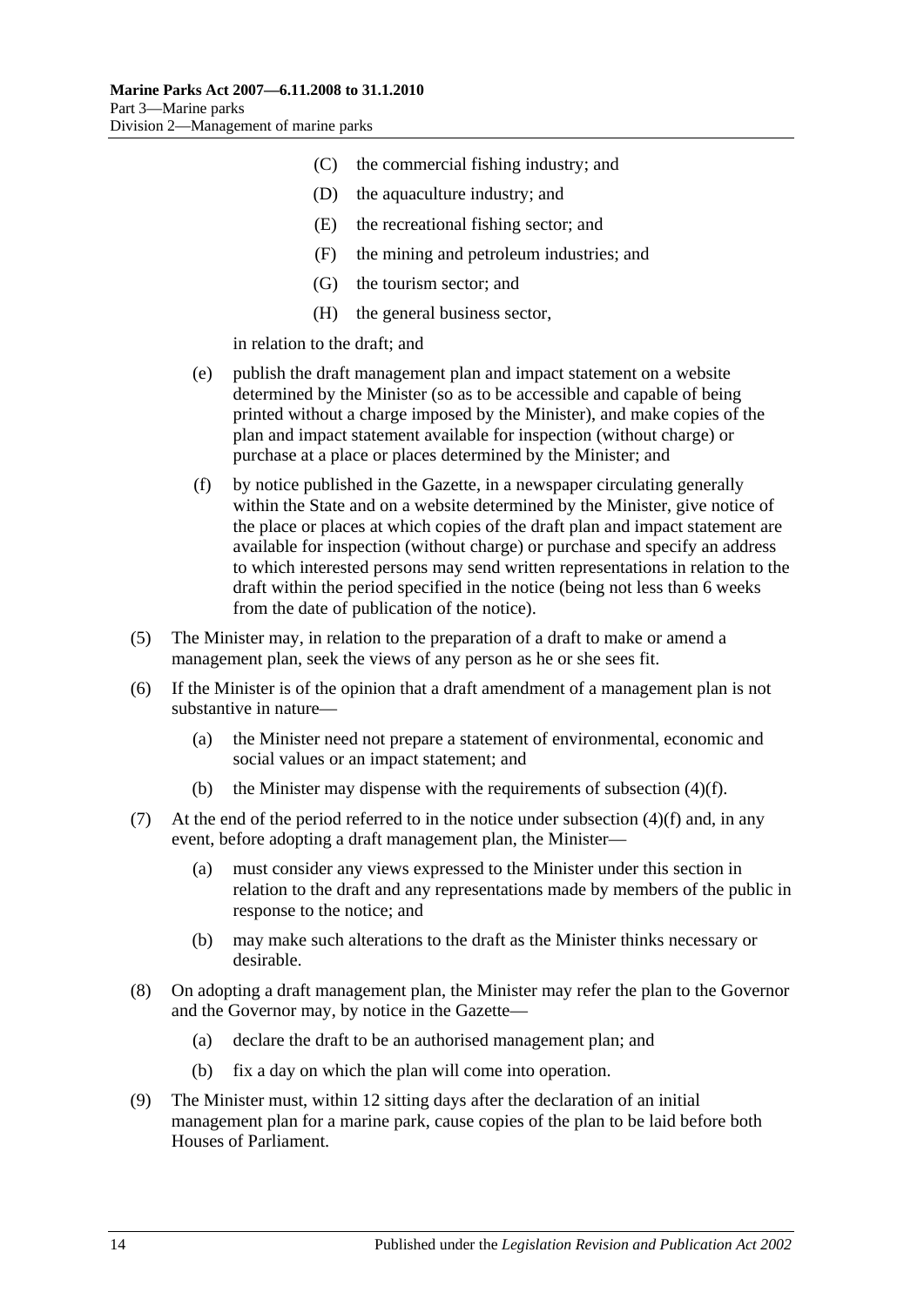(C) the commercial fishing industry; and

(D) the aquaculture industry; and

(E) the recreational fishing sector; and

(F) the mining and petroleum industries; and

(G) the tourism sector; and

(H) the general business sector,

in relation to the draft; and

(e) publish the draft management plan and impact statement on a website determined by the Minister (so as to be accessible and capable of being printed without a charge imposed by the Minister), and make copies of the plan and impact statement available for inspection (without charge) or purchase at a place or places determined by the Minister; and

(f) by notice published in the Gazette, in a newspaper circulating generally within the State and on a website determined by the Minister, give notice of the place or places at which copies of the draft plan and impact statement are available for inspection (without charge) or purchase and specify an address to which interested persons may send written representations in relation to the draft within the period specified in the notice (being not less than 6 weeks from the date of publication of the notice).

(5) The Minister may, in relation to the preparation of a draft to make or amend a management plan, seek the views of any person as he or she sees fit.

(6) If the Minister is of the opinion that a draft amendment of a management plan is not substantive in nature—

(a) the Minister need not prepare a statement of environmental, economic and social values or an impact statement; and

(b) the Minister may dispense with the requirements of subsection (4)(f).

(7) At the end of the period referred to in the notice under subsection (4)(f) and, in any event, before adopting a draft management plan, the Minister—

(a) must consider any views expressed to the Minister under this section in relation to the draft and any representations made by members of the public in response to the notice; and

(b) may make such alterations to the draft as the Minister thinks necessary or desirable.

(8) On adopting a draft management plan, the Minister may refer the plan to the Governor and the Governor may, by notice in the Gazette—

(a) declare the draft to be an authorised management plan; and

(b) fix a day on which the plan will come into operation.

(9) The Minister must, within 12 sitting days after the declaration of an initial management plan for a marine park, cause copies of the plan to be laid before both Houses of Parliament.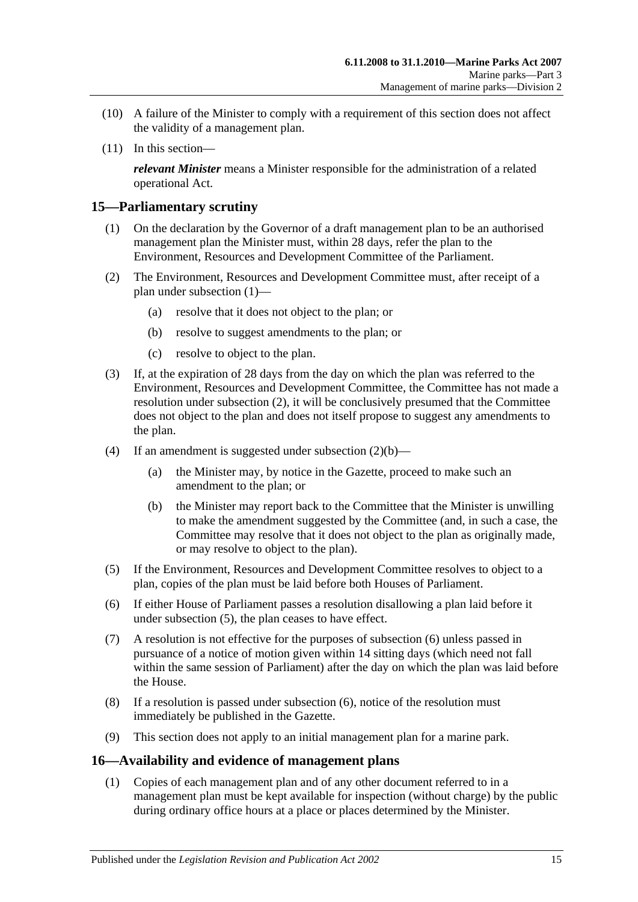(10) A failure of the Minister to comply with a requirement of this section does not affect the validity of a management plan.

(11) In this section—

***relevant Minister*** means a Minister responsible for the administration of a related operational Act.

## 15—Parliamentary scrutiny

(1) On the declaration by the Governor of a draft management plan to be an authorised management plan the Minister must, within 28 days, refer the plan to the Environment, Resources and Development Committee of the Parliament.

(2) The Environment, Resources and Development Committee must, after receipt of a plan under subsection (1)—

- (a) resolve that it does not object to the plan; or
- (b) resolve to suggest amendments to the plan; or
- (c) resolve to object to the plan.

(3) If, at the expiration of 28 days from the day on which the plan was referred to the Environment, Resources and Development Committee, the Committee has not made a resolution under subsection (2), it will be conclusively presumed that the Committee does not object to the plan and does not itself propose to suggest any amendments to the plan.

(4) If an amendment is suggested under subsection (2)(b)—

- (a) the Minister may, by notice in the Gazette, proceed to make such an amendment to the plan; or
- (b) the Minister may report back to the Committee that the Minister is unwilling to make the amendment suggested by the Committee (and, in such a case, the Committee may resolve that it does not object to the plan as originally made, or may resolve to object to the plan).

(5) If the Environment, Resources and Development Committee resolves to object to a plan, copies of the plan must be laid before both Houses of Parliament.

(6) If either House of Parliament passes a resolution disallowing a plan laid before it under subsection (5), the plan ceases to have effect.

(7) A resolution is not effective for the purposes of subsection (6) unless passed in pursuance of a notice of motion given within 14 sitting days (which need not fall within the same session of Parliament) after the day on which the plan was laid before the House.

(8) If a resolution is passed under subsection (6), notice of the resolution must immediately be published in the Gazette.

(9) This section does not apply to an initial management plan for a marine park.

## 16—Availability and evidence of management plans

(1) Copies of each management plan and of any other document referred to in a management plan must be kept available for inspection (without charge) by the public during ordinary office hours at a place or places determined by the Minister.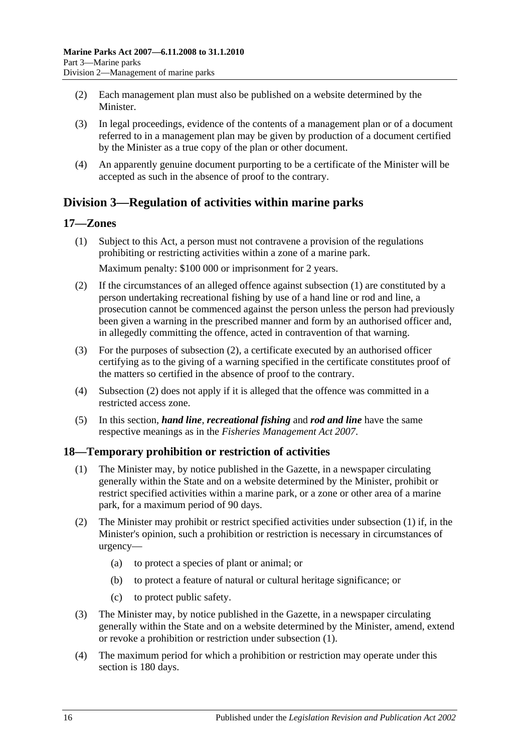(2) Each management plan must also be published on a website determined by the Minister.

(3) In legal proceedings, evidence of the contents of a management plan or of a document referred to in a management plan may be given by production of a document certified by the Minister as a true copy of the plan or other document.

(4) An apparently genuine document purporting to be a certificate of the Minister will be accepted as such in the absence of proof to the contrary.

## Division 3—Regulation of activities within marine parks

### 17—Zones

(1) Subject to this Act, a person must not contravene a provision of the regulations prohibiting or restricting activities within a zone of a marine park.

Maximum penalty: \$100 000 or imprisonment for 2 years.

(2) If the circumstances of an alleged offence against subsection (1) are constituted by a person undertaking recreational fishing by use of a hand line or rod and line, a prosecution cannot be commenced against the person unless the person had previously been given a warning in the prescribed manner and form by an authorised officer and, in allegedly committing the offence, acted in contravention of that warning.

(3) For the purposes of subsection (2), a certificate executed by an authorised officer certifying as to the giving of a warning specified in the certificate constitutes proof of the matters so certified in the absence of proof to the contrary.

(4) Subsection (2) does not apply if it is alleged that the offence was committed in a restricted access zone.

(5) In this section, ***hand line***, ***recreational fishing*** and ***rod and line*** have the same respective meanings as in the *Fisheries Management Act 2007*.

### 18—Temporary prohibition or restriction of activities

(1) The Minister may, by notice published in the Gazette, in a newspaper circulating generally within the State and on a website determined by the Minister, prohibit or restrict specified activities within a marine park, or a zone or other area of a marine park, for a maximum period of 90 days.

(2) The Minister may prohibit or restrict specified activities under subsection (1) if, in the Minister's opinion, such a prohibition or restriction is necessary in circumstances of urgency—

(a) to protect a species of plant or animal; or

(b) to protect a feature of natural or cultural heritage significance; or

(c) to protect public safety.

(3) The Minister may, by notice published in the Gazette, in a newspaper circulating generally within the State and on a website determined by the Minister, amend, extend or revoke a prohibition or restriction under subsection (1).

(4) The maximum period for which a prohibition or restriction may operate under this section is 180 days.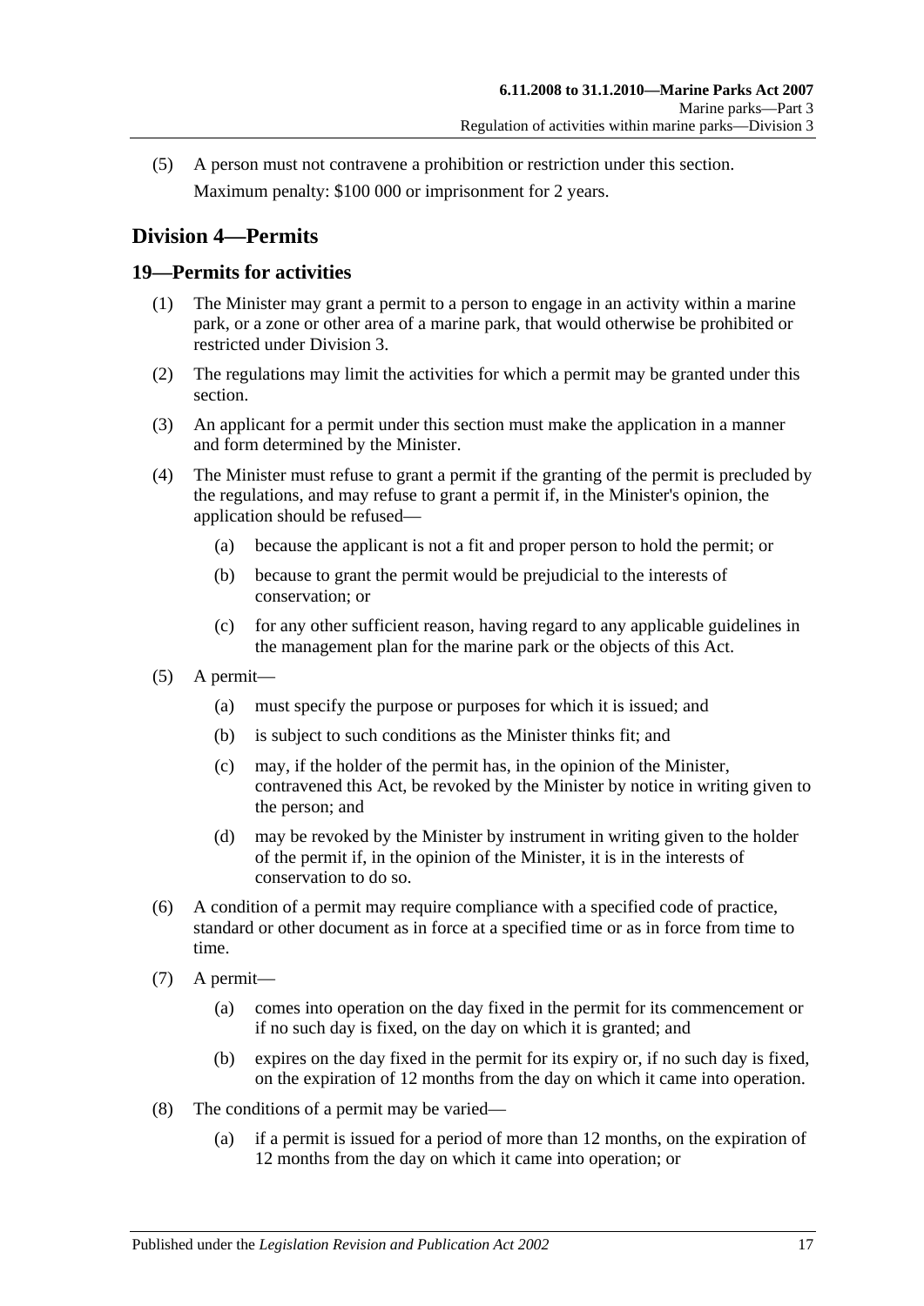(5) A person must not contravene a prohibition or restriction under this section.

Maximum penalty: $100 000 or imprisonment for 2 years.

## Division 4—Permits

### 19—Permits for activities

(1) The Minister may grant a permit to a person to engage in an activity within a marine park, or a zone or other area of a marine park, that would otherwise be prohibited or restricted under Division 3.

(2) The regulations may limit the activities for which a permit may be granted under this section.

(3) An applicant for a permit under this section must make the application in a manner and form determined by the Minister.

(4) The Minister must refuse to grant a permit if the granting of the permit is precluded by the regulations, and may refuse to grant a permit if, in the Minister's opinion, the application should be refused—

(a) because the applicant is not a fit and proper person to hold the permit; or

(b) because to grant the permit would be prejudicial to the interests of conservation; or

(c) for any other sufficient reason, having regard to any applicable guidelines in the management plan for the marine park or the objects of this Act.

(5) A permit—

(a) must specify the purpose or purposes for which it is issued; and

(b) is subject to such conditions as the Minister thinks fit; and

(c) may, if the holder of the permit has, in the opinion of the Minister, contravened this Act, be revoked by the Minister by notice in writing given to the person; and

(d) may be revoked by the Minister by instrument in writing given to the holder of the permit if, in the opinion of the Minister, it is in the interests of conservation to do so.

(6) A condition of a permit may require compliance with a specified code of practice, standard or other document as in force at a specified time or as in force from time to time.

(7) A permit—

(a) comes into operation on the day fixed in the permit for its commencement or if no such day is fixed, on the day on which it is granted; and

(b) expires on the day fixed in the permit for its expiry or, if no such day is fixed, on the expiration of 12 months from the day on which it came into operation.

(8) The conditions of a permit may be varied—

(a) if a permit is issued for a period of more than 12 months, on the expiration of 12 months from the day on which it came into operation; or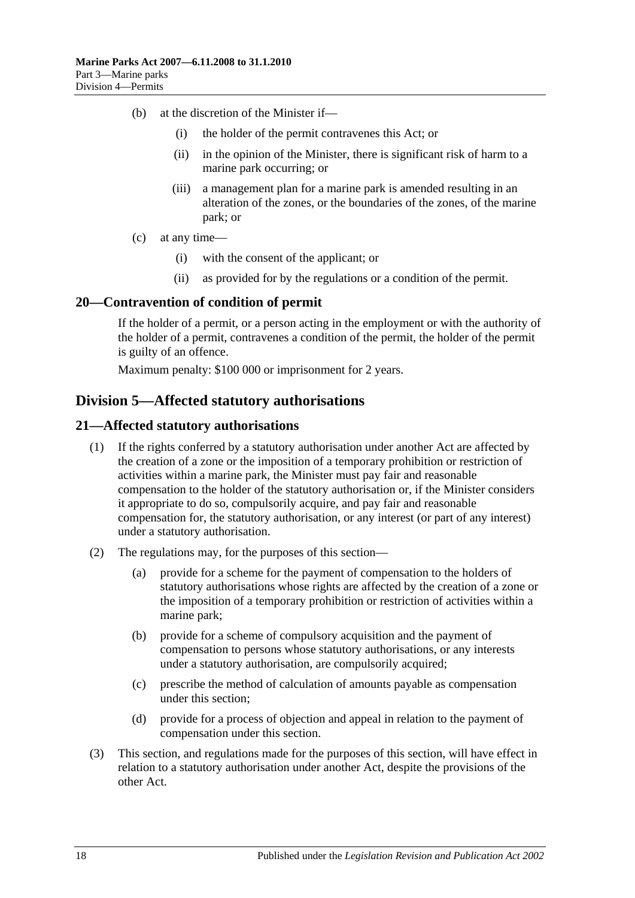(b) at the discretion of the Minister if—

(i) the holder of the permit contravenes this Act; or

(ii) in the opinion of the Minister, there is significant risk of harm to a marine park occurring; or

(iii) a management plan for a marine park is amended resulting in an alteration of the zones, or the boundaries of the zones, of the marine park; or

(c) at any time—

(i) with the consent of the applicant; or

(ii) as provided for by the regulations or a condition of the permit.

### 20—Contravention of condition of permit

If the holder of a permit, or a person acting in the employment or with the authority of the holder of a permit, contravenes a condition of the permit, the holder of the permit is guilty of an offence.

Maximum penalty: $100 000 or imprisonment for 2 years.

## Division 5—Affected statutory authorisations

### 21—Affected statutory authorisations

(1) If the rights conferred by a statutory authorisation under another Act are affected by the creation of a zone or the imposition of a temporary prohibition or restriction of activities within a marine park, the Minister must pay fair and reasonable compensation to the holder of the statutory authorisation or, if the Minister considers it appropriate to do so, compulsorily acquire, and pay fair and reasonable compensation for, the statutory authorisation, or any interest (or part of any interest) under a statutory authorisation.

(2) The regulations may, for the purposes of this section—

(a) provide for a scheme for the payment of compensation to the holders of statutory authorisations whose rights are affected by the creation of a zone or the imposition of a temporary prohibition or restriction of activities within a marine park;

(b) provide for a scheme of compulsory acquisition and the payment of compensation to persons whose statutory authorisations, or any interests under a statutory authorisation, are compulsorily acquired;

(c) prescribe the method of calculation of amounts payable as compensation under this section;

(d) provide for a process of objection and appeal in relation to the payment of compensation under this section.

(3) This section, and regulations made for the purposes of this section, will have effect in relation to a statutory authorisation under another Act, despite the provisions of the other Act.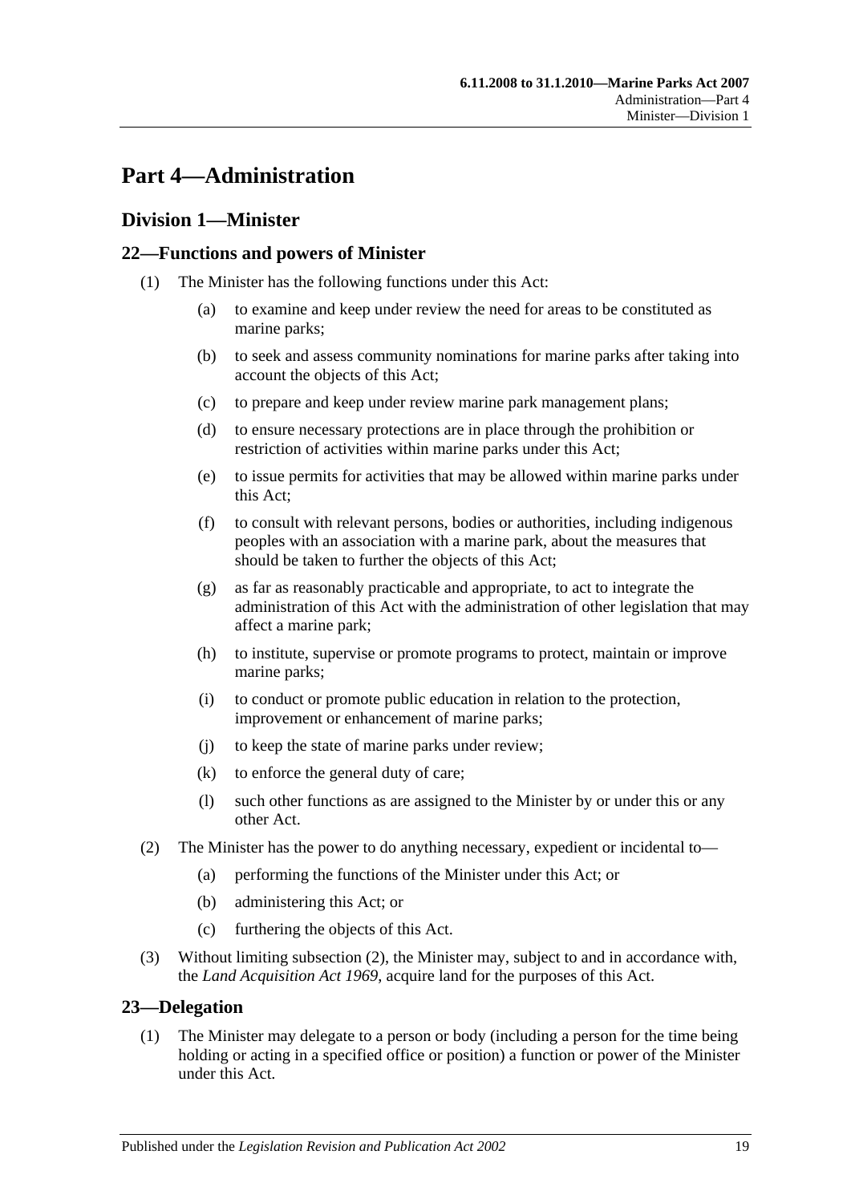# Part 4—Administration

## Division 1—Minister

### 22—Functions and powers of Minister

(1) The Minister has the following functions under this Act:

- (a) to examine and keep under review the need for areas to be constituted as marine parks;
- (b) to seek and assess community nominations for marine parks after taking into account the objects of this Act;
- (c) to prepare and keep under review marine park management plans;
- (d) to ensure necessary protections are in place through the prohibition or restriction of activities within marine parks under this Act;
- (e) to issue permits for activities that may be allowed within marine parks under this Act;
- (f) to consult with relevant persons, bodies or authorities, including indigenous peoples with an association with a marine park, about the measures that should be taken to further the objects of this Act;
- (g) as far as reasonably practicable and appropriate, to act to integrate the administration of this Act with the administration of other legislation that may affect a marine park;
- (h) to institute, supervise or promote programs to protect, maintain or improve marine parks;
- (i) to conduct or promote public education in relation to the protection, improvement or enhancement of marine parks;
- (j) to keep the state of marine parks under review;
- (k) to enforce the general duty of care;
- (l) such other functions as are assigned to the Minister by or under this or any other Act.

(2) The Minister has the power to do anything necessary, expedient or incidental to—

- (a) performing the functions of the Minister under this Act; or
- (b) administering this Act; or
- (c) furthering the objects of this Act.

(3) Without limiting subsection (2), the Minister may, subject to and in accordance with, the *Land Acquisition Act 1969*, acquire land for the purposes of this Act.

### 23—Delegation

(1) The Minister may delegate to a person or body (including a person for the time being holding or acting in a specified office or position) a function or power of the Minister under this Act.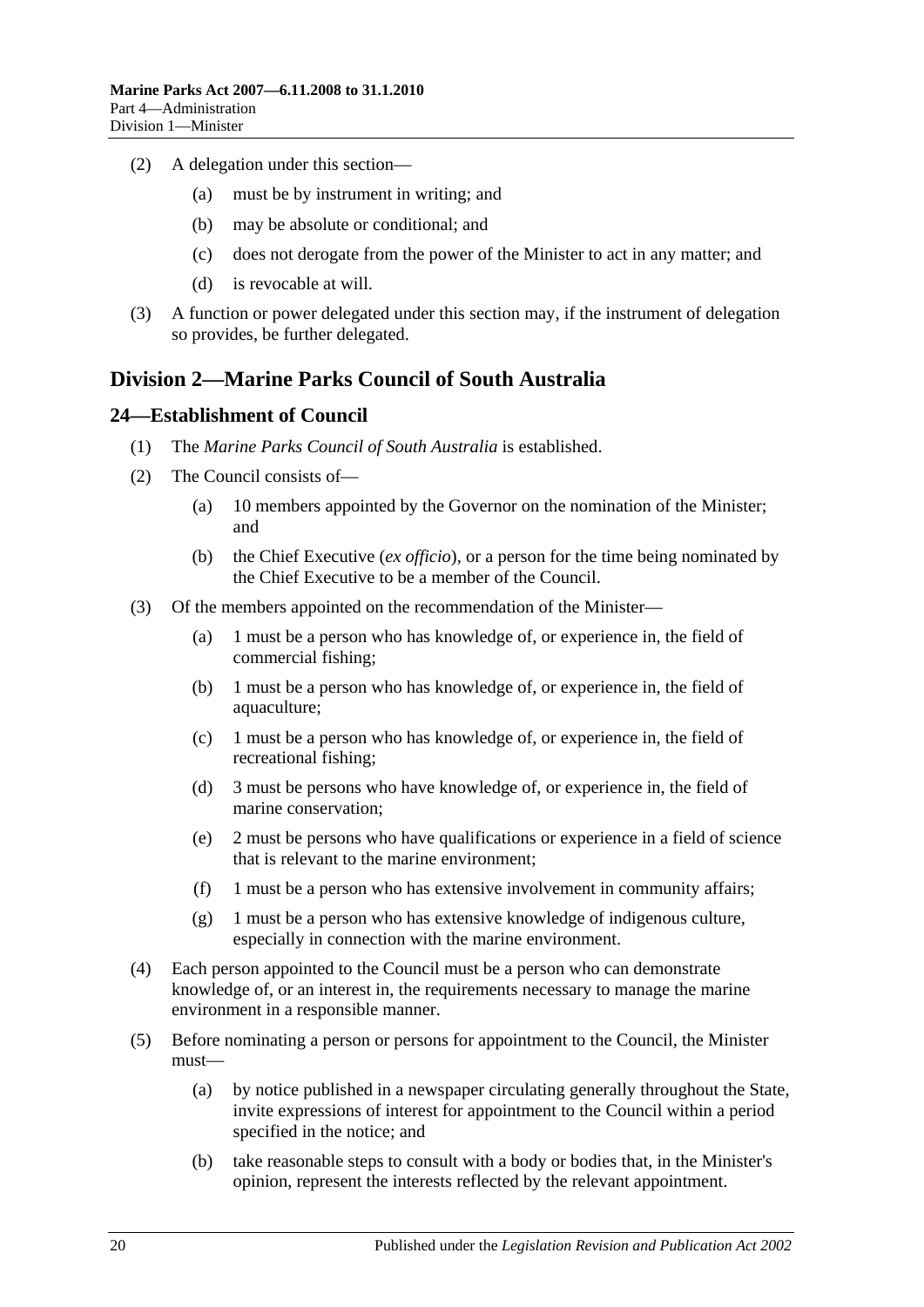(2) A delegation under this section—

(a) must be by instrument in writing; and

(b) may be absolute or conditional; and

(c) does not derogate from the power of the Minister to act in any matter; and

(d) is revocable at will.

(3) A function or power delegated under this section may, if the instrument of delegation so provides, be further delegated.

## Division 2—Marine Parks Council of South Australia

### 24—Establishment of Council

(1) The *Marine Parks Council of South Australia* is established.

(2) The Council consists of—

(a) 10 members appointed by the Governor on the nomination of the Minister; and

(b) the Chief Executive (*ex officio*), or a person for the time being nominated by the Chief Executive to be a member of the Council.

(3) Of the members appointed on the recommendation of the Minister—

(a) 1 must be a person who has knowledge of, or experience in, the field of commercial fishing;

(b) 1 must be a person who has knowledge of, or experience in, the field of aquaculture;

(c) 1 must be a person who has knowledge of, or experience in, the field of recreational fishing;

(d) 3 must be persons who have knowledge of, or experience in, the field of marine conservation;

(e) 2 must be persons who have qualifications or experience in a field of science that is relevant to the marine environment;

(f) 1 must be a person who has extensive involvement in community affairs;

(g) 1 must be a person who has extensive knowledge of indigenous culture, especially in connection with the marine environment.

(4) Each person appointed to the Council must be a person who can demonstrate knowledge of, or an interest in, the requirements necessary to manage the marine environment in a responsible manner.

(5) Before nominating a person or persons for appointment to the Council, the Minister must—

(a) by notice published in a newspaper circulating generally throughout the State, invite expressions of interest for appointment to the Council within a period specified in the notice; and

(b) take reasonable steps to consult with a body or bodies that, in the Minister's opinion, represent the interests reflected by the relevant appointment.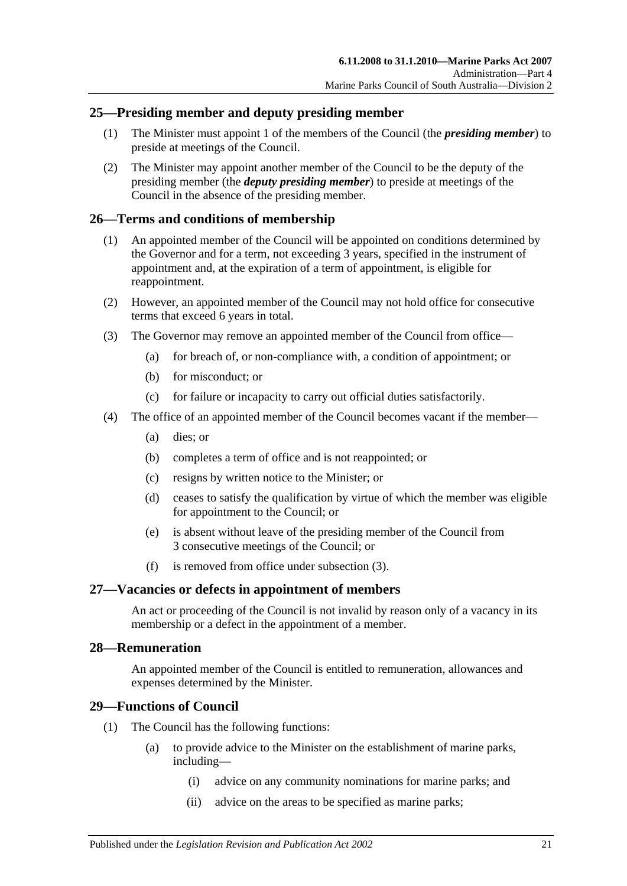## 25—Presiding member and deputy presiding member

(1) The Minister must appoint 1 of the members of the Council (the ***presiding member***) to preside at meetings of the Council.

(2) The Minister may appoint another member of the Council to be the deputy of the presiding member (the ***deputy presiding member***) to preside at meetings of the Council in the absence of the presiding member.

## 26—Terms and conditions of membership

(1) An appointed member of the Council will be appointed on conditions determined by the Governor and for a term, not exceeding 3 years, specified in the instrument of appointment and, at the expiration of a term of appointment, is eligible for reappointment.

(2) However, an appointed member of the Council may not hold office for consecutive terms that exceed 6 years in total.

(3) The Governor may remove an appointed member of the Council from office—

- (a) for breach of, or non-compliance with, a condition of appointment; or
- (b) for misconduct; or
- (c) for failure or incapacity to carry out official duties satisfactorily.

(4) The office of an appointed member of the Council becomes vacant if the member—

- (a) dies; or
- (b) completes a term of office and is not reappointed; or
- (c) resigns by written notice to the Minister; or
- (d) ceases to satisfy the qualification by virtue of which the member was eligible for appointment to the Council; or
- (e) is absent without leave of the presiding member of the Council from 3 consecutive meetings of the Council; or
- (f) is removed from office under subsection (3).

## 27—Vacancies or defects in appointment of members

An act or proceeding of the Council is not invalid by reason only of a vacancy in its membership or a defect in the appointment of a member.

## 28—Remuneration

An appointed member of the Council is entitled to remuneration, allowances and expenses determined by the Minister.

## 29—Functions of Council

(1) The Council has the following functions:

- (a) to provide advice to the Minister on the establishment of marine parks, including—
  - (i) advice on any community nominations for marine parks; and
  - (ii) advice on the areas to be specified as marine parks;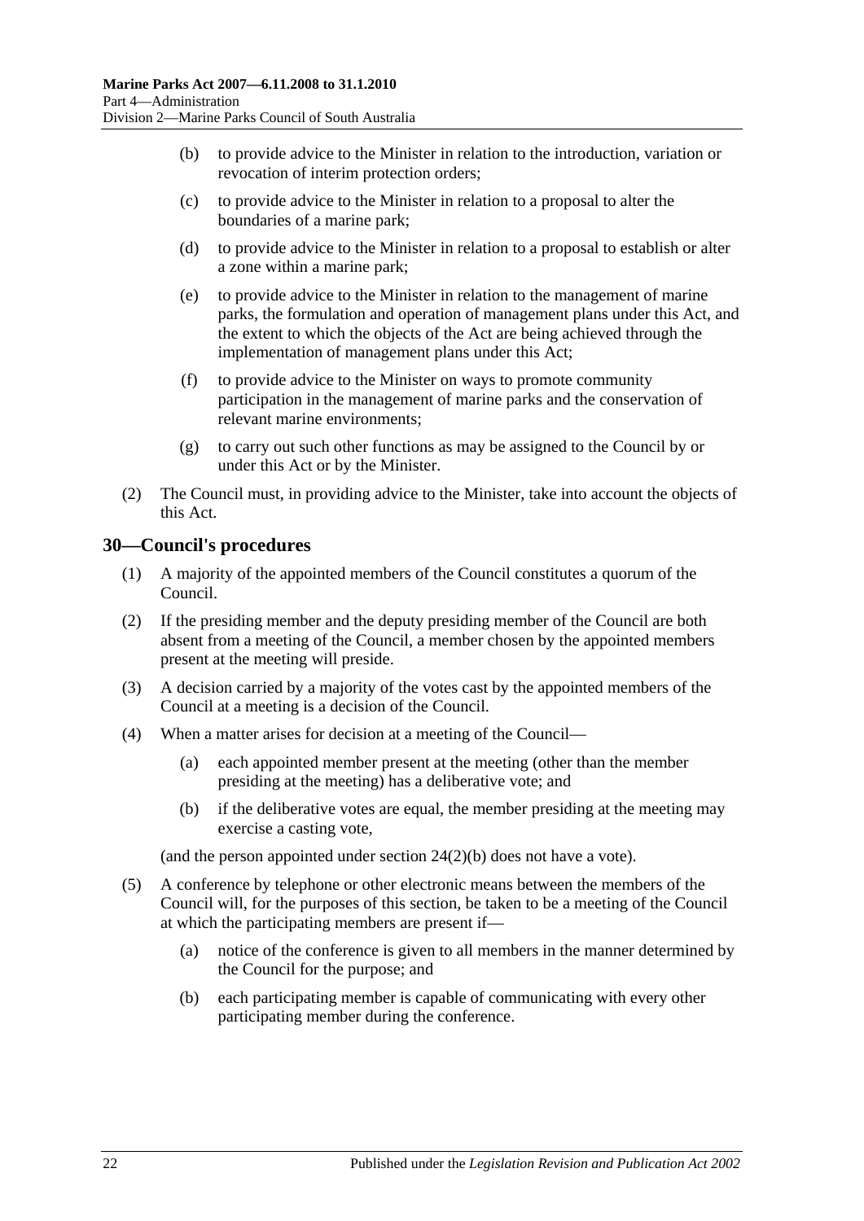(b) to provide advice to the Minister in relation to the introduction, variation or revocation of interim protection orders;

(c) to provide advice to the Minister in relation to a proposal to alter the boundaries of a marine park;

(d) to provide advice to the Minister in relation to a proposal to establish or alter a zone within a marine park;

(e) to provide advice to the Minister in relation to the management of marine parks, the formulation and operation of management plans under this Act, and the extent to which the objects of the Act are being achieved through the implementation of management plans under this Act;

(f) to provide advice to the Minister on ways to promote community participation in the management of marine parks and the conservation of relevant marine environments;

(g) to carry out such other functions as may be assigned to the Council by or under this Act or by the Minister.

(2) The Council must, in providing advice to the Minister, take into account the objects of this Act.

## 30—Council's procedures

(1) A majority of the appointed members of the Council constitutes a quorum of the Council.

(2) If the presiding member and the deputy presiding member of the Council are both absent from a meeting of the Council, a member chosen by the appointed members present at the meeting will preside.

(3) A decision carried by a majority of the votes cast by the appointed members of the Council at a meeting is a decision of the Council.

(4) When a matter arises for decision at a meeting of the Council—

(a) each appointed member present at the meeting (other than the member presiding at the meeting) has a deliberative vote; and

(b) if the deliberative votes are equal, the member presiding at the meeting may exercise a casting vote,

(and the person appointed under section 24(2)(b) does not have a vote).

(5) A conference by telephone or other electronic means between the members of the Council will, for the purposes of this section, be taken to be a meeting of the Council at which the participating members are present if—

(a) notice of the conference is given to all members in the manner determined by the Council for the purpose; and

(b) each participating member is capable of communicating with every other participating member during the conference.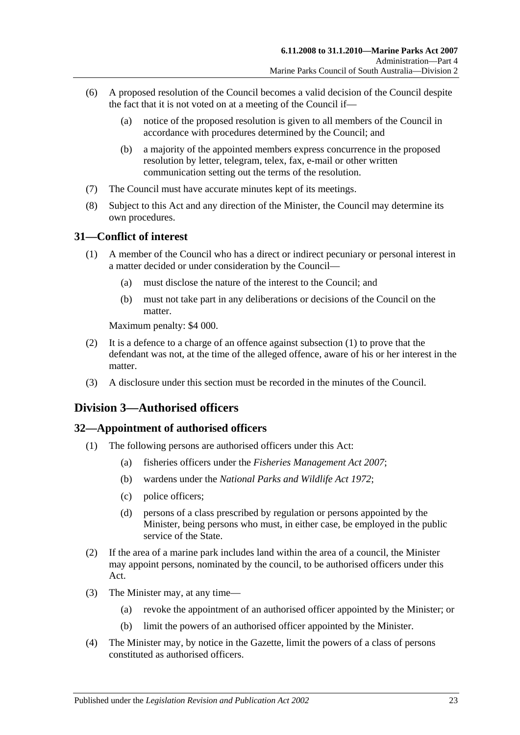(6) A proposed resolution of the Council becomes a valid decision of the Council despite the fact that it is not voted on at a meeting of the Council if—

    (a) notice of the proposed resolution is given to all members of the Council in accordance with procedures determined by the Council; and

    (b) a majority of the appointed members express concurrence in the proposed resolution by letter, telegram, telex, fax, e-mail or other written communication setting out the terms of the resolution.

(7) The Council must have accurate minutes kept of its meetings.

(8) Subject to this Act and any direction of the Minister, the Council may determine its own procedures.

## 31—Conflict of interest

(1) A member of the Council who has a direct or indirect pecuniary or personal interest in a matter decided or under consideration by the Council—

    (a) must disclose the nature of the interest to the Council; and

    (b) must not take part in any deliberations or decisions of the Council on the matter.

Maximum penalty: $4 000.

(2) It is a defence to a charge of an offence against subsection (1) to prove that the defendant was not, at the time of the alleged offence, aware of his or her interest in the matter.

(3) A disclosure under this section must be recorded in the minutes of the Council.

# Division 3—Authorised officers

## 32—Appointment of authorised officers

(1) The following persons are authorised officers under this Act:

    (a) fisheries officers under the *Fisheries Management Act 2007*;

    (b) wardens under the *National Parks and Wildlife Act 1972*;

    (c) police officers;

    (d) persons of a class prescribed by regulation or persons appointed by the Minister, being persons who must, in either case, be employed in the public service of the State.

(2) If the area of a marine park includes land within the area of a council, the Minister may appoint persons, nominated by the council, to be authorised officers under this Act.

(3) The Minister may, at any time—

    (a) revoke the appointment of an authorised officer appointed by the Minister; or

    (b) limit the powers of an authorised officer appointed by the Minister.

(4) The Minister may, by notice in the Gazette, limit the powers of a class of persons constituted as authorised officers.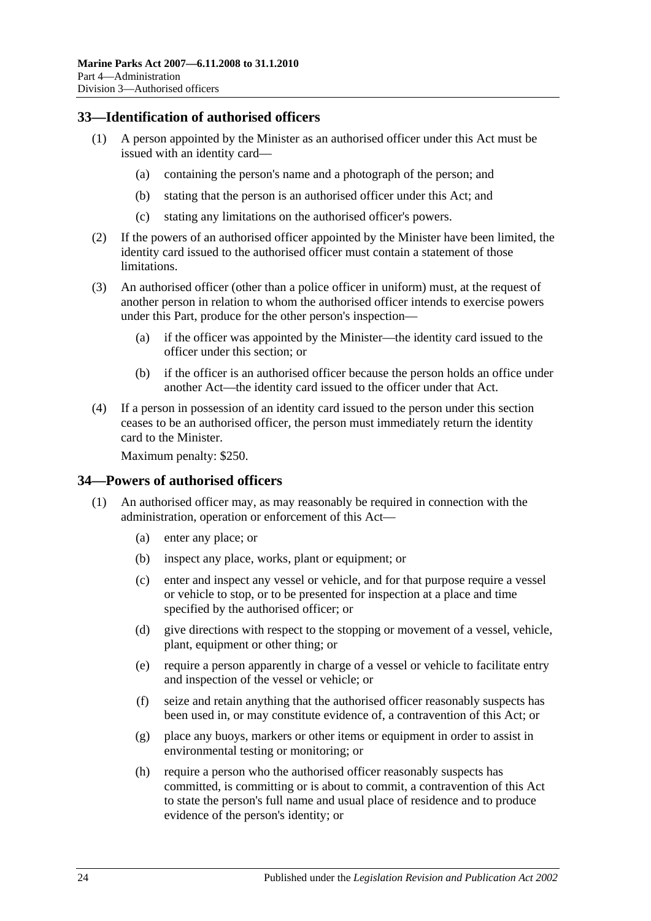## 33—Identification of authorised officers

(1) A person appointed by the Minister as an authorised officer under this Act must be issued with an identity card—

(a) containing the person's name and a photograph of the person; and

(b) stating that the person is an authorised officer under this Act; and

(c) stating any limitations on the authorised officer's powers.

(2) If the powers of an authorised officer appointed by the Minister have been limited, the identity card issued to the authorised officer must contain a statement of those limitations.

(3) An authorised officer (other than a police officer in uniform) must, at the request of another person in relation to whom the authorised officer intends to exercise powers under this Part, produce for the other person's inspection—

(a) if the officer was appointed by the Minister—the identity card issued to the officer under this section; or

(b) if the officer is an authorised officer because the person holds an office under another Act—the identity card issued to the officer under that Act.

(4) If a person in possession of an identity card issued to the person under this section ceases to be an authorised officer, the person must immediately return the identity card to the Minister.

Maximum penalty: $250.

## 34—Powers of authorised officers

(1) An authorised officer may, as may reasonably be required in connection with the administration, operation or enforcement of this Act—

(a) enter any place; or

(b) inspect any place, works, plant or equipment; or

(c) enter and inspect any vessel or vehicle, and for that purpose require a vessel or vehicle to stop, or to be presented for inspection at a place and time specified by the authorised officer; or

(d) give directions with respect to the stopping or movement of a vessel, vehicle, plant, equipment or other thing; or

(e) require a person apparently in charge of a vessel or vehicle to facilitate entry and inspection of the vessel or vehicle; or

(f) seize and retain anything that the authorised officer reasonably suspects has been used in, or may constitute evidence of, a contravention of this Act; or

(g) place any buoys, markers or other items or equipment in order to assist in environmental testing or monitoring; or

(h) require a person who the authorised officer reasonably suspects has committed, is committing or is about to commit, a contravention of this Act to state the person's full name and usual place of residence and to produce evidence of the person's identity; or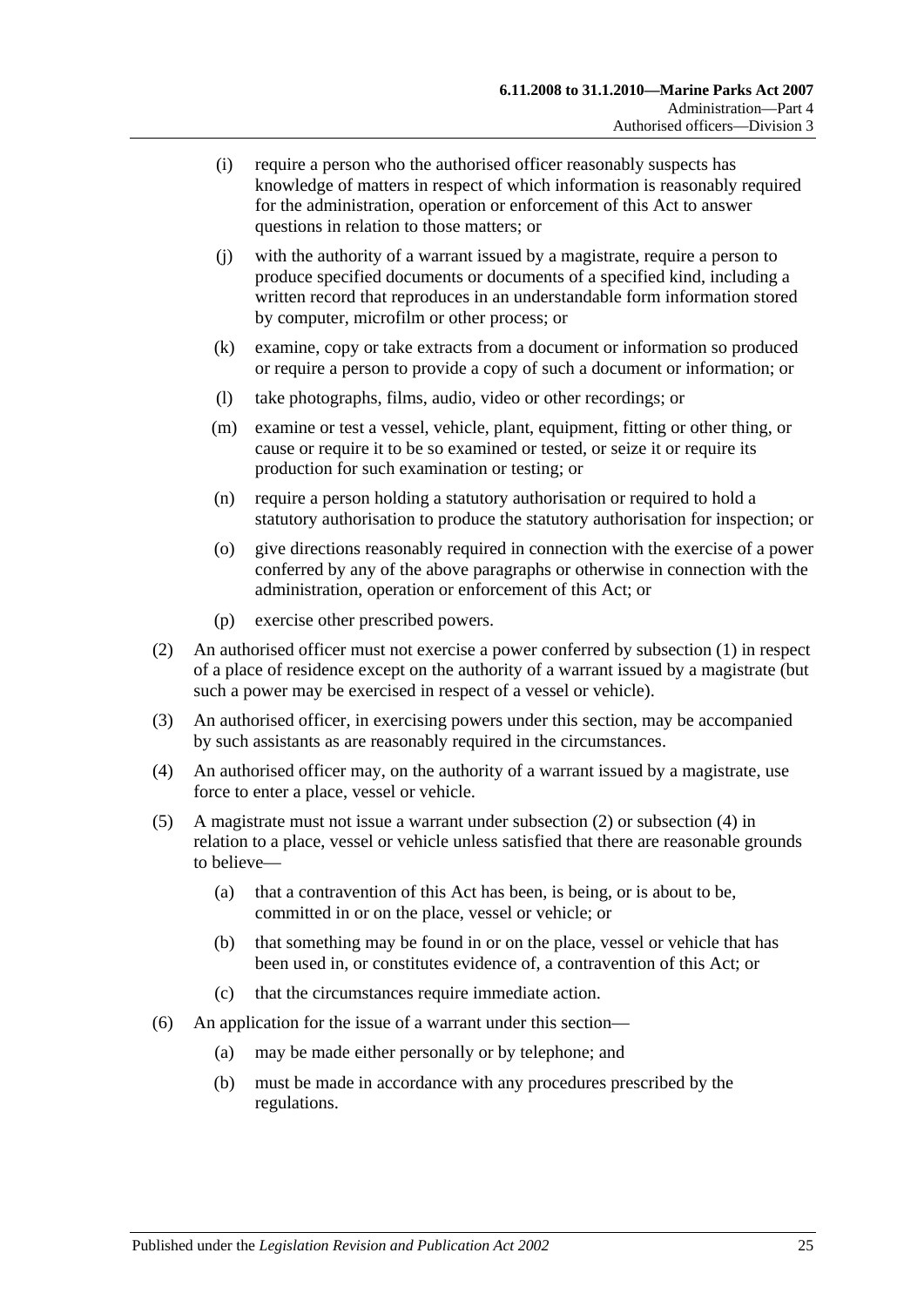- (i) require a person who the authorised officer reasonably suspects has knowledge of matters in respect of which information is reasonably required for the administration, operation or enforcement of this Act to answer questions in relation to those matters; or
- (j) with the authority of a warrant issued by a magistrate, require a person to produce specified documents or documents of a specified kind, including a written record that reproduces in an understandable form information stored by computer, microfilm or other process; or
- (k) examine, copy or take extracts from a document or information so produced or require a person to provide a copy of such a document or information; or
- (l) take photographs, films, audio, video or other recordings; or
- (m) examine or test a vessel, vehicle, plant, equipment, fitting or other thing, or cause or require it to be so examined or tested, or seize it or require its production for such examination or testing; or
- (n) require a person holding a statutory authorisation or required to hold a statutory authorisation to produce the statutory authorisation for inspection; or
- (o) give directions reasonably required in connection with the exercise of a power conferred by any of the above paragraphs or otherwise in connection with the administration, operation or enforcement of this Act; or
- (p) exercise other prescribed powers.

(2) An authorised officer must not exercise a power conferred by subsection (1) in respect of a place of residence except on the authority of a warrant issued by a magistrate (but such a power may be exercised in respect of a vessel or vehicle).

(3) An authorised officer, in exercising powers under this section, may be accompanied by such assistants as are reasonably required in the circumstances.

(4) An authorised officer may, on the authority of a warrant issued by a magistrate, use force to enter a place, vessel or vehicle.

(5) A magistrate must not issue a warrant under subsection (2) or subsection (4) in relation to a place, vessel or vehicle unless satisfied that there are reasonable grounds to believe—

- (a) that a contravention of this Act has been, is being, or is about to be, committed in or on the place, vessel or vehicle; or
- (b) that something may be found in or on the place, vessel or vehicle that has been used in, or constitutes evidence of, a contravention of this Act; or
- (c) that the circumstances require immediate action.

(6) An application for the issue of a warrant under this section—

- (a) may be made either personally or by telephone; and
- (b) must be made in accordance with any procedures prescribed by the regulations.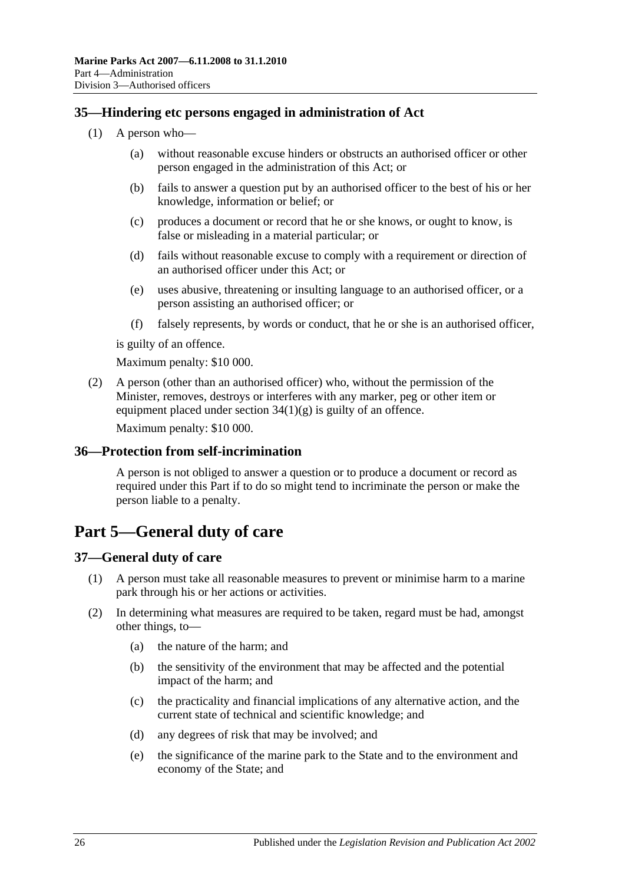## 35—Hindering etc persons engaged in administration of Act

(1) A person who—

(a) without reasonable excuse hinders or obstructs an authorised officer or other person engaged in the administration of this Act; or

(b) fails to answer a question put by an authorised officer to the best of his or her knowledge, information or belief; or

(c) produces a document or record that he or she knows, or ought to know, is false or misleading in a material particular; or

(d) fails without reasonable excuse to comply with a requirement or direction of an authorised officer under this Act; or

(e) uses abusive, threatening or insulting language to an authorised officer, or a person assisting an authorised officer; or

(f) falsely represents, by words or conduct, that he or she is an authorised officer,

is guilty of an offence.

Maximum penalty: $10 000.

(2) A person (other than an authorised officer) who, without the permission of the Minister, removes, destroys or interferes with any marker, peg or other item or equipment placed under section 34(1)(g) is guilty of an offence.

Maximum penalty: $10 000.

## 36—Protection from self-incrimination

A person is not obliged to answer a question or to produce a document or record as required under this Part if to do so might tend to incriminate the person or make the person liable to a penalty.

# Part 5—General duty of care

## 37—General duty of care

(1) A person must take all reasonable measures to prevent or minimise harm to a marine park through his or her actions or activities.

(2) In determining what measures are required to be taken, regard must be had, amongst other things, to—

(a) the nature of the harm; and

(b) the sensitivity of the environment that may be affected and the potential impact of the harm; and

(c) the practicality and financial implications of any alternative action, and the current state of technical and scientific knowledge; and

(d) any degrees of risk that may be involved; and

(e) the significance of the marine park to the State and to the environment and economy of the State; and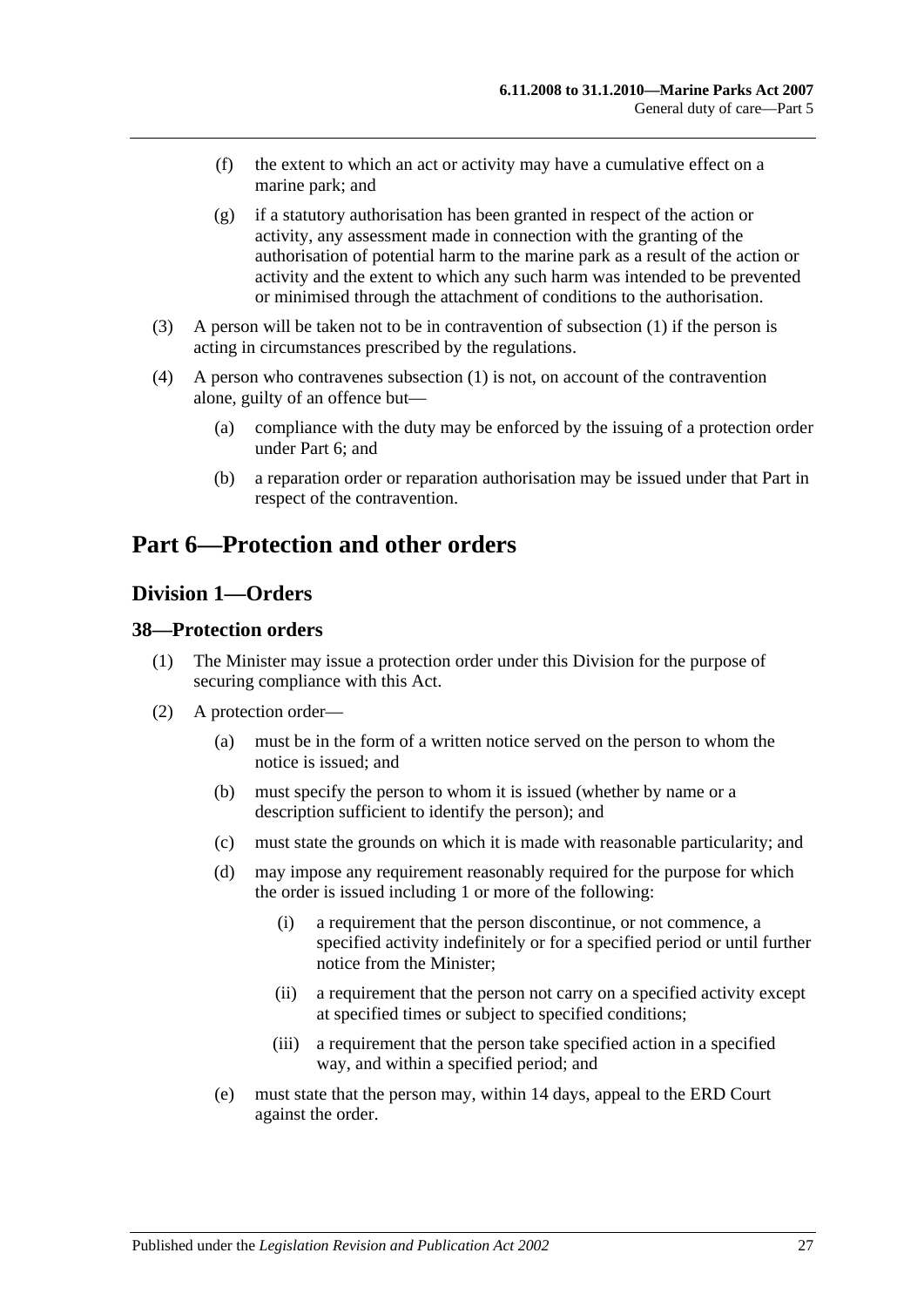(f) the extent to which an act or activity may have a cumulative effect on a marine park; and

(g) if a statutory authorisation has been granted in respect of the action or activity, any assessment made in connection with the granting of the authorisation of potential harm to the marine park as a result of the action or activity and the extent to which any such harm was intended to be prevented or minimised through the attachment of conditions to the authorisation.

(3) A person will be taken not to be in contravention of subsection (1) if the person is acting in circumstances prescribed by the regulations.

(4) A person who contravenes subsection (1) is not, on account of the contravention alone, guilty of an offence but—

(a) compliance with the duty may be enforced by the issuing of a protection order under Part 6; and

(b) a reparation order or reparation authorisation may be issued under that Part in respect of the contravention.

# Part 6—Protection and other orders

## Division 1—Orders

### 38—Protection orders

(1) The Minister may issue a protection order under this Division for the purpose of securing compliance with this Act.

(2) A protection order—

(a) must be in the form of a written notice served on the person to whom the notice is issued; and

(b) must specify the person to whom it is issued (whether by name or a description sufficient to identify the person); and

(c) must state the grounds on which it is made with reasonable particularity; and

(d) may impose any requirement reasonably required for the purpose for which the order is issued including 1 or more of the following:

(i) a requirement that the person discontinue, or not commence, a specified activity indefinitely or for a specified period or until further notice from the Minister;

(ii) a requirement that the person not carry on a specified activity except at specified times or subject to specified conditions;

(iii) a requirement that the person take specified action in a specified way, and within a specified period; and

(e) must state that the person may, within 14 days, appeal to the ERD Court against the order.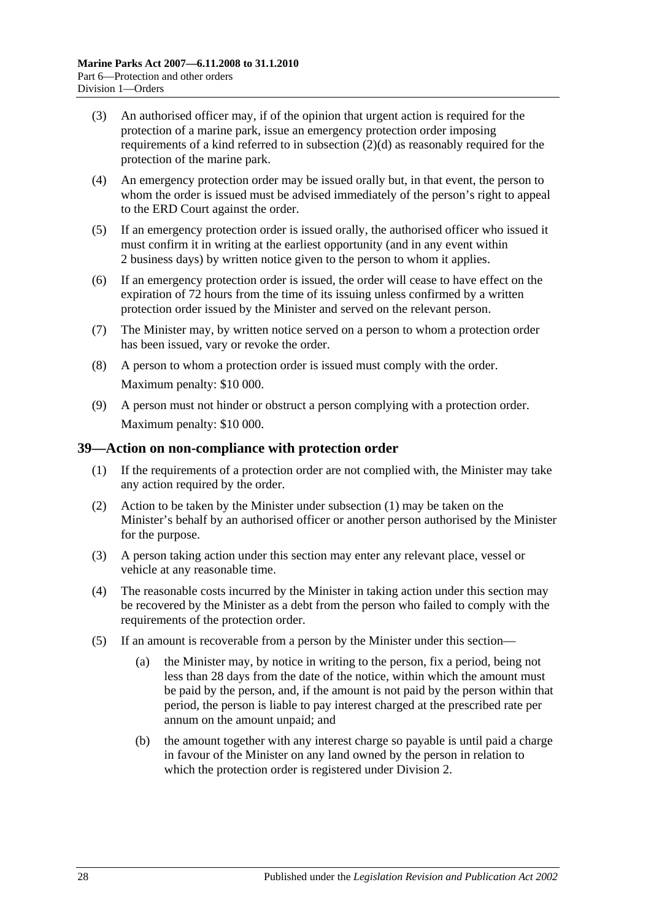(3) An authorised officer may, if of the opinion that urgent action is required for the protection of a marine park, issue an emergency protection order imposing requirements of a kind referred to in subsection (2)(d) as reasonably required for the protection of the marine park.

(4) An emergency protection order may be issued orally but, in that event, the person to whom the order is issued must be advised immediately of the person's right to appeal to the ERD Court against the order.

(5) If an emergency protection order is issued orally, the authorised officer who issued it must confirm it in writing at the earliest opportunity (and in any event within 2 business days) by written notice given to the person to whom it applies.

(6) If an emergency protection order is issued, the order will cease to have effect on the expiration of 72 hours from the time of its issuing unless confirmed by a written protection order issued by the Minister and served on the relevant person.

(7) The Minister may, by written notice served on a person to whom a protection order has been issued, vary or revoke the order.

(8) A person to whom a protection order is issued must comply with the order.

Maximum penalty: $10 000.

(9) A person must not hinder or obstruct a person complying with a protection order.

Maximum penalty: $10 000.

## 39—Action on non-compliance with protection order

(1) If the requirements of a protection order are not complied with, the Minister may take any action required by the order.

(2) Action to be taken by the Minister under subsection (1) may be taken on the Minister's behalf by an authorised officer or another person authorised by the Minister for the purpose.

(3) A person taking action under this section may enter any relevant place, vessel or vehicle at any reasonable time.

(4) The reasonable costs incurred by the Minister in taking action under this section may be recovered by the Minister as a debt from the person who failed to comply with the requirements of the protection order.

(5) If an amount is recoverable from a person by the Minister under this section—

(a) the Minister may, by notice in writing to the person, fix a period, being not less than 28 days from the date of the notice, within which the amount must be paid by the person, and, if the amount is not paid by the person within that period, the person is liable to pay interest charged at the prescribed rate per annum on the amount unpaid; and

(b) the amount together with any interest charge so payable is until paid a charge in favour of the Minister on any land owned by the person in relation to which the protection order is registered under Division 2.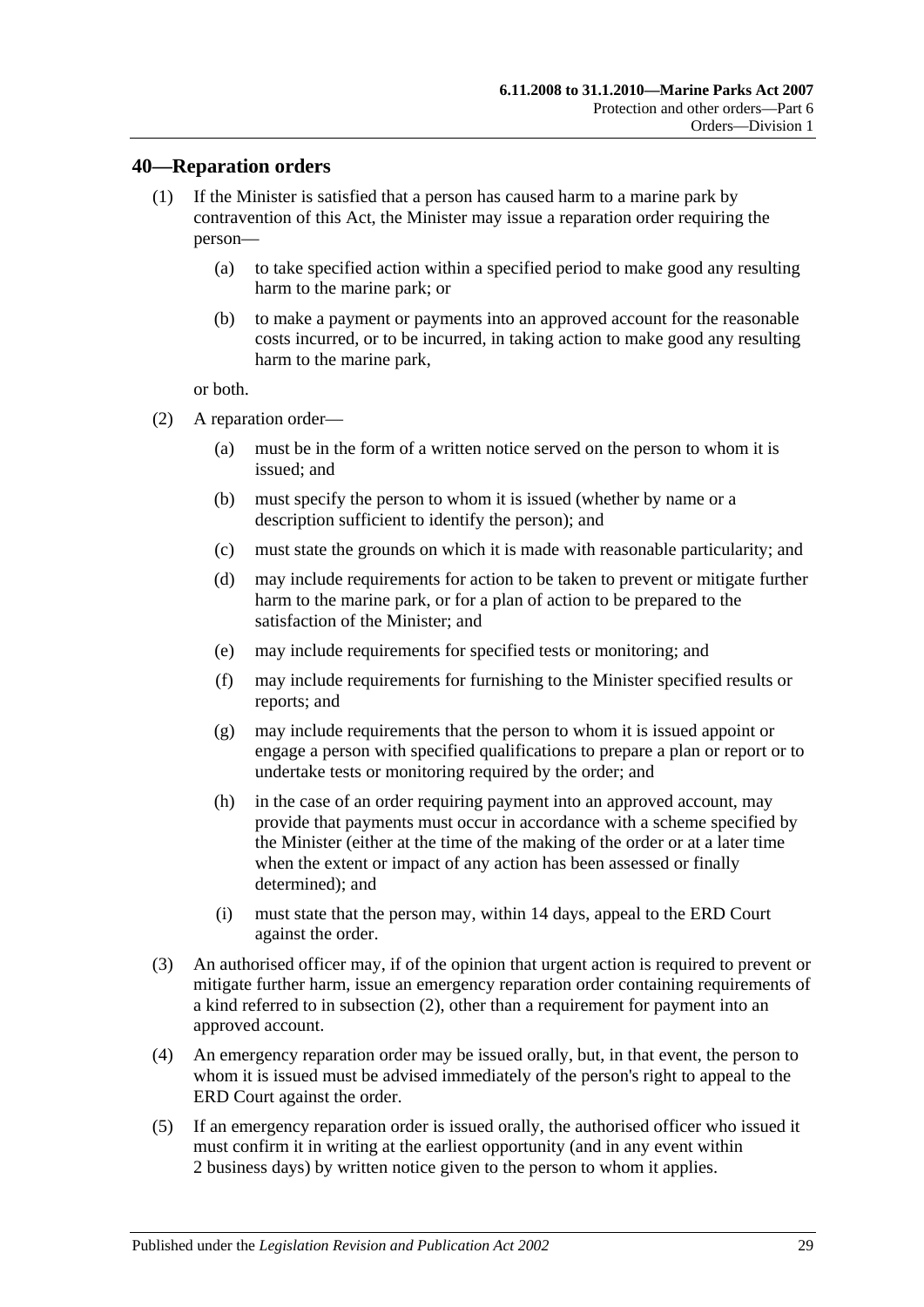## 40—Reparation orders

(1) If the Minister is satisfied that a person has caused harm to a marine park by contravention of this Act, the Minister may issue a reparation order requiring the person—

(a) to take specified action within a specified period to make good any resulting harm to the marine park; or

(b) to make a payment or payments into an approved account for the reasonable costs incurred, or to be incurred, in taking action to make good any resulting harm to the marine park,

or both.

(2) A reparation order—

(a) must be in the form of a written notice served on the person to whom it is issued; and

(b) must specify the person to whom it is issued (whether by name or a description sufficient to identify the person); and

(c) must state the grounds on which it is made with reasonable particularity; and

(d) may include requirements for action to be taken to prevent or mitigate further harm to the marine park, or for a plan of action to be prepared to the satisfaction of the Minister; and

(e) may include requirements for specified tests or monitoring; and

(f) may include requirements for furnishing to the Minister specified results or reports; and

(g) may include requirements that the person to whom it is issued appoint or engage a person with specified qualifications to prepare a plan or report or to undertake tests or monitoring required by the order; and

(h) in the case of an order requiring payment into an approved account, may provide that payments must occur in accordance with a scheme specified by the Minister (either at the time of the making of the order or at a later time when the extent or impact of any action has been assessed or finally determined); and

(i) must state that the person may, within 14 days, appeal to the ERD Court against the order.

(3) An authorised officer may, if of the opinion that urgent action is required to prevent or mitigate further harm, issue an emergency reparation order containing requirements of a kind referred to in subsection (2), other than a requirement for payment into an approved account.

(4) An emergency reparation order may be issued orally, but, in that event, the person to whom it is issued must be advised immediately of the person's right to appeal to the ERD Court against the order.

(5) If an emergency reparation order is issued orally, the authorised officer who issued it must confirm it in writing at the earliest opportunity (and in any event within 2 business days) by written notice given to the person to whom it applies.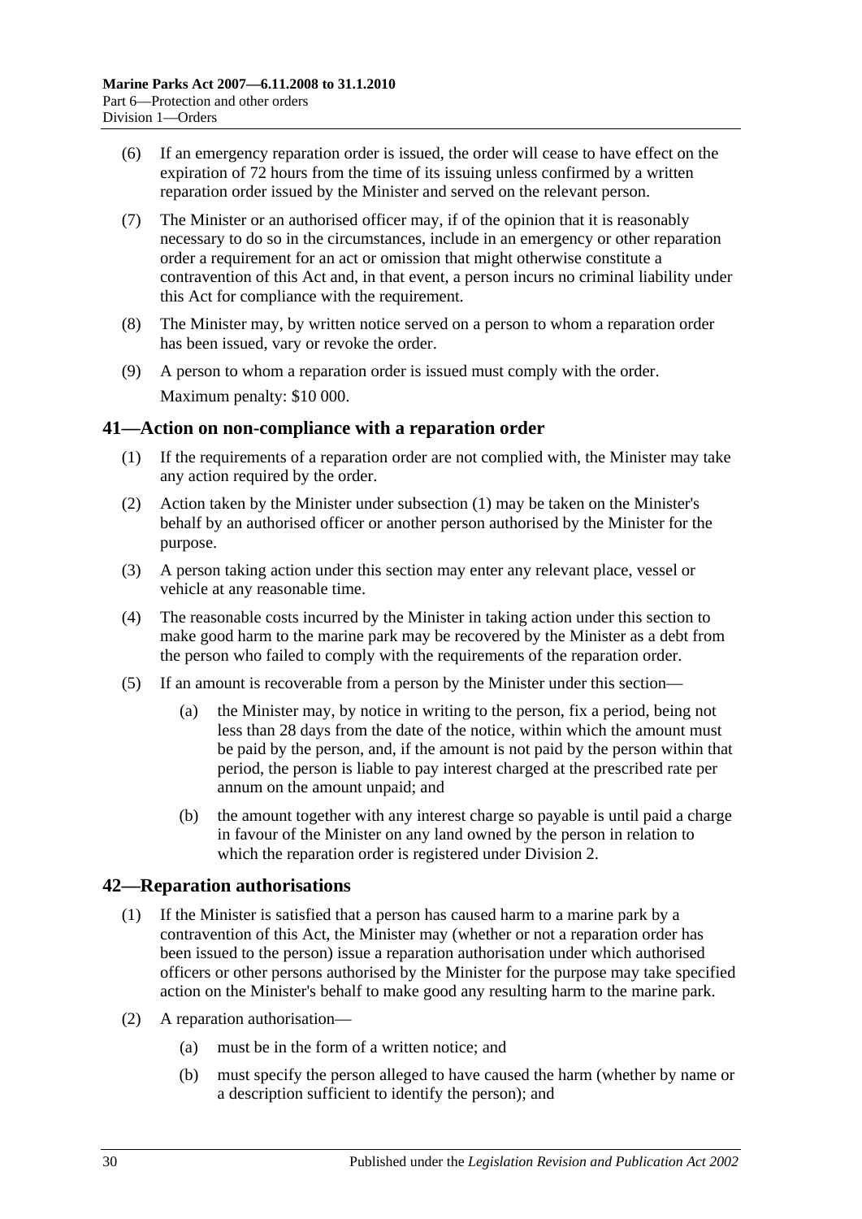(6) If an emergency reparation order is issued, the order will cease to have effect on the expiration of 72 hours from the time of its issuing unless confirmed by a written reparation order issued by the Minister and served on the relevant person.

(7) The Minister or an authorised officer may, if of the opinion that it is reasonably necessary to do so in the circumstances, include in an emergency or other reparation order a requirement for an act or omission that might otherwise constitute a contravention of this Act and, in that event, a person incurs no criminal liability under this Act for compliance with the requirement.

(8) The Minister may, by written notice served on a person to whom a reparation order has been issued, vary or revoke the order.

(9) A person to whom a reparation order is issued must comply with the order.

Maximum penalty: $10 000.

## 41—Action on non-compliance with a reparation order

(1) If the requirements of a reparation order are not complied with, the Minister may take any action required by the order.

(2) Action taken by the Minister under subsection (1) may be taken on the Minister's behalf by an authorised officer or another person authorised by the Minister for the purpose.

(3) A person taking action under this section may enter any relevant place, vessel or vehicle at any reasonable time.

(4) The reasonable costs incurred by the Minister in taking action under this section to make good harm to the marine park may be recovered by the Minister as a debt from the person who failed to comply with the requirements of the reparation order.

(5) If an amount is recoverable from a person by the Minister under this section—

(a) the Minister may, by notice in writing to the person, fix a period, being not less than 28 days from the date of the notice, within which the amount must be paid by the person, and, if the amount is not paid by the person within that period, the person is liable to pay interest charged at the prescribed rate per annum on the amount unpaid; and

(b) the amount together with any interest charge so payable is until paid a charge in favour of the Minister on any land owned by the person in relation to which the reparation order is registered under Division 2.

## 42—Reparation authorisations

(1) If the Minister is satisfied that a person has caused harm to a marine park by a contravention of this Act, the Minister may (whether or not a reparation order has been issued to the person) issue a reparation authorisation under which authorised officers or other persons authorised by the Minister for the purpose may take specified action on the Minister's behalf to make good any resulting harm to the marine park.

(2) A reparation authorisation—

(a) must be in the form of a written notice; and

(b) must specify the person alleged to have caused the harm (whether by name or a description sufficient to identify the person); and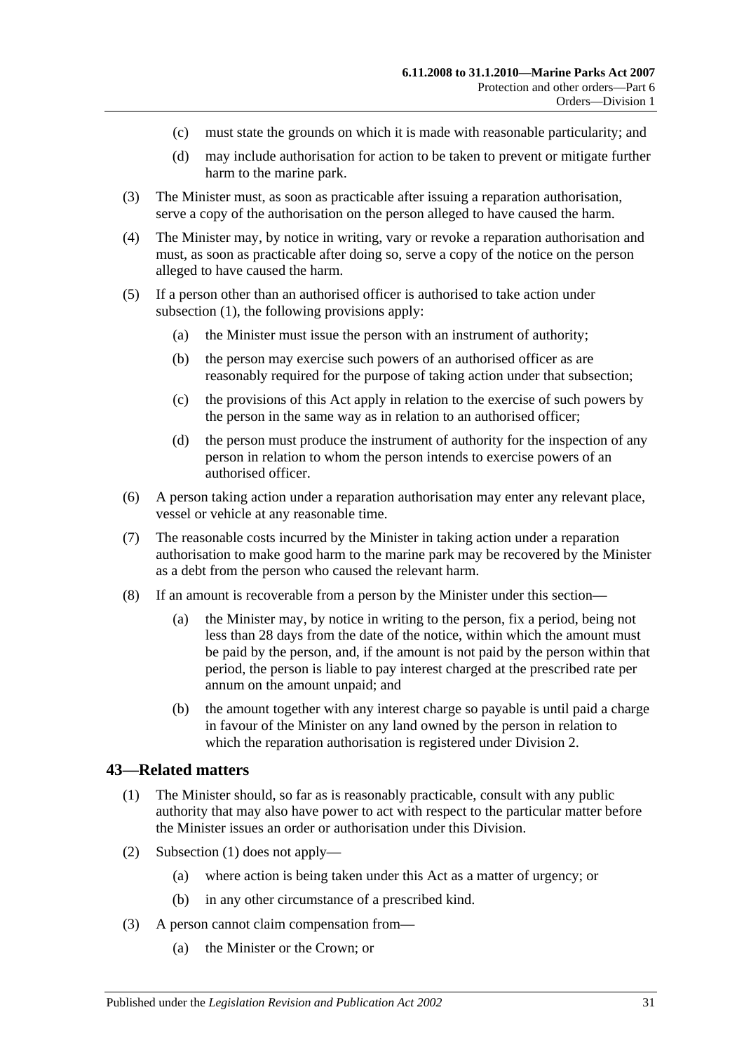(c) must state the grounds on which it is made with reasonable particularity; and

(d) may include authorisation for action to be taken to prevent or mitigate further harm to the marine park.

(3) The Minister must, as soon as practicable after issuing a reparation authorisation, serve a copy of the authorisation on the person alleged to have caused the harm.

(4) The Minister may, by notice in writing, vary or revoke a reparation authorisation and must, as soon as practicable after doing so, serve a copy of the notice on the person alleged to have caused the harm.

(5) If a person other than an authorised officer is authorised to take action under subsection (1), the following provisions apply:

(a) the Minister must issue the person with an instrument of authority;

(b) the person may exercise such powers of an authorised officer as are reasonably required for the purpose of taking action under that subsection;

(c) the provisions of this Act apply in relation to the exercise of such powers by the person in the same way as in relation to an authorised officer;

(d) the person must produce the instrument of authority for the inspection of any person in relation to whom the person intends to exercise powers of an authorised officer.

(6) A person taking action under a reparation authorisation may enter any relevant place, vessel or vehicle at any reasonable time.

(7) The reasonable costs incurred by the Minister in taking action under a reparation authorisation to make good harm to the marine park may be recovered by the Minister as a debt from the person who caused the relevant harm.

(8) If an amount is recoverable from a person by the Minister under this section—

(a) the Minister may, by notice in writing to the person, fix a period, being not less than 28 days from the date of the notice, within which the amount must be paid by the person, and, if the amount is not paid by the person within that period, the person is liable to pay interest charged at the prescribed rate per annum on the amount unpaid; and

(b) the amount together with any interest charge so payable is until paid a charge in favour of the Minister on any land owned by the person in relation to which the reparation authorisation is registered under Division 2.

## 43—Related matters

(1) The Minister should, so far as is reasonably practicable, consult with any public authority that may also have power to act with respect to the particular matter before the Minister issues an order or authorisation under this Division.

(2) Subsection (1) does not apply—

(a) where action is being taken under this Act as a matter of urgency; or

(b) in any other circumstance of a prescribed kind.

(3) A person cannot claim compensation from—

(a) the Minister or the Crown; or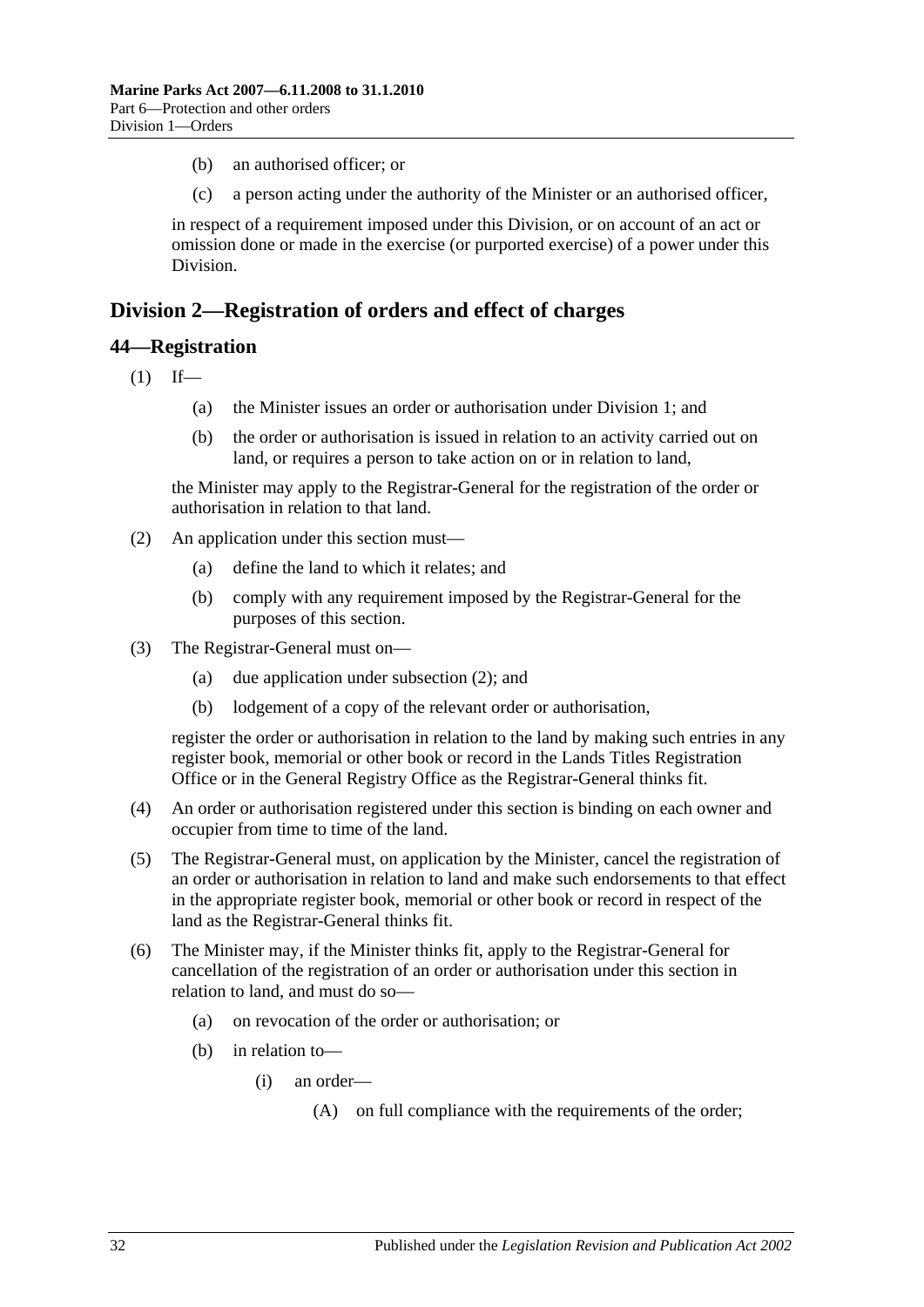(b) an authorised officer; or

(c) a person acting under the authority of the Minister or an authorised officer,

in respect of a requirement imposed under this Division, or on account of an act or omission done or made in the exercise (or purported exercise) of a power under this Division.

## Division 2—Registration of orders and effect of charges

### 44—Registration

(1) If—

(a) the Minister issues an order or authorisation under Division 1; and

(b) the order or authorisation is issued in relation to an activity carried out on land, or requires a person to take action on or in relation to land,

the Minister may apply to the Registrar-General for the registration of the order or authorisation in relation to that land.

(2) An application under this section must—

(a) define the land to which it relates; and

(b) comply with any requirement imposed by the Registrar-General for the purposes of this section.

(3) The Registrar-General must on—

(a) due application under subsection (2); and

(b) lodgement of a copy of the relevant order or authorisation,

register the order or authorisation in relation to the land by making such entries in any register book, memorial or other book or record in the Lands Titles Registration Office or in the General Registry Office as the Registrar-General thinks fit.

(4) An order or authorisation registered under this section is binding on each owner and occupier from time to time of the land.

(5) The Registrar-General must, on application by the Minister, cancel the registration of an order or authorisation in relation to land and make such endorsements to that effect in the appropriate register book, memorial or other book or record in respect of the land as the Registrar-General thinks fit.

(6) The Minister may, if the Minister thinks fit, apply to the Registrar-General for cancellation of the registration of an order or authorisation under this section in relation to land, and must do so—

(a) on revocation of the order or authorisation; or

(b) in relation to—

(i) an order—

(A) on full compliance with the requirements of the order;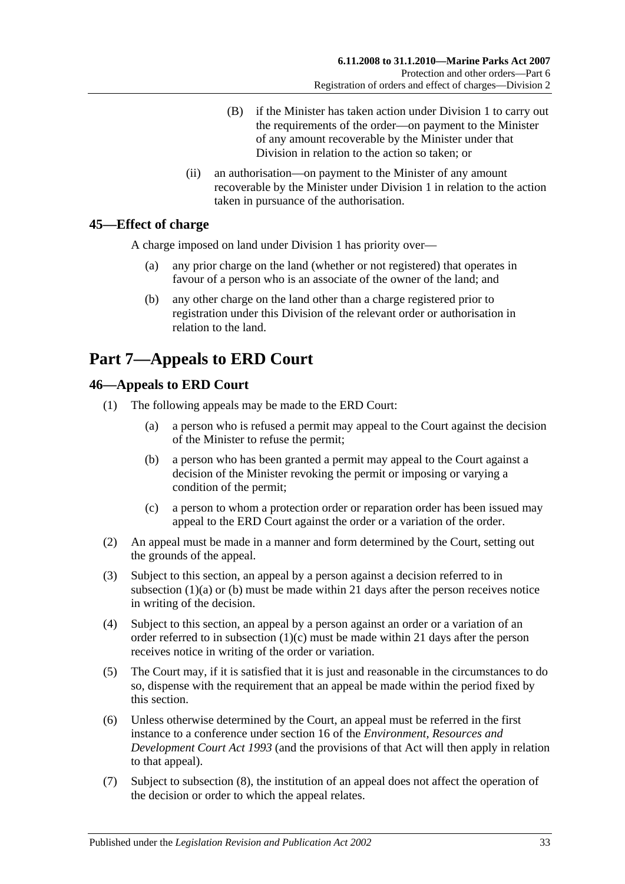(B) if the Minister has taken action under Division 1 to carry out the requirements of the order—on payment to the Minister of any amount recoverable by the Minister under that Division in relation to the action so taken; or

(ii) an authorisation—on payment to the Minister of any amount recoverable by the Minister under Division 1 in relation to the action taken in pursuance of the authorisation.

### 45—Effect of charge

A charge imposed on land under Division 1 has priority over—

(a) any prior charge on the land (whether or not registered) that operates in favour of a person who is an associate of the owner of the land; and

(b) any other charge on the land other than a charge registered prior to registration under this Division of the relevant order or authorisation in relation to the land.

## Part 7—Appeals to ERD Court

### 46—Appeals to ERD Court

(1) The following appeals may be made to the ERD Court:

(a) a person who is refused a permit may appeal to the Court against the decision of the Minister to refuse the permit;

(b) a person who has been granted a permit may appeal to the Court against a decision of the Minister revoking the permit or imposing or varying a condition of the permit;

(c) a person to whom a protection order or reparation order has been issued may appeal to the ERD Court against the order or a variation of the order.

(2) An appeal must be made in a manner and form determined by the Court, setting out the grounds of the appeal.

(3) Subject to this section, an appeal by a person against a decision referred to in subsection (1)(a) or (b) must be made within 21 days after the person receives notice in writing of the decision.

(4) Subject to this section, an appeal by a person against an order or a variation of an order referred to in subsection (1)(c) must be made within 21 days after the person receives notice in writing of the order or variation.

(5) The Court may, if it is satisfied that it is just and reasonable in the circumstances to do so, dispense with the requirement that an appeal be made within the period fixed by this section.

(6) Unless otherwise determined by the Court, an appeal must be referred in the first instance to a conference under section 16 of the *Environment, Resources and Development Court Act 1993* (and the provisions of that Act will then apply in relation to that appeal).

(7) Subject to subsection (8), the institution of an appeal does not affect the operation of the decision or order to which the appeal relates.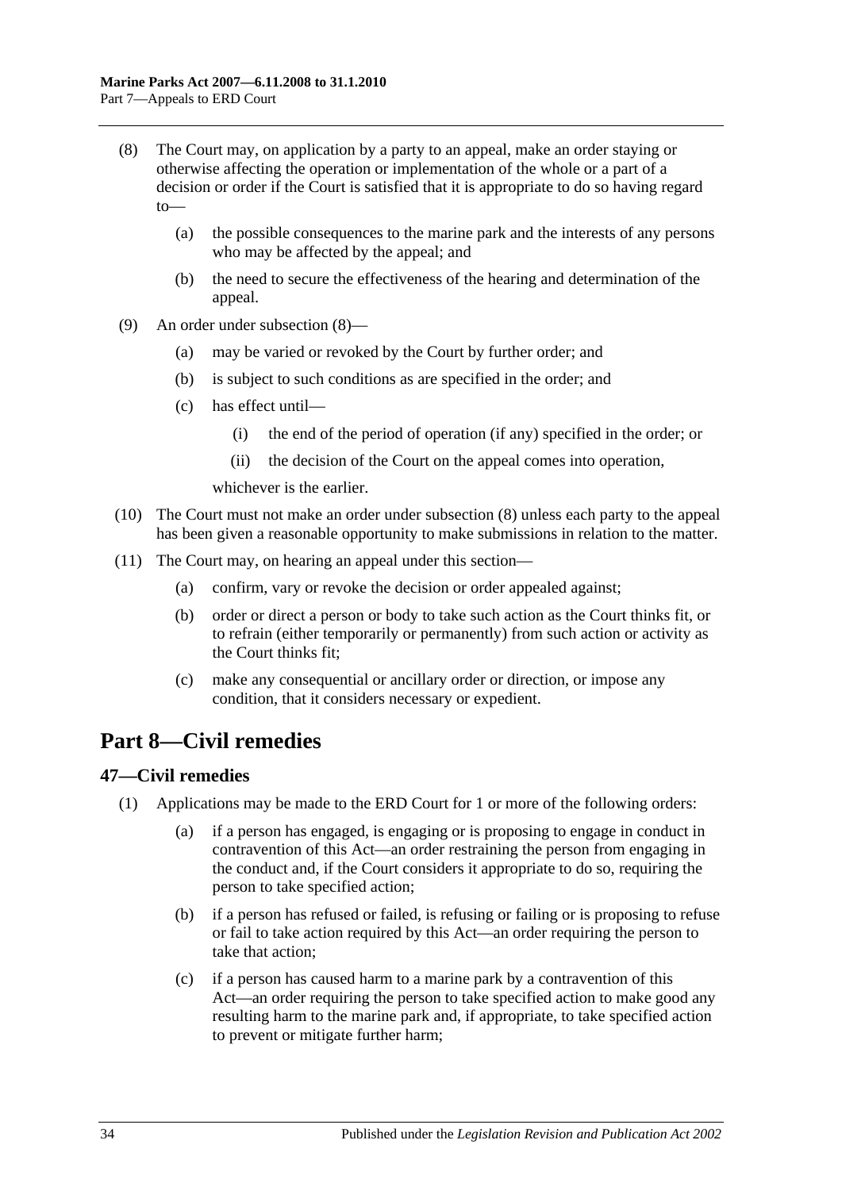(8) The Court may, on application by a party to an appeal, make an order staying or otherwise affecting the operation or implementation of the whole or a part of a decision or order if the Court is satisfied that it is appropriate to do so having regard to—

(a) the possible consequences to the marine park and the interests of any persons who may be affected by the appeal; and

(b) the need to secure the effectiveness of the hearing and determination of the appeal.

(9) An order under subsection (8)—

(a) may be varied or revoked by the Court by further order; and

(b) is subject to such conditions as are specified in the order; and

(c) has effect until—

(i) the end of the period of operation (if any) specified in the order; or

(ii) the decision of the Court on the appeal comes into operation,

whichever is the earlier.

(10) The Court must not make an order under subsection (8) unless each party to the appeal has been given a reasonable opportunity to make submissions in relation to the matter.

(11) The Court may, on hearing an appeal under this section—

(a) confirm, vary or revoke the decision or order appealed against;

(b) order or direct a person or body to take such action as the Court thinks fit, or to refrain (either temporarily or permanently) from such action or activity as the Court thinks fit;

(c) make any consequential or ancillary order or direction, or impose any condition, that it considers necessary or expedient.

# Part 8—Civil remedies

## 47—Civil remedies

(1) Applications may be made to the ERD Court for 1 or more of the following orders:

(a) if a person has engaged, is engaging or is proposing to engage in conduct in contravention of this Act—an order restraining the person from engaging in the conduct and, if the Court considers it appropriate to do so, requiring the person to take specified action;

(b) if a person has refused or failed, is refusing or failing or is proposing to refuse or fail to take action required by this Act—an order requiring the person to take that action;

(c) if a person has caused harm to a marine park by a contravention of this Act—an order requiring the person to take specified action to make good any resulting harm to the marine park and, if appropriate, to take specified action to prevent or mitigate further harm;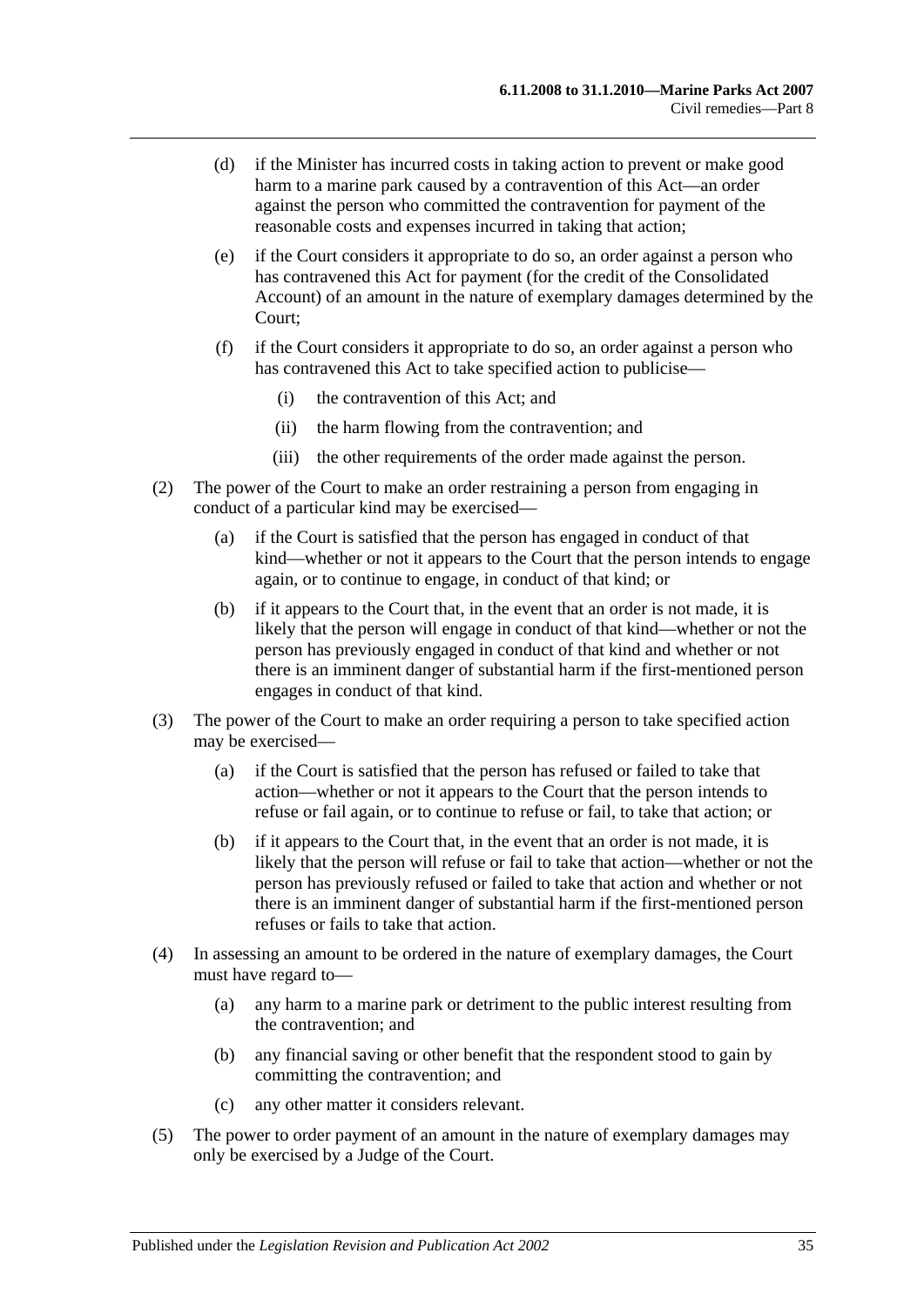(d) if the Minister has incurred costs in taking action to prevent or make good harm to a marine park caused by a contravention of this Act—an order against the person who committed the contravention for payment of the reasonable costs and expenses incurred in taking that action;

(e) if the Court considers it appropriate to do so, an order against a person who has contravened this Act for payment (for the credit of the Consolidated Account) of an amount in the nature of exemplary damages determined by the Court;

(f) if the Court considers it appropriate to do so, an order against a person who has contravened this Act to take specified action to publicise—

(i) the contravention of this Act; and

(ii) the harm flowing from the contravention; and

(iii) the other requirements of the order made against the person.

(2) The power of the Court to make an order restraining a person from engaging in conduct of a particular kind may be exercised—

(a) if the Court is satisfied that the person has engaged in conduct of that kind—whether or not it appears to the Court that the person intends to engage again, or to continue to engage, in conduct of that kind; or

(b) if it appears to the Court that, in the event that an order is not made, it is likely that the person will engage in conduct of that kind—whether or not the person has previously engaged in conduct of that kind and whether or not there is an imminent danger of substantial harm if the first-mentioned person engages in conduct of that kind.

(3) The power of the Court to make an order requiring a person to take specified action may be exercised—

(a) if the Court is satisfied that the person has refused or failed to take that action—whether or not it appears to the Court that the person intends to refuse or fail again, or to continue to refuse or fail, to take that action; or

(b) if it appears to the Court that, in the event that an order is not made, it is likely that the person will refuse or fail to take that action—whether or not the person has previously refused or failed to take that action and whether or not there is an imminent danger of substantial harm if the first-mentioned person refuses or fails to take that action.

(4) In assessing an amount to be ordered in the nature of exemplary damages, the Court must have regard to—

(a) any harm to a marine park or detriment to the public interest resulting from the contravention; and

(b) any financial saving or other benefit that the respondent stood to gain by committing the contravention; and

(c) any other matter it considers relevant.

(5) The power to order payment of an amount in the nature of exemplary damages may only be exercised by a Judge of the Court.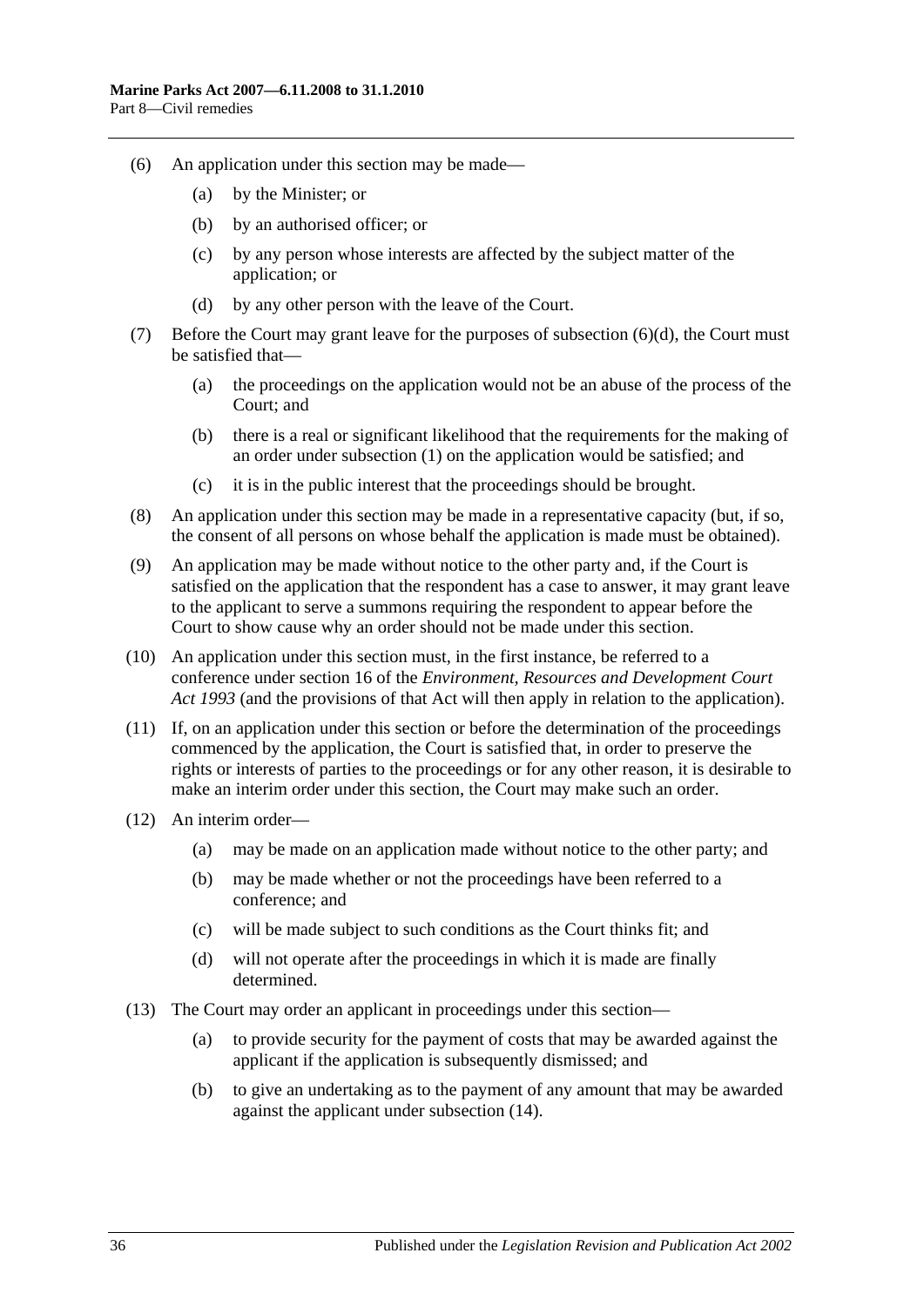(6) An application under this section may be made—

(a) by the Minister; or

(b) by an authorised officer; or

(c) by any person whose interests are affected by the subject matter of the application; or

(d) by any other person with the leave of the Court.

(7) Before the Court may grant leave for the purposes of subsection (6)(d), the Court must be satisfied that—

(a) the proceedings on the application would not be an abuse of the process of the Court; and

(b) there is a real or significant likelihood that the requirements for the making of an order under subsection (1) on the application would be satisfied; and

(c) it is in the public interest that the proceedings should be brought.

(8) An application under this section may be made in a representative capacity (but, if so, the consent of all persons on whose behalf the application is made must be obtained).

(9) An application may be made without notice to the other party and, if the Court is satisfied on the application that the respondent has a case to answer, it may grant leave to the applicant to serve a summons requiring the respondent to appear before the Court to show cause why an order should not be made under this section.

(10) An application under this section must, in the first instance, be referred to a conference under section 16 of the *Environment, Resources and Development Court Act 1993* (and the provisions of that Act will then apply in relation to the application).

(11) If, on an application under this section or before the determination of the proceedings commenced by the application, the Court is satisfied that, in order to preserve the rights or interests of parties to the proceedings or for any other reason, it is desirable to make an interim order under this section, the Court may make such an order.

(12) An interim order—

(a) may be made on an application made without notice to the other party; and

(b) may be made whether or not the proceedings have been referred to a conference; and

(c) will be made subject to such conditions as the Court thinks fit; and

(d) will not operate after the proceedings in which it is made are finally determined.

(13) The Court may order an applicant in proceedings under this section—

(a) to provide security for the payment of costs that may be awarded against the applicant if the application is subsequently dismissed; and

(b) to give an undertaking as to the payment of any amount that may be awarded against the applicant under subsection (14).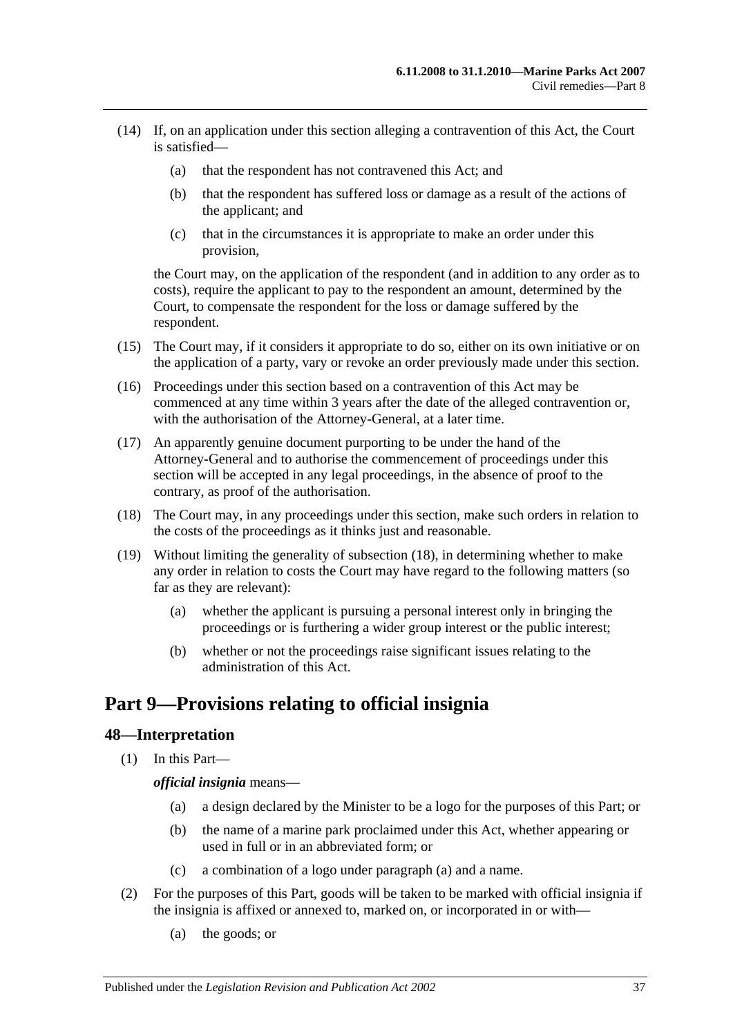(14) If, on an application under this section alleging a contravention of this Act, the Court is satisfied—

  (a) that the respondent has not contravened this Act; and

  (b) that the respondent has suffered loss or damage as a result of the actions of the applicant; and

  (c) that in the circumstances it is appropriate to make an order under this provision,

the Court may, on the application of the respondent (and in addition to any order as to costs), require the applicant to pay to the respondent an amount, determined by the Court, to compensate the respondent for the loss or damage suffered by the respondent.

(15) The Court may, if it considers it appropriate to do so, either on its own initiative or on the application of a party, vary or revoke an order previously made under this section.

(16) Proceedings under this section based on a contravention of this Act may be commenced at any time within 3 years after the date of the alleged contravention or, with the authorisation of the Attorney-General, at a later time.

(17) An apparently genuine document purporting to be under the hand of the Attorney-General and to authorise the commencement of proceedings under this section will be accepted in any legal proceedings, in the absence of proof to the contrary, as proof of the authorisation.

(18) The Court may, in any proceedings under this section, make such orders in relation to the costs of the proceedings as it thinks just and reasonable.

(19) Without limiting the generality of subsection (18), in determining whether to make any order in relation to costs the Court may have regard to the following matters (so far as they are relevant):

  (a) whether the applicant is pursuing a personal interest only in bringing the proceedings or is furthering a wider group interest or the public interest;

  (b) whether or not the proceedings raise significant issues relating to the administration of this Act.

# Part 9—Provisions relating to official insignia

## 48—Interpretation

(1) In this Part—

***official insignia*** means—

  (a) a design declared by the Minister to be a logo for the purposes of this Part; or

  (b) the name of a marine park proclaimed under this Act, whether appearing or used in full or in an abbreviated form; or

  (c) a combination of a logo under paragraph (a) and a name.

(2) For the purposes of this Part, goods will be taken to be marked with official insignia if the insignia is affixed or annexed to, marked on, or incorporated in or with—

  (a) the goods; or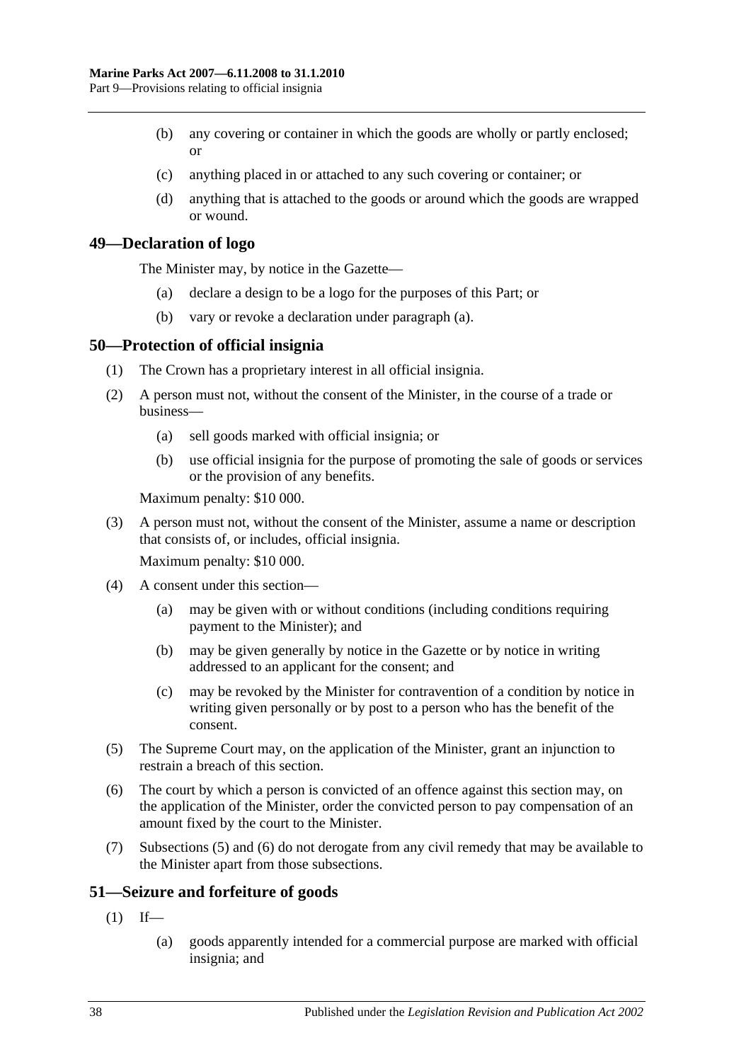(b) any covering or container in which the goods are wholly or partly enclosed; or

(c) anything placed in or attached to any such covering or container; or

(d) anything that is attached to the goods or around which the goods are wrapped or wound.

## 49—Declaration of logo

The Minister may, by notice in the Gazette—

(a) declare a design to be a logo for the purposes of this Part; or

(b) vary or revoke a declaration under paragraph (a).

## 50—Protection of official insignia

(1) The Crown has a proprietary interest in all official insignia.

(2) A person must not, without the consent of the Minister, in the course of a trade or business—

(a) sell goods marked with official insignia; or

(b) use official insignia for the purpose of promoting the sale of goods or services or the provision of any benefits.

Maximum penalty: $10 000.

(3) A person must not, without the consent of the Minister, assume a name or description that consists of, or includes, official insignia.

Maximum penalty: $10 000.

(4) A consent under this section—

(a) may be given with or without conditions (including conditions requiring payment to the Minister); and

(b) may be given generally by notice in the Gazette or by notice in writing addressed to an applicant for the consent; and

(c) may be revoked by the Minister for contravention of a condition by notice in writing given personally or by post to a person who has the benefit of the consent.

(5) The Supreme Court may, on the application of the Minister, grant an injunction to restrain a breach of this section.

(6) The court by which a person is convicted of an offence against this section may, on the application of the Minister, order the convicted person to pay compensation of an amount fixed by the court to the Minister.

(7) Subsections (5) and (6) do not derogate from any civil remedy that may be available to the Minister apart from those subsections.

## 51—Seizure and forfeiture of goods

(1) If—

(a) goods apparently intended for a commercial purpose are marked with official insignia; and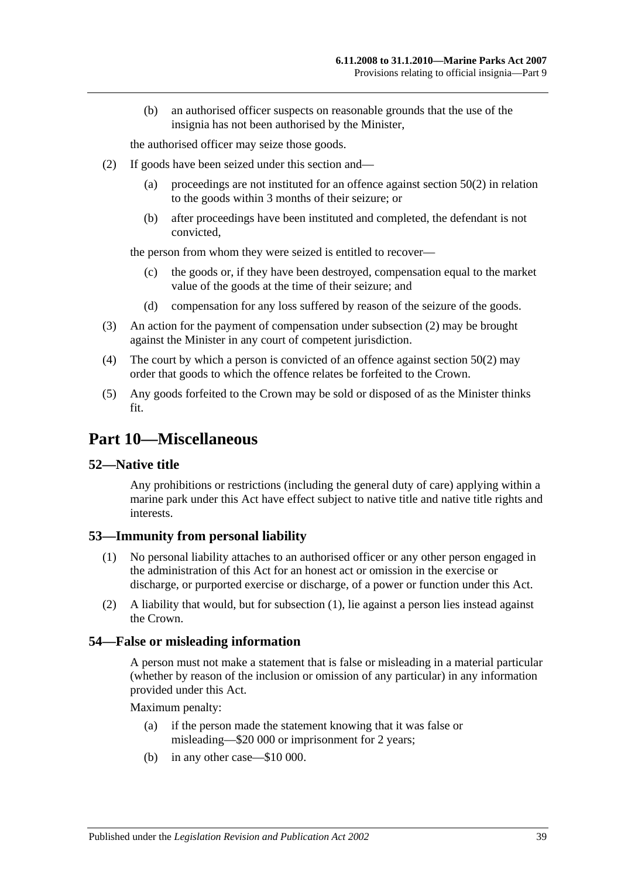(b) an authorised officer suspects on reasonable grounds that the use of the insignia has not been authorised by the Minister,

the authorised officer may seize those goods.

(2) If goods have been seized under this section and—

(a) proceedings are not instituted for an offence against section 50(2) in relation to the goods within 3 months of their seizure; or

(b) after proceedings have been instituted and completed, the defendant is not convicted,

the person from whom they were seized is entitled to recover—

(c) the goods or, if they have been destroyed, compensation equal to the market value of the goods at the time of their seizure; and

(d) compensation for any loss suffered by reason of the seizure of the goods.

(3) An action for the payment of compensation under subsection (2) may be brought against the Minister in any court of competent jurisdiction.

(4) The court by which a person is convicted of an offence against section 50(2) may order that goods to which the offence relates be forfeited to the Crown.

(5) Any goods forfeited to the Crown may be sold or disposed of as the Minister thinks fit.

# Part 10—Miscellaneous

## 52—Native title

Any prohibitions or restrictions (including the general duty of care) applying within a marine park under this Act have effect subject to native title and native title rights and interests.

## 53—Immunity from personal liability

(1) No personal liability attaches to an authorised officer or any other person engaged in the administration of this Act for an honest act or omission in the exercise or discharge, or purported exercise or discharge, of a power or function under this Act.

(2) A liability that would, but for subsection (1), lie against a person lies instead against the Crown.

## 54—False or misleading information

A person must not make a statement that is false or misleading in a material particular (whether by reason of the inclusion or omission of any particular) in any information provided under this Act.

Maximum penalty:

(a) if the person made the statement knowing that it was false or misleading—$20 000 or imprisonment for 2 years;

(b) in any other case—$10 000.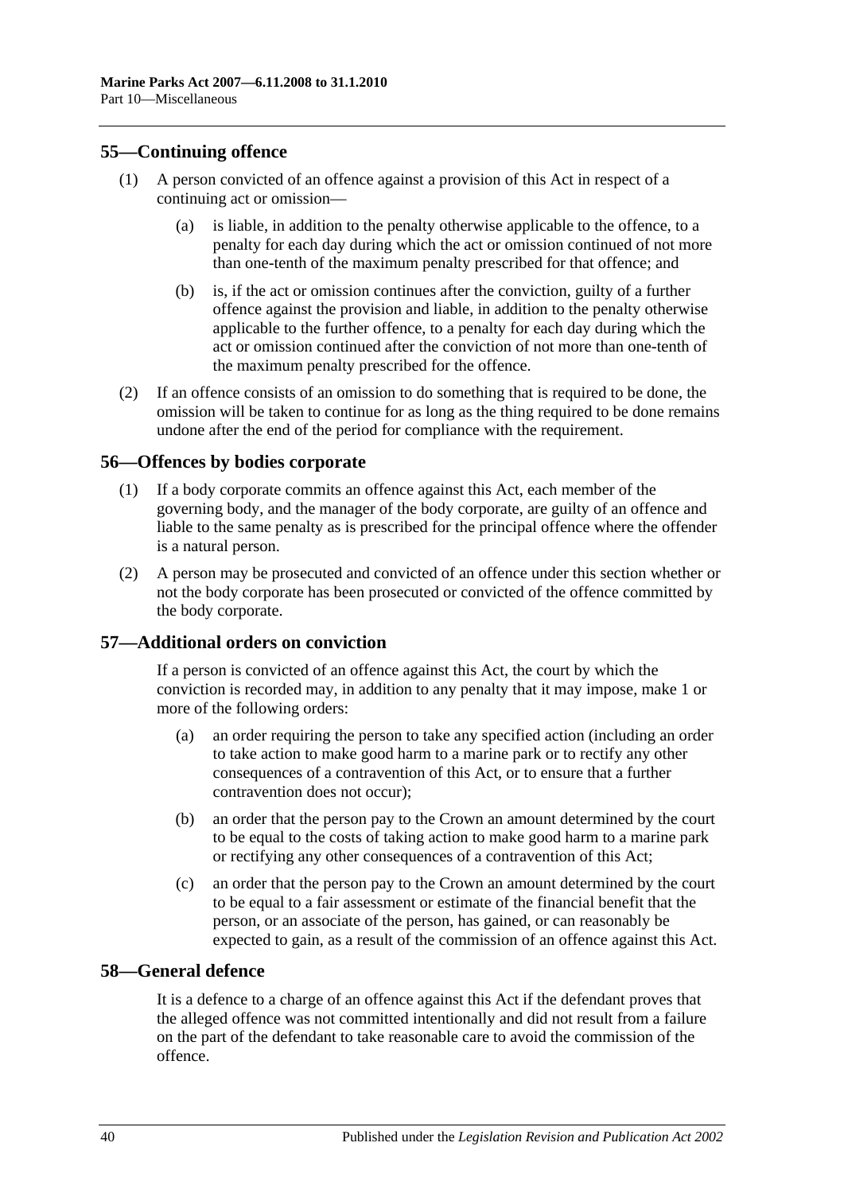## 55—Continuing offence

(1) A person convicted of an offence against a provision of this Act in respect of a continuing act or omission—

(a) is liable, in addition to the penalty otherwise applicable to the offence, to a penalty for each day during which the act or omission continued of not more than one-tenth of the maximum penalty prescribed for that offence; and

(b) is, if the act or omission continues after the conviction, guilty of a further offence against the provision and liable, in addition to the penalty otherwise applicable to the further offence, to a penalty for each day during which the act or omission continued after the conviction of not more than one-tenth of the maximum penalty prescribed for the offence.

(2) If an offence consists of an omission to do something that is required to be done, the omission will be taken to continue for as long as the thing required to be done remains undone after the end of the period for compliance with the requirement.

## 56—Offences by bodies corporate

(1) If a body corporate commits an offence against this Act, each member of the governing body, and the manager of the body corporate, are guilty of an offence and liable to the same penalty as is prescribed for the principal offence where the offender is a natural person.

(2) A person may be prosecuted and convicted of an offence under this section whether or not the body corporate has been prosecuted or convicted of the offence committed by the body corporate.

## 57—Additional orders on conviction

If a person is convicted of an offence against this Act, the court by which the conviction is recorded may, in addition to any penalty that it may impose, make 1 or more of the following orders:

(a) an order requiring the person to take any specified action (including an order to take action to make good harm to a marine park or to rectify any other consequences of a contravention of this Act, or to ensure that a further contravention does not occur);

(b) an order that the person pay to the Crown an amount determined by the court to be equal to the costs of taking action to make good harm to a marine park or rectifying any other consequences of a contravention of this Act;

(c) an order that the person pay to the Crown an amount determined by the court to be equal to a fair assessment or estimate of the financial benefit that the person, or an associate of the person, has gained, or can reasonably be expected to gain, as a result of the commission of an offence against this Act.

## 58—General defence

It is a defence to a charge of an offence against this Act if the defendant proves that the alleged offence was not committed intentionally and did not result from a failure on the part of the defendant to take reasonable care to avoid the commission of the offence.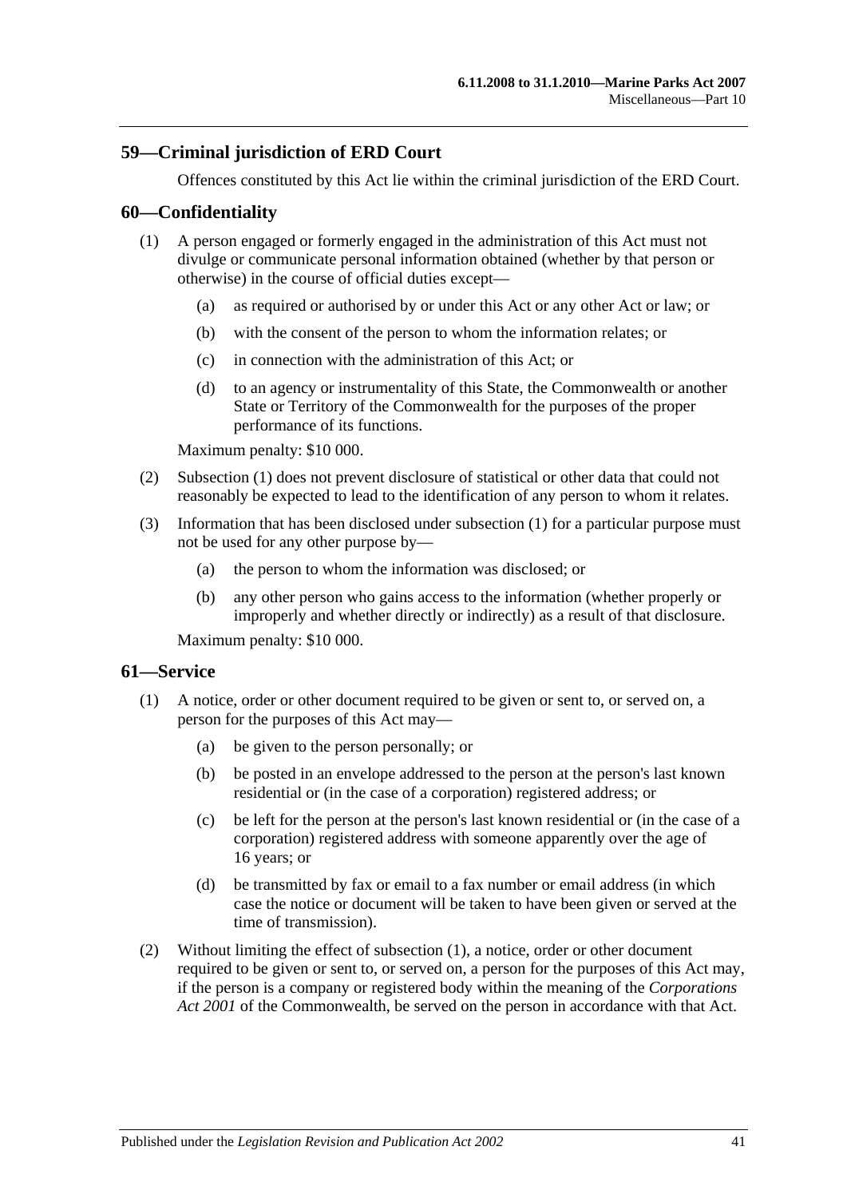## 59—Criminal jurisdiction of ERD Court

Offences constituted by this Act lie within the criminal jurisdiction of the ERD Court.

## 60—Confidentiality

(1) A person engaged or formerly engaged in the administration of this Act must not divulge or communicate personal information obtained (whether by that person or otherwise) in the course of official duties except—

(a) as required or authorised by or under this Act or any other Act or law; or

(b) with the consent of the person to whom the information relates; or

(c) in connection with the administration of this Act; or

(d) to an agency or instrumentality of this State, the Commonwealth or another State or Territory of the Commonwealth for the purposes of the proper performance of its functions.

Maximum penalty: $10 000.

(2) Subsection (1) does not prevent disclosure of statistical or other data that could not reasonably be expected to lead to the identification of any person to whom it relates.

(3) Information that has been disclosed under subsection (1) for a particular purpose must not be used for any other purpose by—

(a) the person to whom the information was disclosed; or

(b) any other person who gains access to the information (whether properly or improperly and whether directly or indirectly) as a result of that disclosure.

Maximum penalty: $10 000.

## 61—Service

(1) A notice, order or other document required to be given or sent to, or served on, a person for the purposes of this Act may—

(a) be given to the person personally; or

(b) be posted in an envelope addressed to the person at the person's last known residential or (in the case of a corporation) registered address; or

(c) be left for the person at the person's last known residential or (in the case of a corporation) registered address with someone apparently over the age of 16 years; or

(d) be transmitted by fax or email to a fax number or email address (in which case the notice or document will be taken to have been given or served at the time of transmission).

(2) Without limiting the effect of subsection (1), a notice, order or other document required to be given or sent to, or served on, a person for the purposes of this Act may, if the person is a company or registered body within the meaning of the *Corporations Act 2001* of the Commonwealth, be served on the person in accordance with that Act.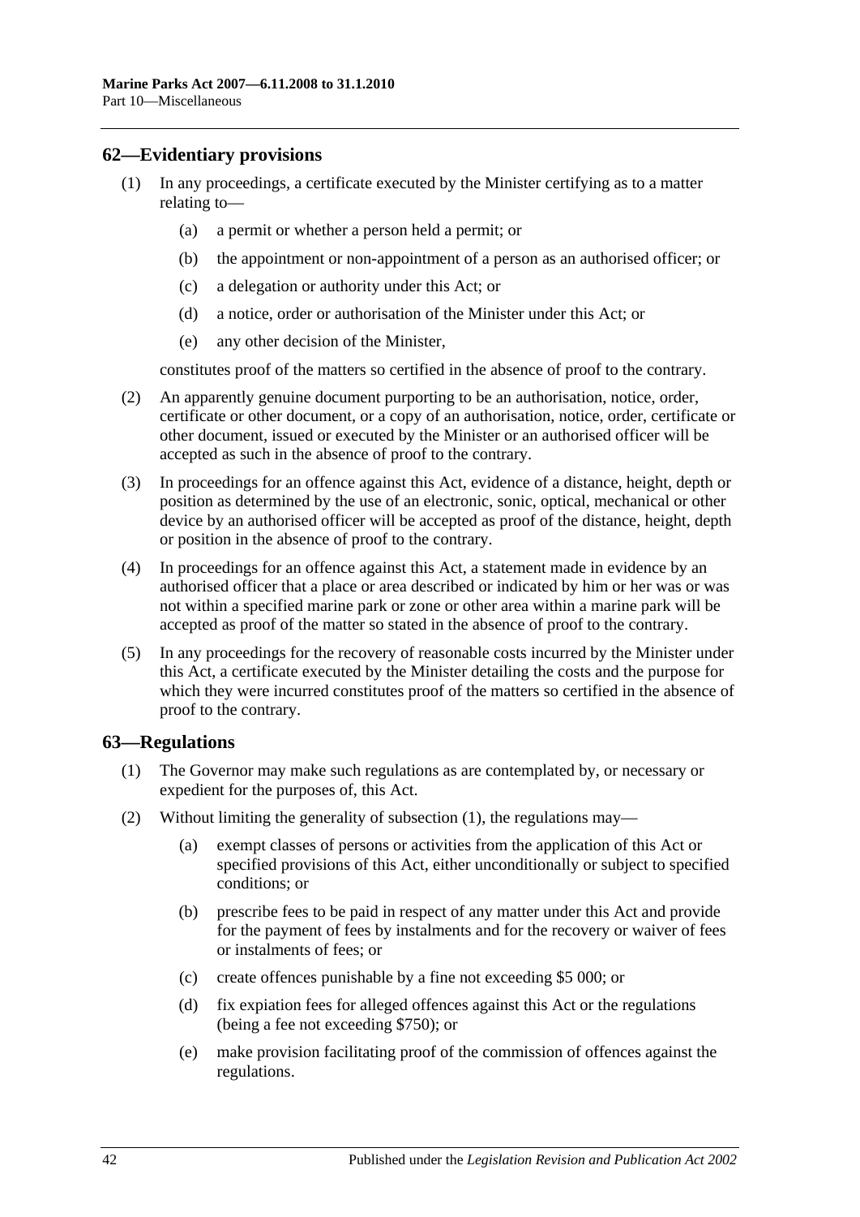## 62—Evidentiary provisions

(1) In any proceedings, a certificate executed by the Minister certifying as to a matter relating to—

(a) a permit or whether a person held a permit; or

(b) the appointment or non-appointment of a person as an authorised officer; or

(c) a delegation or authority under this Act; or

(d) a notice, order or authorisation of the Minister under this Act; or

(e) any other decision of the Minister,

constitutes proof of the matters so certified in the absence of proof to the contrary.

(2) An apparently genuine document purporting to be an authorisation, notice, order, certificate or other document, or a copy of an authorisation, notice, order, certificate or other document, issued or executed by the Minister or an authorised officer will be accepted as such in the absence of proof to the contrary.

(3) In proceedings for an offence against this Act, evidence of a distance, height, depth or position as determined by the use of an electronic, sonic, optical, mechanical or other device by an authorised officer will be accepted as proof of the distance, height, depth or position in the absence of proof to the contrary.

(4) In proceedings for an offence against this Act, a statement made in evidence by an authorised officer that a place or area described or indicated by him or her was or was not within a specified marine park or zone or other area within a marine park will be accepted as proof of the matter so stated in the absence of proof to the contrary.

(5) In any proceedings for the recovery of reasonable costs incurred by the Minister under this Act, a certificate executed by the Minister detailing the costs and the purpose for which they were incurred constitutes proof of the matters so certified in the absence of proof to the contrary.

## 63—Regulations

(1) The Governor may make such regulations as are contemplated by, or necessary or expedient for the purposes of, this Act.

(2) Without limiting the generality of subsection (1), the regulations may—

(a) exempt classes of persons or activities from the application of this Act or specified provisions of this Act, either unconditionally or subject to specified conditions; or

(b) prescribe fees to be paid in respect of any matter under this Act and provide for the payment of fees by instalments and for the recovery or waiver of fees or instalments of fees; or

(c) create offences punishable by a fine not exceeding $5 000; or

(d) fix expiation fees for alleged offences against this Act or the regulations (being a fee not exceeding $750); or

(e) make provision facilitating proof of the commission of offences against the regulations.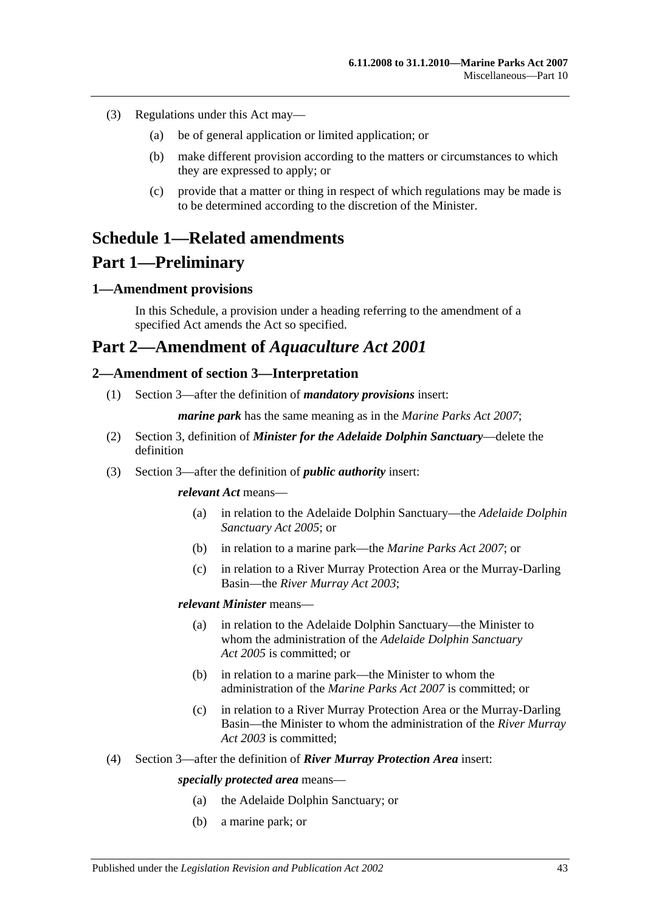(3) Regulations under this Act may—

(a) be of general application or limited application; or

(b) make different provision according to the matters or circumstances to which they are expressed to apply; or

(c) provide that a matter or thing in respect of which regulations may be made is to be determined according to the discretion of the Minister.

# Schedule 1—Related amendments

# Part 1—Preliminary

## 1—Amendment provisions

In this Schedule, a provision under a heading referring to the amendment of a specified Act amends the Act so specified.

# Part 2—Amendment of *Aquaculture Act 2001*

## 2—Amendment of section 3—Interpretation

(1) Section 3—after the definition of ***mandatory provisions*** insert:

***marine park*** has the same meaning as in the *Marine Parks Act 2007*;

(2) Section 3, definition of ***Minister for the Adelaide Dolphin Sanctuary***—delete the definition

(3) Section 3—after the definition of ***public authority*** insert:

***relevant Act*** means—

(a) in relation to the Adelaide Dolphin Sanctuary—the *Adelaide Dolphin Sanctuary Act 2005*; or

(b) in relation to a marine park—the *Marine Parks Act 2007*; or

(c) in relation to a River Murray Protection Area or the Murray-Darling Basin—the *River Murray Act 2003*;

***relevant Minister*** means—

(a) in relation to the Adelaide Dolphin Sanctuary—the Minister to whom the administration of the *Adelaide Dolphin Sanctuary Act 2005* is committed; or

(b) in relation to a marine park—the Minister to whom the administration of the *Marine Parks Act 2007* is committed; or

(c) in relation to a River Murray Protection Area or the Murray-Darling Basin—the Minister to whom the administration of the *River Murray Act 2003* is committed;

(4) Section 3—after the definition of ***River Murray Protection Area*** insert:

***specially protected area*** means—

(a) the Adelaide Dolphin Sanctuary; or

(b) a marine park; or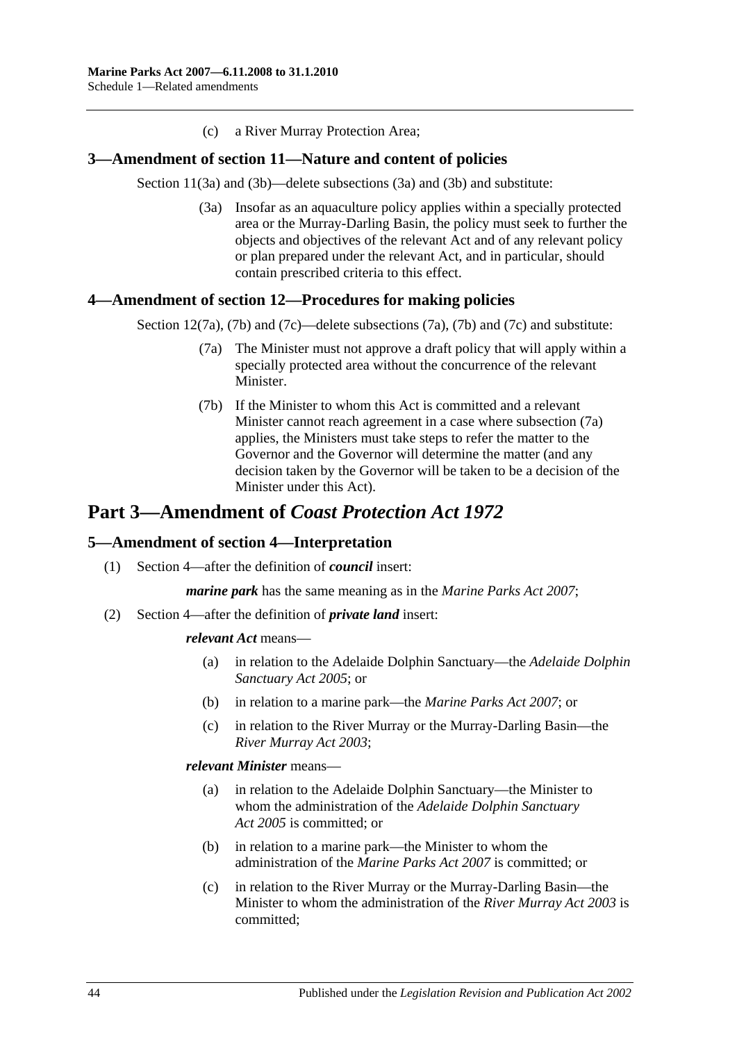(c) a River Murray Protection Area;

### 3—Amendment of section 11—Nature and content of policies

Section 11(3a) and (3b)—delete subsections (3a) and (3b) and substitute:

> (3a) Insofar as an aquaculture policy applies within a specially protected area or the Murray-Darling Basin, the policy must seek to further the objects and objectives of the relevant Act and of any relevant policy or plan prepared under the relevant Act, and in particular, should contain prescribed criteria to this effect.

### 4—Amendment of section 12—Procedures for making policies

Section 12(7a), (7b) and (7c)—delete subsections (7a), (7b) and (7c) and substitute:

> (7a) The Minister must not approve a draft policy that will apply within a specially protected area without the concurrence of the relevant Minister.
>
> (7b) If the Minister to whom this Act is committed and a relevant Minister cannot reach agreement in a case where subsection (7a) applies, the Ministers must take steps to refer the matter to the Governor and the Governor will determine the matter (and any decision taken by the Governor will be taken to be a decision of the Minister under this Act).

## Part 3—Amendment of *Coast Protection Act 1972*

### 5—Amendment of section 4—Interpretation

(1) Section 4—after the definition of ***council*** insert:

> ***marine park*** has the same meaning as in the *Marine Parks Act 2007*;

(2) Section 4—after the definition of ***private land*** insert:

> ***relevant Act*** means—
>
> (a) in relation to the Adelaide Dolphin Sanctuary—the *Adelaide Dolphin Sanctuary Act 2005*; or
>
> (b) in relation to a marine park—the *Marine Parks Act 2007*; or
>
> (c) in relation to the River Murray or the Murray-Darling Basin—the *River Murray Act 2003*;
>
> ***relevant Minister*** means—
>
> (a) in relation to the Adelaide Dolphin Sanctuary—the Minister to whom the administration of the *Adelaide Dolphin Sanctuary Act 2005* is committed; or
>
> (b) in relation to a marine park—the Minister to whom the administration of the *Marine Parks Act 2007* is committed; or
>
> (c) in relation to the River Murray or the Murray-Darling Basin—the Minister to whom the administration of the *River Murray Act 2003* is committed;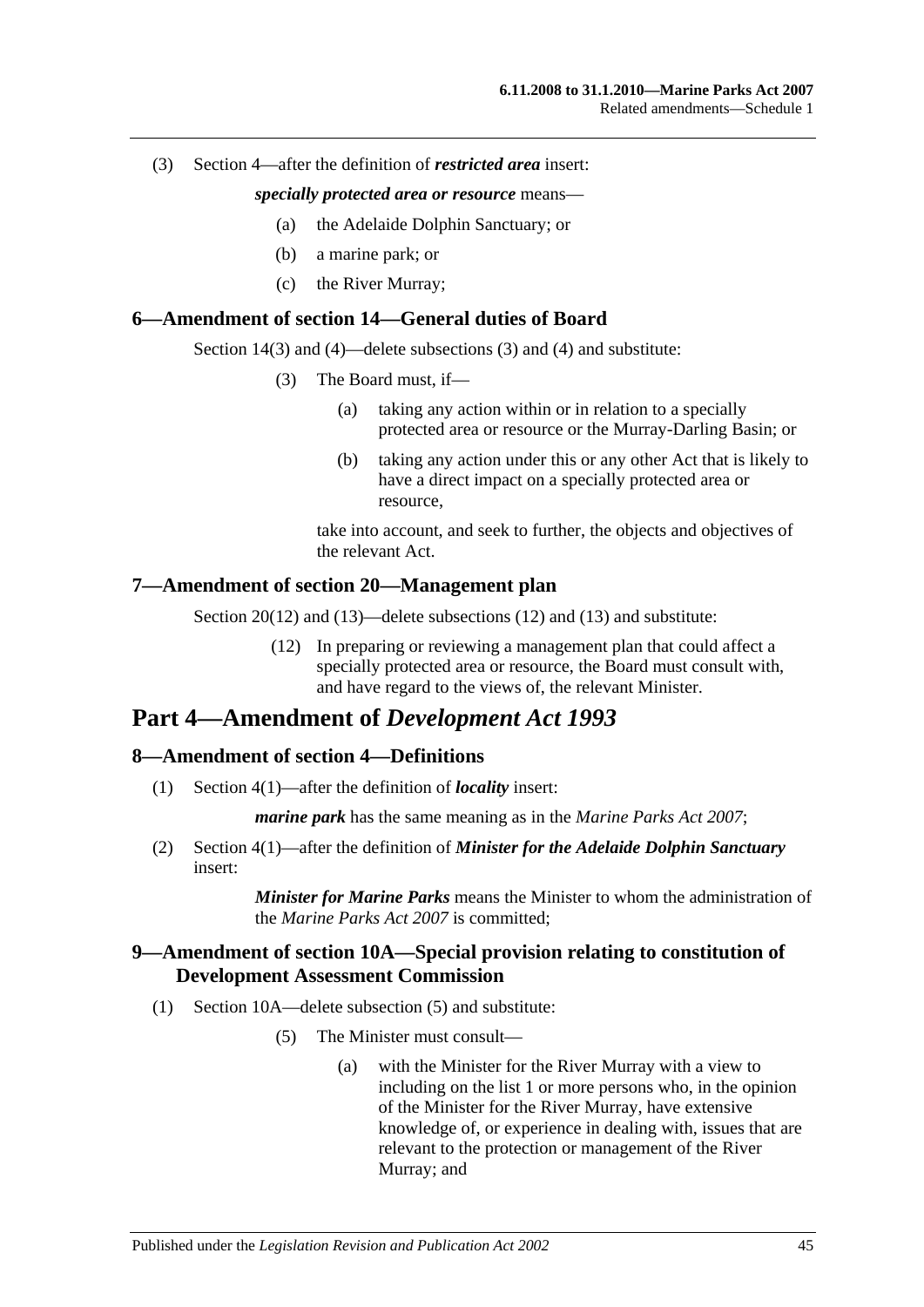(3) Section 4—after the definition of ***restricted area*** insert:

> ***specially protected area or resource*** means—
>
> (a) the Adelaide Dolphin Sanctuary; or
>
> (b) a marine park; or
>
> (c) the River Murray;

## 6—Amendment of section 14—General duties of Board

Section 14(3) and (4)—delete subsections (3) and (4) and substitute:

> (3) The Board must, if—
>
> (a) taking any action within or in relation to a specially protected area or resource or the Murray-Darling Basin; or
>
> (b) taking any action under this or any other Act that is likely to have a direct impact on a specially protected area or resource,
>
> take into account, and seek to further, the objects and objectives of the relevant Act.

## 7—Amendment of section 20—Management plan

Section 20(12) and (13)—delete subsections (12) and (13) and substitute:

> (12) In preparing or reviewing a management plan that could affect a specially protected area or resource, the Board must consult with, and have regard to the views of, the relevant Minister.

# Part 4—Amendment of *Development Act 1993*

## 8—Amendment of section 4—Definitions

(1) Section 4(1)—after the definition of ***locality*** insert:

> ***marine park*** has the same meaning as in the *Marine Parks Act 2007*;

(2) Section 4(1)—after the definition of ***Minister for the Adelaide Dolphin Sanctuary*** insert:

> ***Minister for Marine Parks*** means the Minister to whom the administration of the *Marine Parks Act 2007* is committed;

## 9—Amendment of section 10A—Special provision relating to constitution of Development Assessment Commission

(1) Section 10A—delete subsection (5) and substitute:

> (5) The Minister must consult—
>
> (a) with the Minister for the River Murray with a view to including on the list 1 or more persons who, in the opinion of the Minister for the River Murray, have extensive knowledge of, or experience in dealing with, issues that are relevant to the protection or management of the River Murray; and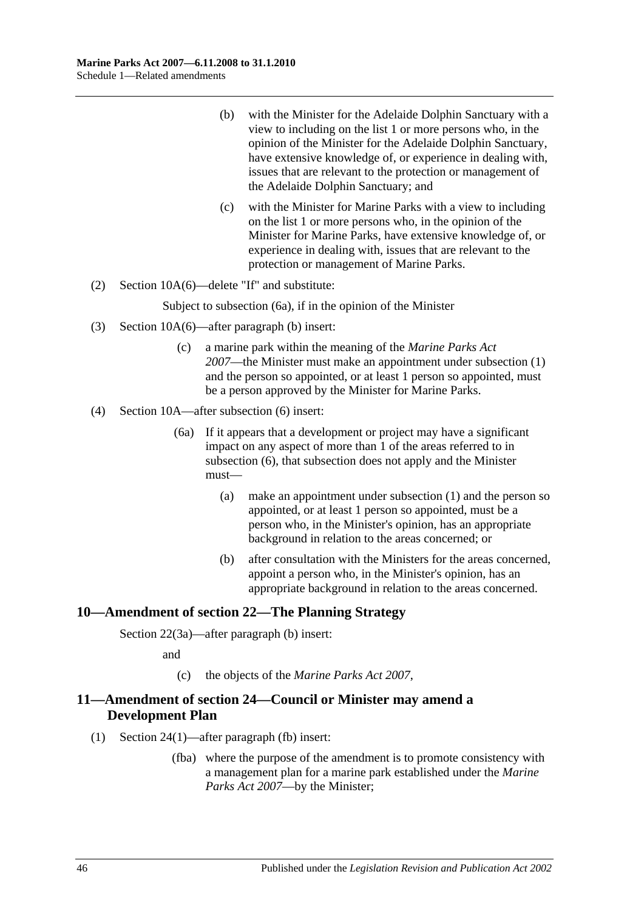(b) with the Minister for the Adelaide Dolphin Sanctuary with a view to including on the list 1 or more persons who, in the opinion of the Minister for the Adelaide Dolphin Sanctuary, have extensive knowledge of, or experience in dealing with, issues that are relevant to the protection or management of the Adelaide Dolphin Sanctuary; and

(c) with the Minister for Marine Parks with a view to including on the list 1 or more persons who, in the opinion of the Minister for Marine Parks, have extensive knowledge of, or experience in dealing with, issues that are relevant to the protection or management of Marine Parks.

(2) Section 10A(6)—delete "If" and substitute:

Subject to subsection (6a), if in the opinion of the Minister

(3) Section 10A(6)—after paragraph (b) insert:

(c) a marine park within the meaning of the *Marine Parks Act 2007*—the Minister must make an appointment under subsection (1) and the person so appointed, or at least 1 person so appointed, must be a person approved by the Minister for Marine Parks.

(4) Section 10A—after subsection (6) insert:

(6a) If it appears that a development or project may have a significant impact on any aspect of more than 1 of the areas referred to in subsection (6), that subsection does not apply and the Minister must—

(a) make an appointment under subsection (1) and the person so appointed, or at least 1 person so appointed, must be a person who, in the Minister's opinion, has an appropriate background in relation to the areas concerned; or

(b) after consultation with the Ministers for the areas concerned, appoint a person who, in the Minister's opinion, has an appropriate background in relation to the areas concerned.

## 10—Amendment of section 22—The Planning Strategy

Section 22(3a)—after paragraph (b) insert:

and

(c) the objects of the *Marine Parks Act 2007*,

## 11—Amendment of section 24—Council or Minister may amend a Development Plan

(1) Section 24(1)—after paragraph (fb) insert:

(fba) where the purpose of the amendment is to promote consistency with a management plan for a marine park established under the *Marine Parks Act 2007*—by the Minister;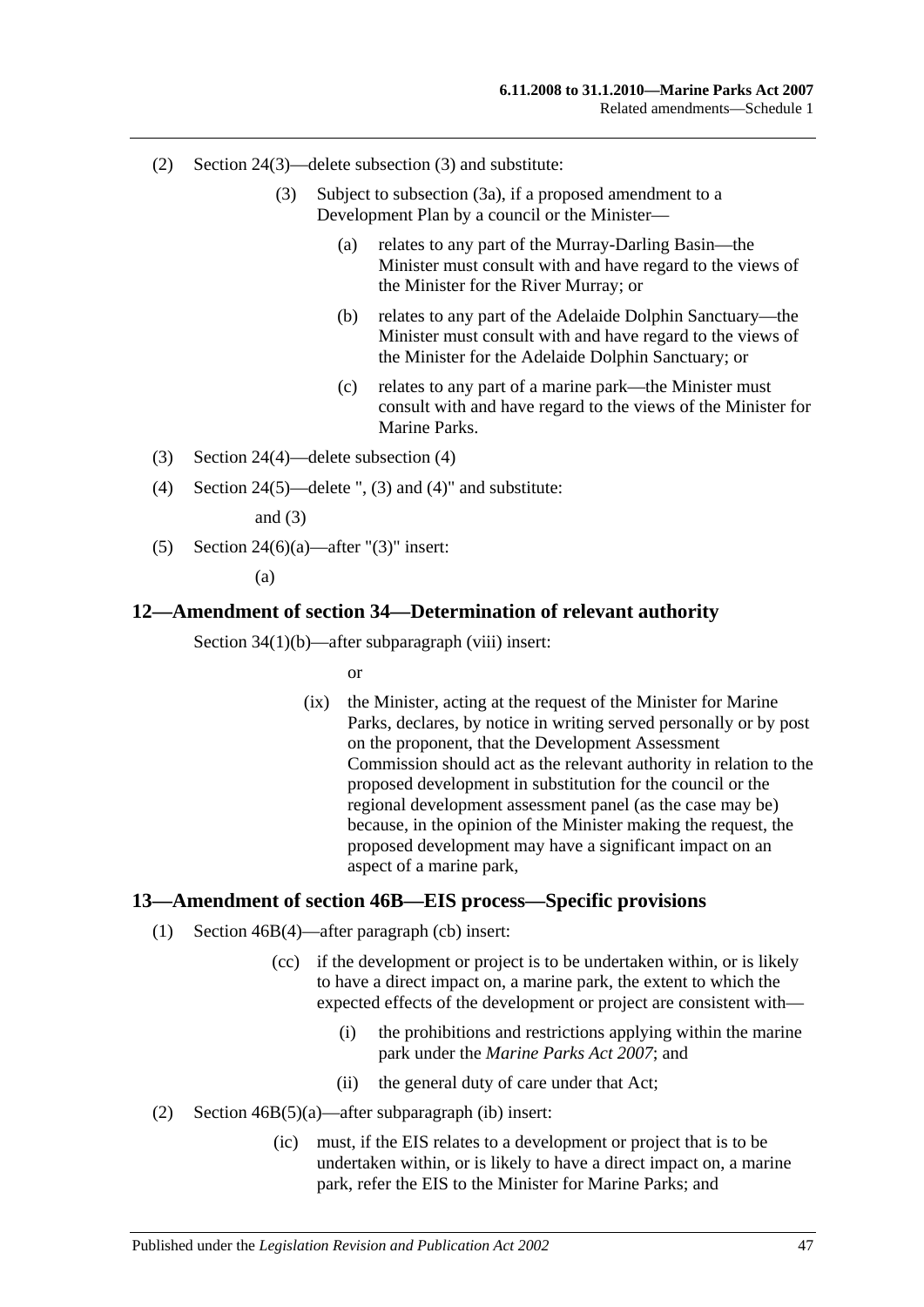(2) Section 24(3)—delete subsection (3) and substitute:

> (3) Subject to subsection (3a), if a proposed amendment to a Development Plan by a council or the Minister—
>
> > (a) relates to any part of the Murray-Darling Basin—the Minister must consult with and have regard to the views of the Minister for the River Murray; or
> >
> > (b) relates to any part of the Adelaide Dolphin Sanctuary—the Minister must consult with and have regard to the views of the Minister for the Adelaide Dolphin Sanctuary; or
> >
> > (c) relates to any part of a marine park—the Minister must consult with and have regard to the views of the Minister for Marine Parks.

(3) Section 24(4)—delete subsection (4)

(4) Section 24(5)—delete ", (3) and (4)" and substitute:

> and (3)

(5) Section 24(6)(a)—after "(3)" insert:

> (a)

## 12—Amendment of section 34—Determination of relevant authority

Section 34(1)(b)—after subparagraph (viii) insert:

> or
>
> (ix) the Minister, acting at the request of the Minister for Marine Parks, declares, by notice in writing served personally or by post on the proponent, that the Development Assessment Commission should act as the relevant authority in relation to the proposed development in substitution for the council or the regional development assessment panel (as the case may be) because, in the opinion of the Minister making the request, the proposed development may have a significant impact on an aspect of a marine park,

## 13—Amendment of section 46B—EIS process—Specific provisions

(1) Section 46B(4)—after paragraph (cb) insert:

> (cc) if the development or project is to be undertaken within, or is likely to have a direct impact on, a marine park, the extent to which the expected effects of the development or project are consistent with—
>
> > (i) the prohibitions and restrictions applying within the marine park under the *Marine Parks Act 2007*; and
> >
> > (ii) the general duty of care under that Act;

(2) Section 46B(5)(a)—after subparagraph (ib) insert:

> (ic) must, if the EIS relates to a development or project that is to be undertaken within, or is likely to have a direct impact on, a marine park, refer the EIS to the Minister for Marine Parks; and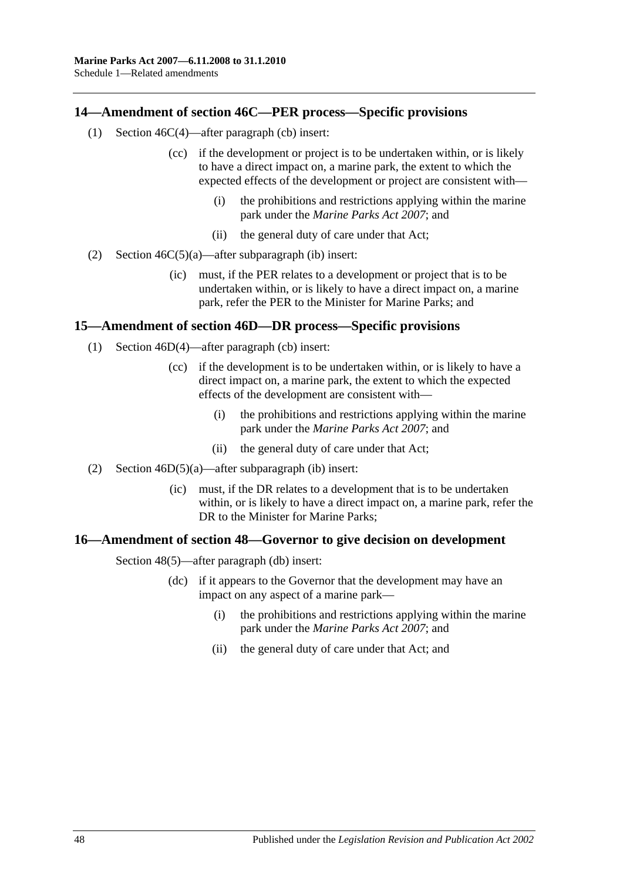## 14—Amendment of section 46C—PER process—Specific provisions

(1) Section 46C(4)—after paragraph (cb) insert:

> (cc) if the development or project is to be undertaken within, or is likely to have a direct impact on, a marine park, the extent to which the expected effects of the development or project are consistent with—
>
> > (i) the prohibitions and restrictions applying within the marine park under the *Marine Parks Act 2007*; and
> >
> > (ii) the general duty of care under that Act;

(2) Section 46C(5)(a)—after subparagraph (ib) insert:

> (ic) must, if the PER relates to a development or project that is to be undertaken within, or is likely to have a direct impact on, a marine park, refer the PER to the Minister for Marine Parks; and

## 15—Amendment of section 46D—DR process—Specific provisions

(1) Section 46D(4)—after paragraph (cb) insert:

> (cc) if the development is to be undertaken within, or is likely to have a direct impact on, a marine park, the extent to which the expected effects of the development are consistent with—
>
> > (i) the prohibitions and restrictions applying within the marine park under the *Marine Parks Act 2007*; and
> >
> > (ii) the general duty of care under that Act;

(2) Section 46D(5)(a)—after subparagraph (ib) insert:

> (ic) must, if the DR relates to a development that is to be undertaken within, or is likely to have a direct impact on, a marine park, refer the DR to the Minister for Marine Parks;

## 16—Amendment of section 48—Governor to give decision on development

Section 48(5)—after paragraph (db) insert:

> (dc) if it appears to the Governor that the development may have an impact on any aspect of a marine park—
>
> > (i) the prohibitions and restrictions applying within the marine park under the *Marine Parks Act 2007*; and
> >
> > (ii) the general duty of care under that Act; and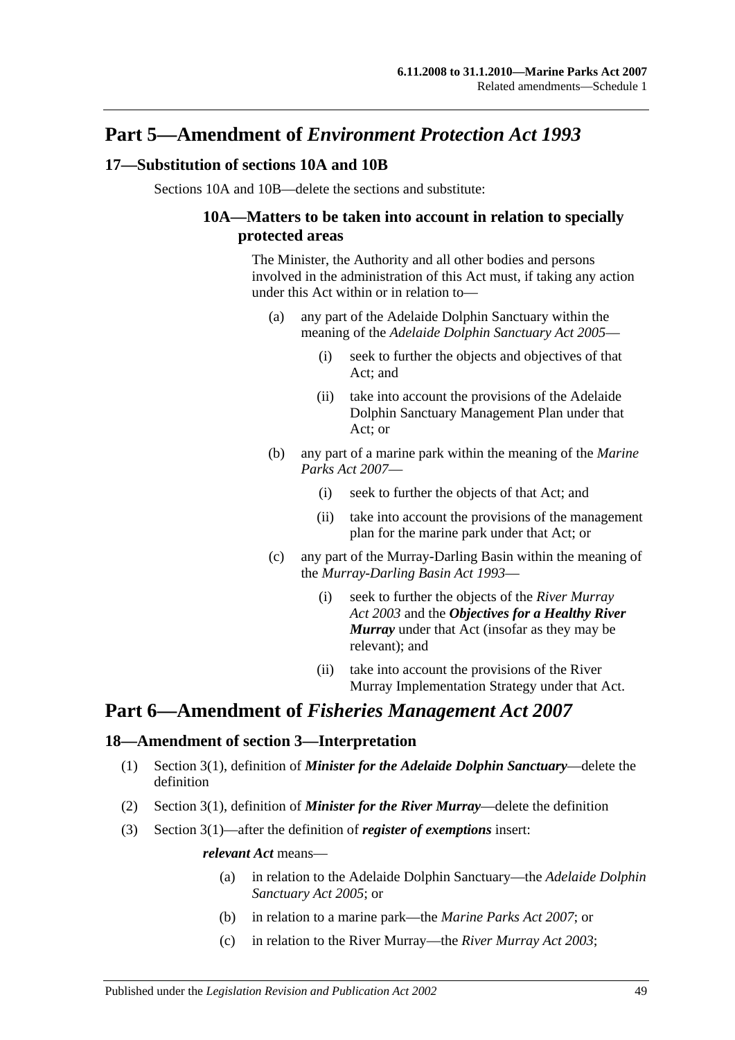## Part 5—Amendment of *Environment Protection Act 1993*

### 17—Substitution of sections 10A and 10B

Sections 10A and 10B—delete the sections and substitute:

#### 10A—Matters to be taken into account in relation to specially protected areas

The Minister, the Authority and all other bodies and persons involved in the administration of this Act must, if taking any action under this Act within or in relation to—

(a) any part of the Adelaide Dolphin Sanctuary within the meaning of the *Adelaide Dolphin Sanctuary Act 2005*—

(i) seek to further the objects and objectives of that Act; and

(ii) take into account the provisions of the Adelaide Dolphin Sanctuary Management Plan under that Act; or

(b) any part of a marine park within the meaning of the *Marine Parks Act 2007*—

(i) seek to further the objects of that Act; and

(ii) take into account the provisions of the management plan for the marine park under that Act; or

(c) any part of the Murray-Darling Basin within the meaning of the *Murray-Darling Basin Act 1993*—

(i) seek to further the objects of the *River Murray Act 2003* and the ***Objectives for a Healthy River Murray*** under that Act (insofar as they may be relevant); and

(ii) take into account the provisions of the River Murray Implementation Strategy under that Act.

## Part 6—Amendment of *Fisheries Management Act 2007*

### 18—Amendment of section 3—Interpretation

(1) Section 3(1), definition of ***Minister for the Adelaide Dolphin Sanctuary***—delete the definition

(2) Section 3(1), definition of ***Minister for the River Murray***—delete the definition

(3) Section 3(1)—after the definition of ***register of exemptions*** insert:

***relevant Act*** means—

(a) in relation to the Adelaide Dolphin Sanctuary—the *Adelaide Dolphin Sanctuary Act 2005*; or

(b) in relation to a marine park—the *Marine Parks Act 2007*; or

(c) in relation to the River Murray—the *River Murray Act 2003*;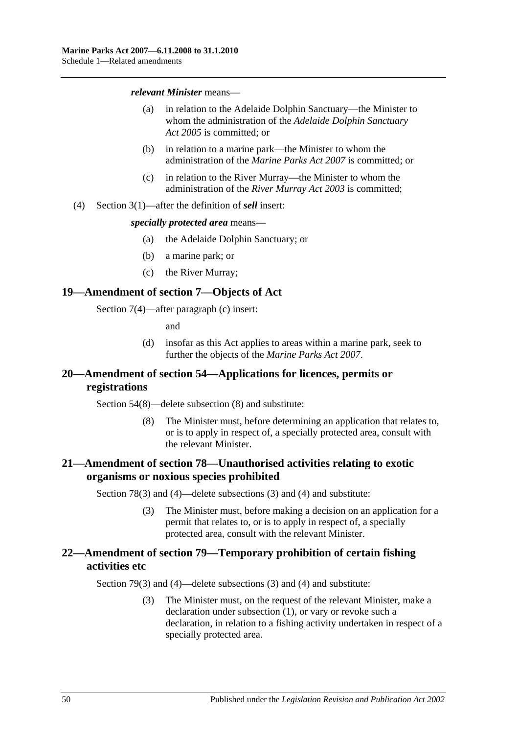***relevant Minister*** means—

(a) in relation to the Adelaide Dolphin Sanctuary—the Minister to whom the administration of the *Adelaide Dolphin Sanctuary Act 2005* is committed; or

(b) in relation to a marine park—the Minister to whom the administration of the *Marine Parks Act 2007* is committed; or

(c) in relation to the River Murray—the Minister to whom the administration of the *River Murray Act 2003* is committed;

(4) Section 3(1)—after the definition of ***sell*** insert:

***specially protected area*** means—

(a) the Adelaide Dolphin Sanctuary; or

(b) a marine park; or

(c) the River Murray;

## 19—Amendment of section 7—Objects of Act

Section 7(4)—after paragraph (c) insert:

and

(d) insofar as this Act applies to areas within a marine park, seek to further the objects of the *Marine Parks Act 2007*.

## 20—Amendment of section 54—Applications for licences, permits or registrations

Section 54(8)—delete subsection (8) and substitute:

(8) The Minister must, before determining an application that relates to, or is to apply in respect of, a specially protected area, consult with the relevant Minister.

## 21—Amendment of section 78—Unauthorised activities relating to exotic organisms or noxious species prohibited

Section 78(3) and (4)—delete subsections (3) and (4) and substitute:

(3) The Minister must, before making a decision on an application for a permit that relates to, or is to apply in respect of, a specially protected area, consult with the relevant Minister.

## 22—Amendment of section 79—Temporary prohibition of certain fishing activities etc

Section 79(3) and (4)—delete subsections (3) and (4) and substitute:

(3) The Minister must, on the request of the relevant Minister, make a declaration under subsection (1), or vary or revoke such a declaration, in relation to a fishing activity undertaken in respect of a specially protected area.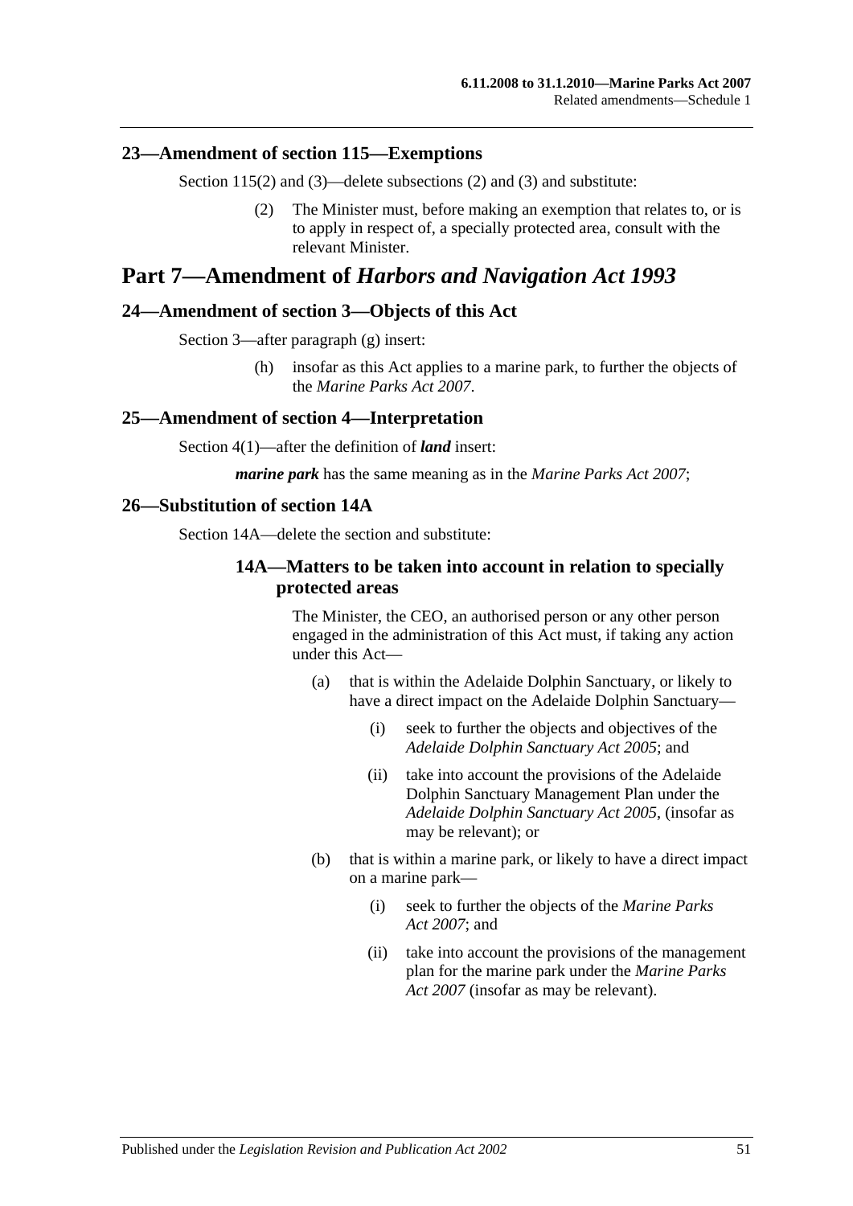### 23—Amendment of section 115—Exemptions

Section 115(2) and (3)—delete subsections (2) and (3) and substitute:

> (2) The Minister must, before making an exemption that relates to, or is to apply in respect of, a specially protected area, consult with the relevant Minister.

## Part 7—Amendment of *Harbors and Navigation Act 1993*

### 24—Amendment of section 3—Objects of this Act

Section 3—after paragraph (g) insert:

> (h) insofar as this Act applies to a marine park, to further the objects of the *Marine Parks Act 2007*.

### 25—Amendment of section 4—Interpretation

Section 4(1)—after the definition of ***land*** insert:

> ***marine park*** has the same meaning as in the *Marine Parks Act 2007*;

### 26—Substitution of section 14A

Section 14A—delete the section and substitute:

> #### 14A—Matters to be taken into account in relation to specially protected areas
>
> The Minister, the CEO, an authorised person or any other person engaged in the administration of this Act must, if taking any action under this Act—
>
> (a) that is within the Adelaide Dolphin Sanctuary, or likely to have a direct impact on the Adelaide Dolphin Sanctuary—
>
> (i) seek to further the objects and objectives of the *Adelaide Dolphin Sanctuary Act 2005*; and
>
> (ii) take into account the provisions of the Adelaide Dolphin Sanctuary Management Plan under the *Adelaide Dolphin Sanctuary Act 2005*, (insofar as may be relevant); or
>
> (b) that is within a marine park, or likely to have a direct impact on a marine park—
>
> (i) seek to further the objects of the *Marine Parks Act 2007*; and
>
> (ii) take into account the provisions of the management plan for the marine park under the *Marine Parks Act 2007* (insofar as may be relevant).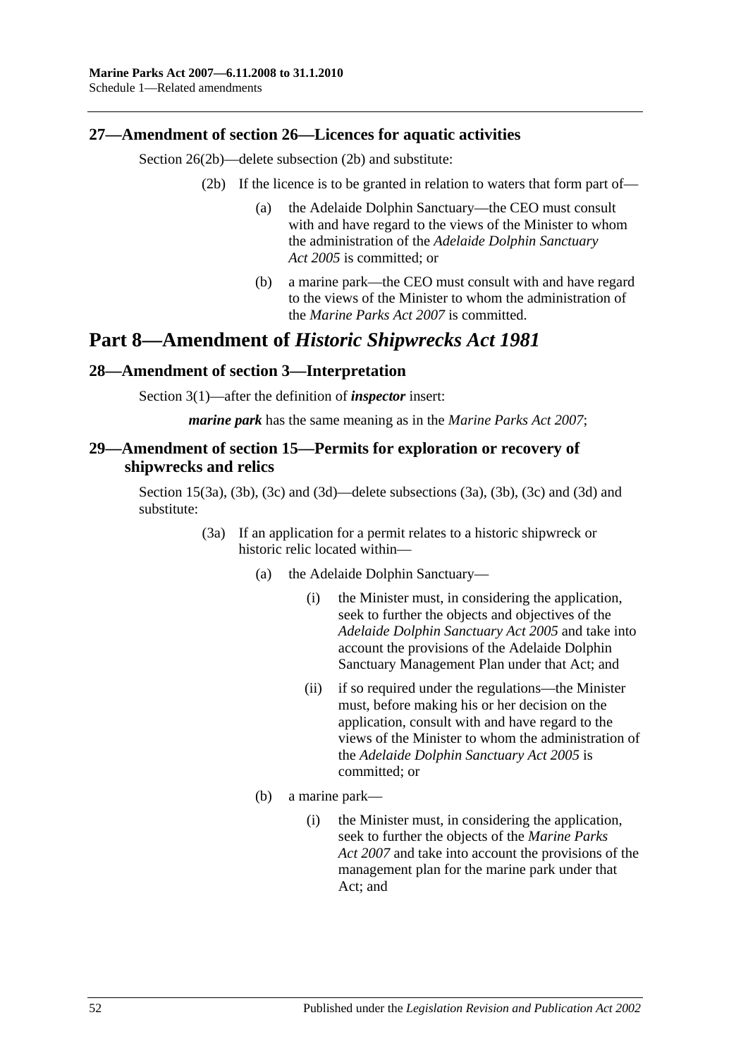## 27—Amendment of section 26—Licences for aquatic activities

Section 26(2b)—delete subsection (2b) and substitute:

(2b) If the licence is to be granted in relation to waters that form part of—

(a) the Adelaide Dolphin Sanctuary—the CEO must consult with and have regard to the views of the Minister to whom the administration of the *Adelaide Dolphin Sanctuary Act 2005* is committed; or

(b) a marine park—the CEO must consult with and have regard to the views of the Minister to whom the administration of the *Marine Parks Act 2007* is committed.

# Part 8—Amendment of *Historic Shipwrecks Act 1981*

## 28—Amendment of section 3—Interpretation

Section 3(1)—after the definition of ***inspector*** insert:

***marine park*** has the same meaning as in the *Marine Parks Act 2007*;

## 29—Amendment of section 15—Permits for exploration or recovery of shipwrecks and relics

Section 15(3a), (3b), (3c) and (3d)—delete subsections (3a), (3b), (3c) and (3d) and substitute:

(3a) If an application for a permit relates to a historic shipwreck or historic relic located within—

(a) the Adelaide Dolphin Sanctuary—

(i) the Minister must, in considering the application, seek to further the objects and objectives of the *Adelaide Dolphin Sanctuary Act 2005* and take into account the provisions of the Adelaide Dolphin Sanctuary Management Plan under that Act; and

(ii) if so required under the regulations—the Minister must, before making his or her decision on the application, consult with and have regard to the views of the Minister to whom the administration of the *Adelaide Dolphin Sanctuary Act 2005* is committed; or

(b) a marine park—

(i) the Minister must, in considering the application, seek to further the objects of the *Marine Parks Act 2007* and take into account the provisions of the management plan for the marine park under that Act; and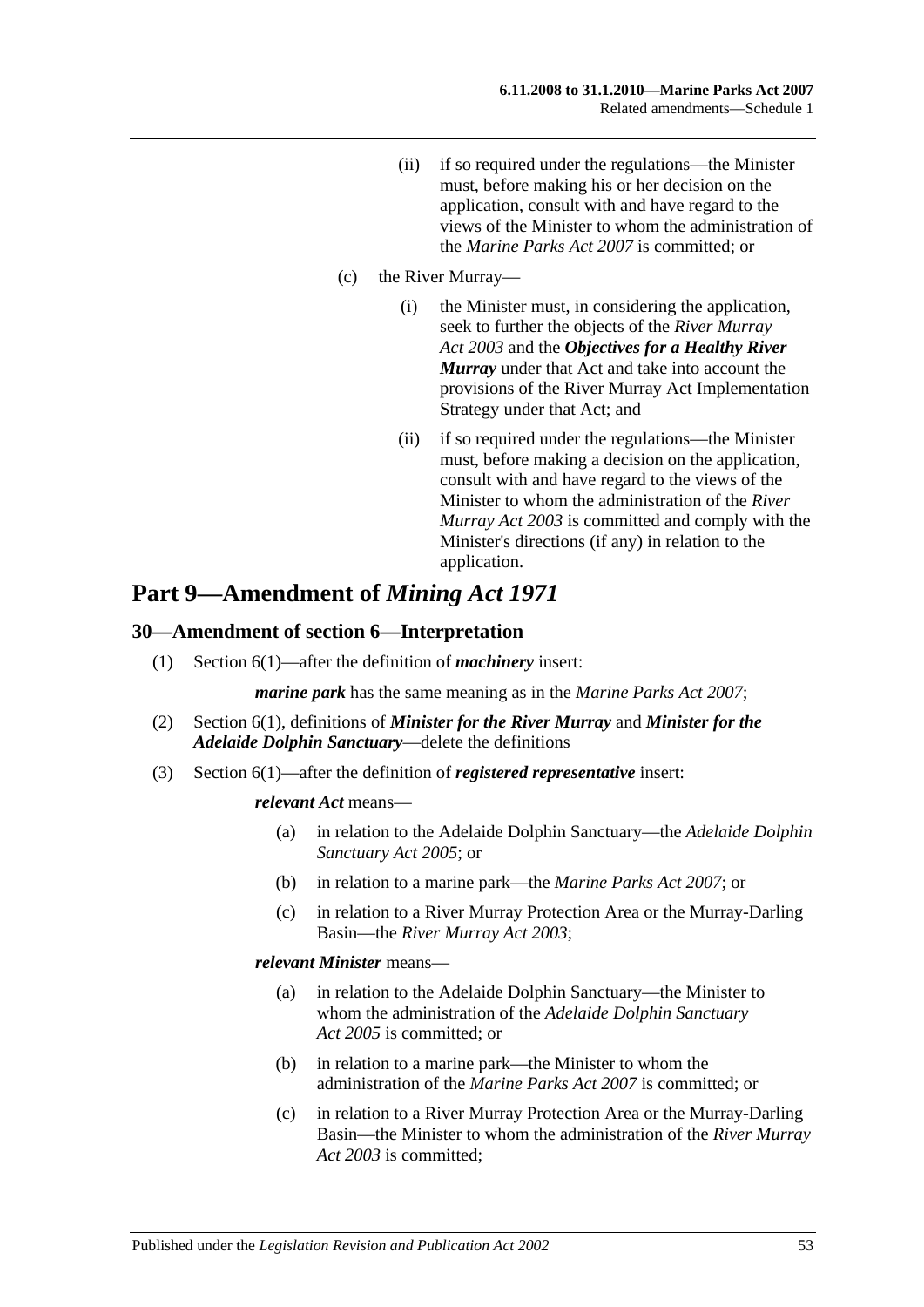(ii) if so required under the regulations—the Minister must, before making his or her decision on the application, consult with and have regard to the views of the Minister to whom the administration of the *Marine Parks Act 2007* is committed; or

(c) the River Murray—

(i) the Minister must, in considering the application, seek to further the objects of the *River Murray Act 2003* and the ***Objectives for a Healthy River Murray*** under that Act and take into account the provisions of the River Murray Act Implementation Strategy under that Act; and

(ii) if so required under the regulations—the Minister must, before making a decision on the application, consult with and have regard to the views of the Minister to whom the administration of the *River Murray Act 2003* is committed and comply with the Minister's directions (if any) in relation to the application.

## Part 9—Amendment of *Mining Act 1971*

### 30—Amendment of section 6—Interpretation

(1) Section 6(1)—after the definition of ***machinery*** insert:

***marine park*** has the same meaning as in the *Marine Parks Act 2007*;

(2) Section 6(1), definitions of ***Minister for the River Murray*** and ***Minister for the Adelaide Dolphin Sanctuary***—delete the definitions

(3) Section 6(1)—after the definition of ***registered representative*** insert:

***relevant Act*** means—

(a) in relation to the Adelaide Dolphin Sanctuary—the *Adelaide Dolphin Sanctuary Act 2005*; or

(b) in relation to a marine park—the *Marine Parks Act 2007*; or

(c) in relation to a River Murray Protection Area or the Murray-Darling Basin—the *River Murray Act 2003*;

***relevant Minister*** means—

(a) in relation to the Adelaide Dolphin Sanctuary—the Minister to whom the administration of the *Adelaide Dolphin Sanctuary Act 2005* is committed; or

(b) in relation to a marine park—the Minister to whom the administration of the *Marine Parks Act 2007* is committed; or

(c) in relation to a River Murray Protection Area or the Murray-Darling Basin—the Minister to whom the administration of the *River Murray Act 2003* is committed;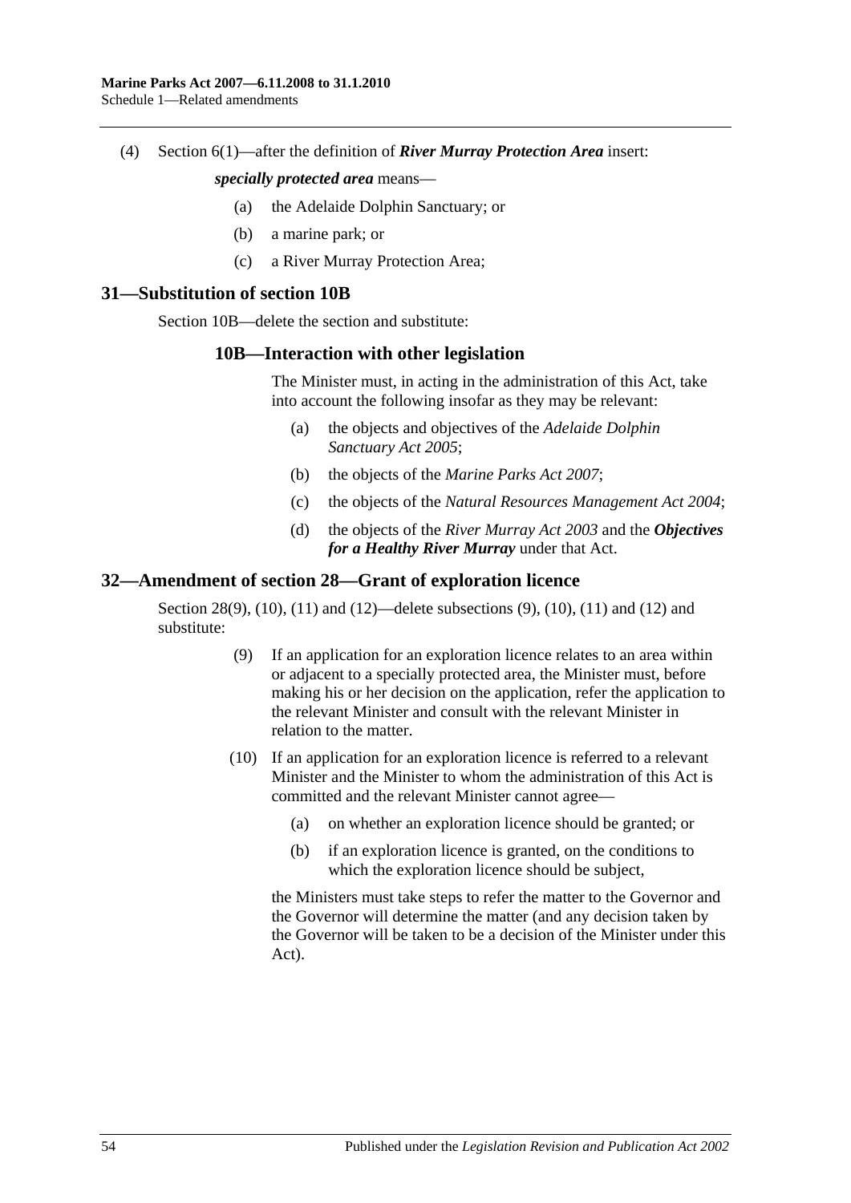(4) Section 6(1)—after the definition of ***River Murray Protection Area*** insert:

***specially protected area*** means—

- (a) the Adelaide Dolphin Sanctuary; or
- (b) a marine park; or
- (c) a River Murray Protection Area;

## 31—Substitution of section 10B

Section 10B—delete the section and substitute:

### 10B—Interaction with other legislation

The Minister must, in acting in the administration of this Act, take into account the following insofar as they may be relevant:

- (a) the objects and objectives of the *Adelaide Dolphin Sanctuary Act 2005*;
- (b) the objects of the *Marine Parks Act 2007*;
- (c) the objects of the *Natural Resources Management Act 2004*;
- (d) the objects of the *River Murray Act 2003* and the ***Objectives for a Healthy River Murray*** under that Act.

## 32—Amendment of section 28—Grant of exploration licence

Section 28(9), (10), (11) and (12)—delete subsections (9), (10), (11) and (12) and substitute:

(9) If an application for an exploration licence relates to an area within or adjacent to a specially protected area, the Minister must, before making his or her decision on the application, refer the application to the relevant Minister and consult with the relevant Minister in relation to the matter.

(10) If an application for an exploration licence is referred to a relevant Minister and the Minister to whom the administration of this Act is committed and the relevant Minister cannot agree—

- (a) on whether an exploration licence should be granted; or
- (b) if an exploration licence is granted, on the conditions to which the exploration licence should be subject,

the Ministers must take steps to refer the matter to the Governor and the Governor will determine the matter (and any decision taken by the Governor will be taken to be a decision of the Minister under this Act).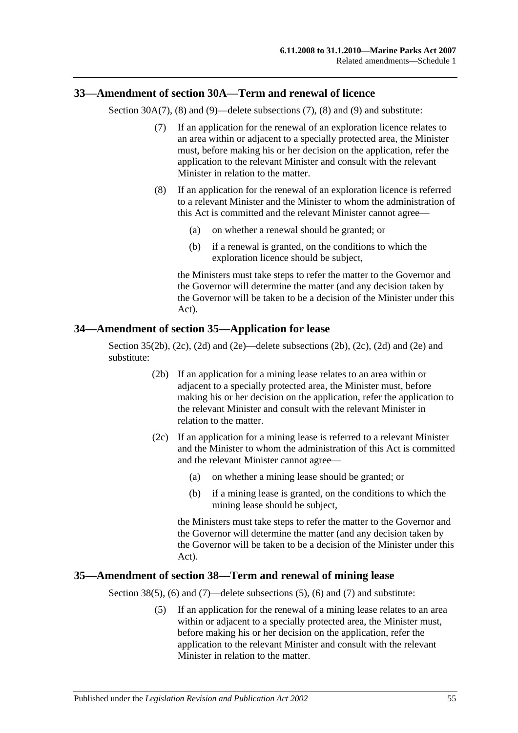## 33—Amendment of section 30A—Term and renewal of licence

Section 30A(7), (8) and (9)—delete subsections (7), (8) and (9) and substitute:

> (7) If an application for the renewal of an exploration licence relates to an area within or adjacent to a specially protected area, the Minister must, before making his or her decision on the application, refer the application to the relevant Minister and consult with the relevant Minister in relation to the matter.
>
> (8) If an application for the renewal of an exploration licence is referred to a relevant Minister and the Minister to whom the administration of this Act is committed and the relevant Minister cannot agree—
>
> (a) on whether a renewal should be granted; or
>
> (b) if a renewal is granted, on the conditions to which the exploration licence should be subject,
>
> the Ministers must take steps to refer the matter to the Governor and the Governor will determine the matter (and any decision taken by the Governor will be taken to be a decision of the Minister under this Act).

## 34—Amendment of section 35—Application for lease

Section 35(2b), (2c), (2d) and (2e)—delete subsections (2b), (2c), (2d) and (2e) and substitute:

> (2b) If an application for a mining lease relates to an area within or adjacent to a specially protected area, the Minister must, before making his or her decision on the application, refer the application to the relevant Minister and consult with the relevant Minister in relation to the matter.
>
> (2c) If an application for a mining lease is referred to a relevant Minister and the Minister to whom the administration of this Act is committed and the relevant Minister cannot agree—
>
> (a) on whether a mining lease should be granted; or
>
> (b) if a mining lease is granted, on the conditions to which the mining lease should be subject,
>
> the Ministers must take steps to refer the matter to the Governor and the Governor will determine the matter (and any decision taken by the Governor will be taken to be a decision of the Minister under this Act).

## 35—Amendment of section 38—Term and renewal of mining lease

Section 38(5), (6) and (7)—delete subsections (5), (6) and (7) and substitute:

> (5) If an application for the renewal of a mining lease relates to an area within or adjacent to a specially protected area, the Minister must, before making his or her decision on the application, refer the application to the relevant Minister and consult with the relevant Minister in relation to the matter.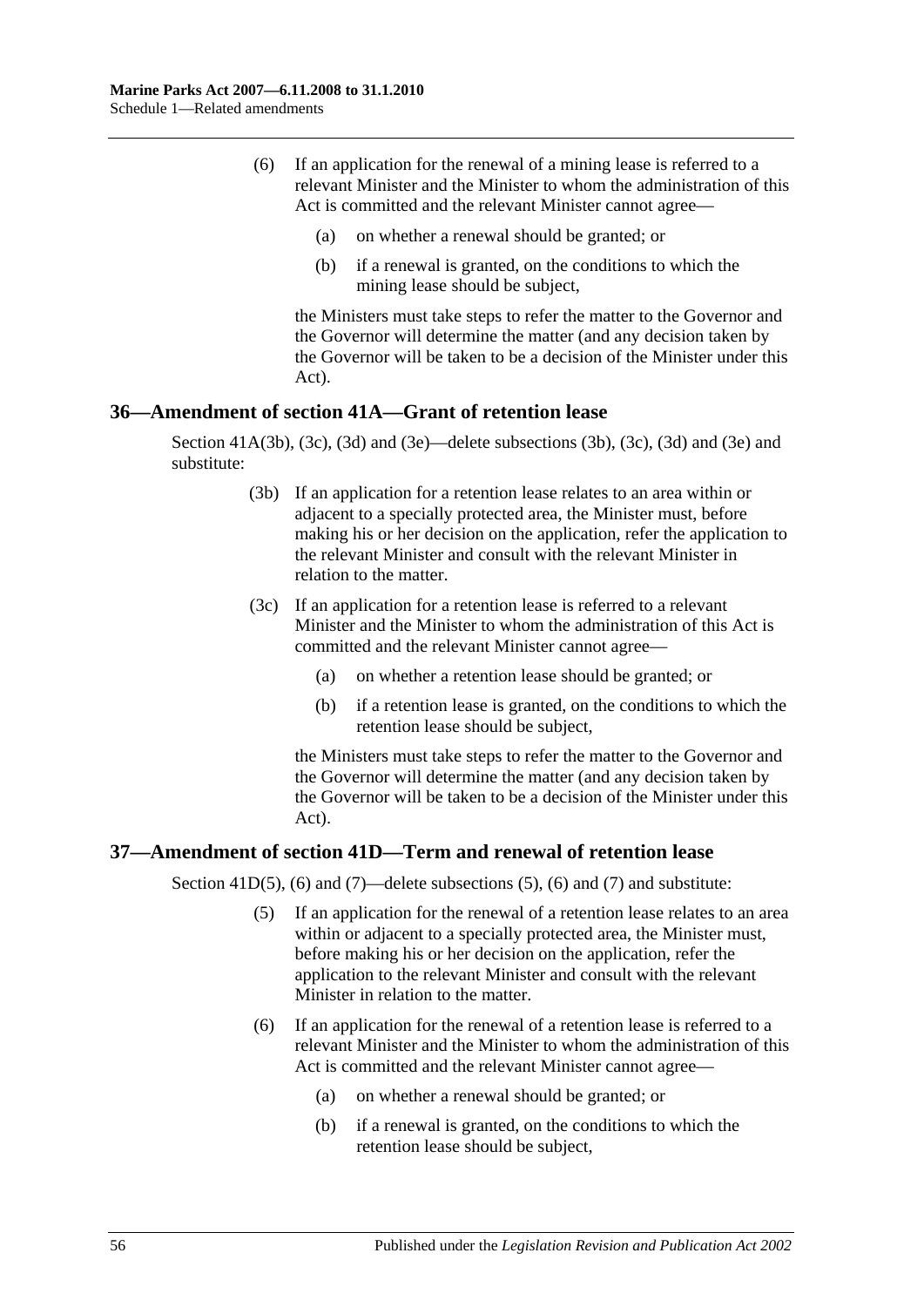(6) If an application for the renewal of a mining lease is referred to a relevant Minister and the Minister to whom the administration of this Act is committed and the relevant Minister cannot agree—

(a) on whether a renewal should be granted; or

(b) if a renewal is granted, on the conditions to which the mining lease should be subject,

the Ministers must take steps to refer the matter to the Governor and the Governor will determine the matter (and any decision taken by the Governor will be taken to be a decision of the Minister under this Act).

## 36—Amendment of section 41A—Grant of retention lease

Section 41A(3b), (3c), (3d) and (3e)—delete subsections (3b), (3c), (3d) and (3e) and substitute:

(3b) If an application for a retention lease relates to an area within or adjacent to a specially protected area, the Minister must, before making his or her decision on the application, refer the application to the relevant Minister and consult with the relevant Minister in relation to the matter.

(3c) If an application for a retention lease is referred to a relevant Minister and the Minister to whom the administration of this Act is committed and the relevant Minister cannot agree—

(a) on whether a retention lease should be granted; or

(b) if a retention lease is granted, on the conditions to which the retention lease should be subject,

the Ministers must take steps to refer the matter to the Governor and the Governor will determine the matter (and any decision taken by the Governor will be taken to be a decision of the Minister under this Act).

## 37—Amendment of section 41D—Term and renewal of retention lease

Section 41D(5), (6) and (7)—delete subsections (5), (6) and (7) and substitute:

(5) If an application for the renewal of a retention lease relates to an area within or adjacent to a specially protected area, the Minister must, before making his or her decision on the application, refer the application to the relevant Minister and consult with the relevant Minister in relation to the matter.

(6) If an application for the renewal of a retention lease is referred to a relevant Minister and the Minister to whom the administration of this Act is committed and the relevant Minister cannot agree—

(a) on whether a renewal should be granted; or

(b) if a renewal is granted, on the conditions to which the retention lease should be subject,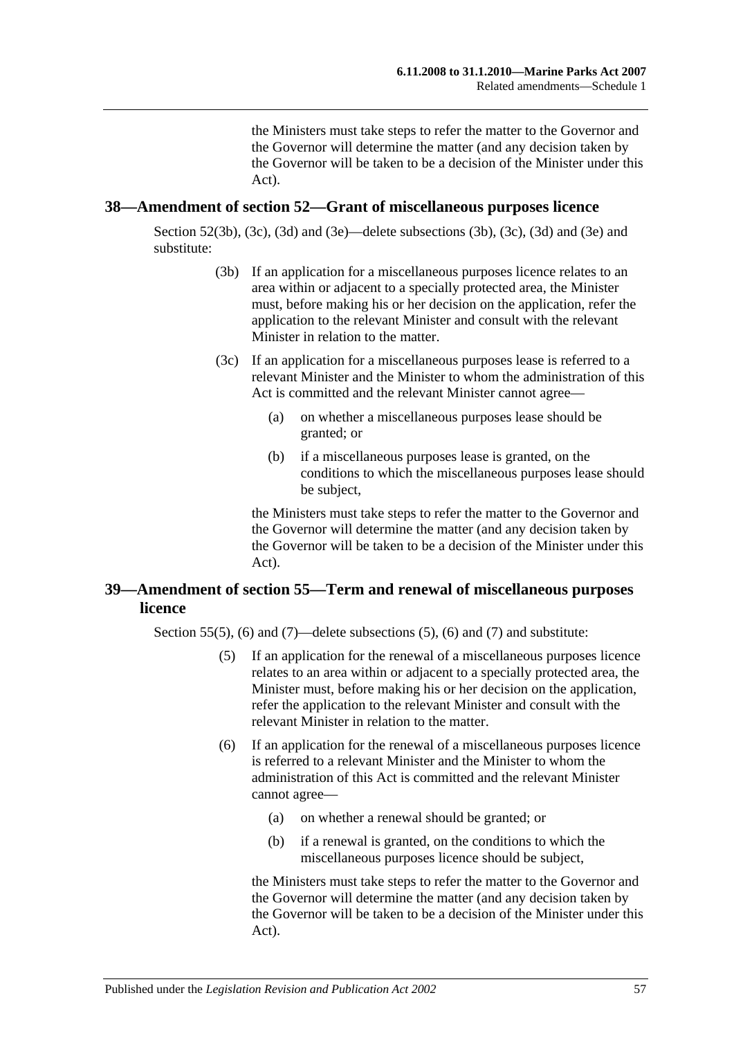the Ministers must take steps to refer the matter to the Governor and the Governor will determine the matter (and any decision taken by the Governor will be taken to be a decision of the Minister under this Act).

## 38—Amendment of section 52—Grant of miscellaneous purposes licence

Section 52(3b), (3c), (3d) and (3e)—delete subsections (3b), (3c), (3d) and (3e) and substitute:

> (3b) If an application for a miscellaneous purposes licence relates to an area within or adjacent to a specially protected area, the Minister must, before making his or her decision on the application, refer the application to the relevant Minister and consult with the relevant Minister in relation to the matter.
>
> (3c) If an application for a miscellaneous purposes lease is referred to a relevant Minister and the Minister to whom the administration of this Act is committed and the relevant Minister cannot agree—
>
> (a) on whether a miscellaneous purposes lease should be granted; or
>
> (b) if a miscellaneous purposes lease is granted, on the conditions to which the miscellaneous purposes lease should be subject,
>
> the Ministers must take steps to refer the matter to the Governor and the Governor will determine the matter (and any decision taken by the Governor will be taken to be a decision of the Minister under this Act).

## 39—Amendment of section 55—Term and renewal of miscellaneous purposes licence

Section 55(5), (6) and (7)—delete subsections (5), (6) and (7) and substitute:

> (5) If an application for the renewal of a miscellaneous purposes licence relates to an area within or adjacent to a specially protected area, the Minister must, before making his or her decision on the application, refer the application to the relevant Minister and consult with the relevant Minister in relation to the matter.
>
> (6) If an application for the renewal of a miscellaneous purposes licence is referred to a relevant Minister and the Minister to whom the administration of this Act is committed and the relevant Minister cannot agree—
>
> (a) on whether a renewal should be granted; or
>
> (b) if a renewal is granted, on the conditions to which the miscellaneous purposes licence should be subject,
>
> the Ministers must take steps to refer the matter to the Governor and the Governor will determine the matter (and any decision taken by the Governor will be taken to be a decision of the Minister under this Act).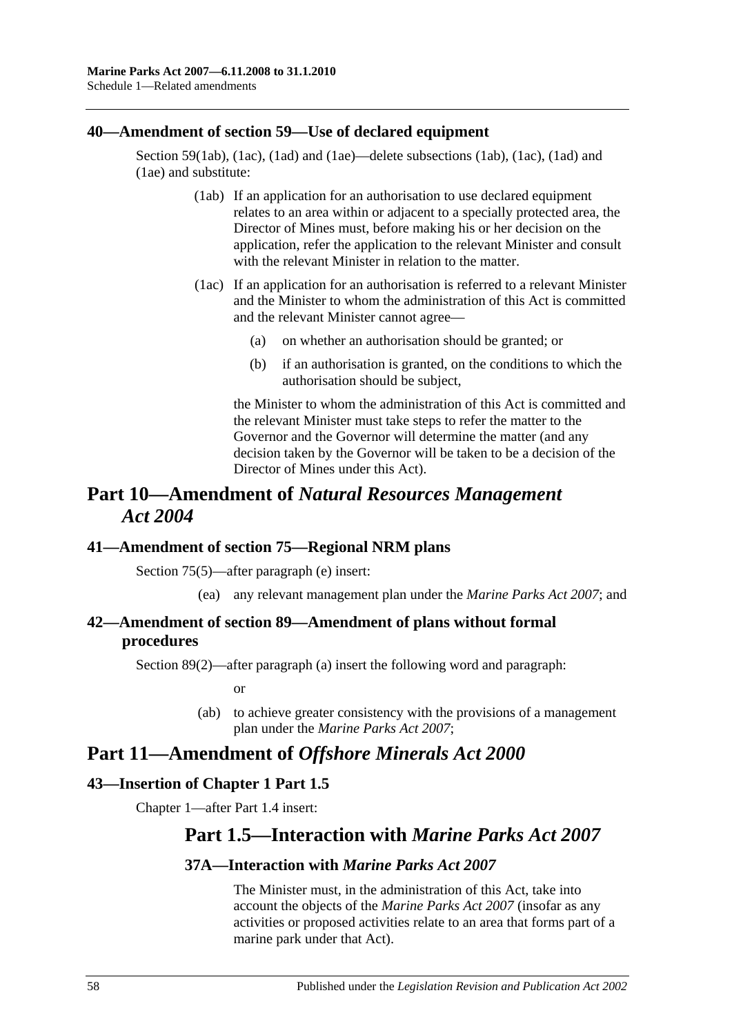### 40—Amendment of section 59—Use of declared equipment

Section 59(1ab), (1ac), (1ad) and (1ae)—delete subsections (1ab), (1ac), (1ad) and (1ae) and substitute:

> (1ab) If an application for an authorisation to use declared equipment relates to an area within or adjacent to a specially protected area, the Director of Mines must, before making his or her decision on the application, refer the application to the relevant Minister and consult with the relevant Minister in relation to the matter.
>
> (1ac) If an application for an authorisation is referred to a relevant Minister and the Minister to whom the administration of this Act is committed and the relevant Minister cannot agree—
>
> (a) on whether an authorisation should be granted; or
>
> (b) if an authorisation is granted, on the conditions to which the authorisation should be subject,
>
> the Minister to whom the administration of this Act is committed and the relevant Minister must take steps to refer the matter to the Governor and the Governor will determine the matter (and any decision taken by the Governor will be taken to be a decision of the Director of Mines under this Act).

## Part 10—Amendment of *Natural Resources Management Act 2004*

### 41—Amendment of section 75—Regional NRM plans

Section 75(5)—after paragraph (e) insert:

> (ea) any relevant management plan under the *Marine Parks Act 2007*; and

### 42—Amendment of section 89—Amendment of plans without formal procedures

Section 89(2)—after paragraph (a) insert the following word and paragraph:

> or
>
> (ab) to achieve greater consistency with the provisions of a management plan under the *Marine Parks Act 2007*;

## Part 11—Amendment of *Offshore Minerals Act 2000*

### 43—Insertion of Chapter 1 Part 1.5

Chapter 1—after Part 1.4 insert:

> ## Part 1.5—Interaction with *Marine Parks Act 2007*
>
> ### 37A—Interaction with *Marine Parks Act 2007*
>
> The Minister must, in the administration of this Act, take into account the objects of the *Marine Parks Act 2007* (insofar as any activities or proposed activities relate to an area that forms part of a marine park under that Act).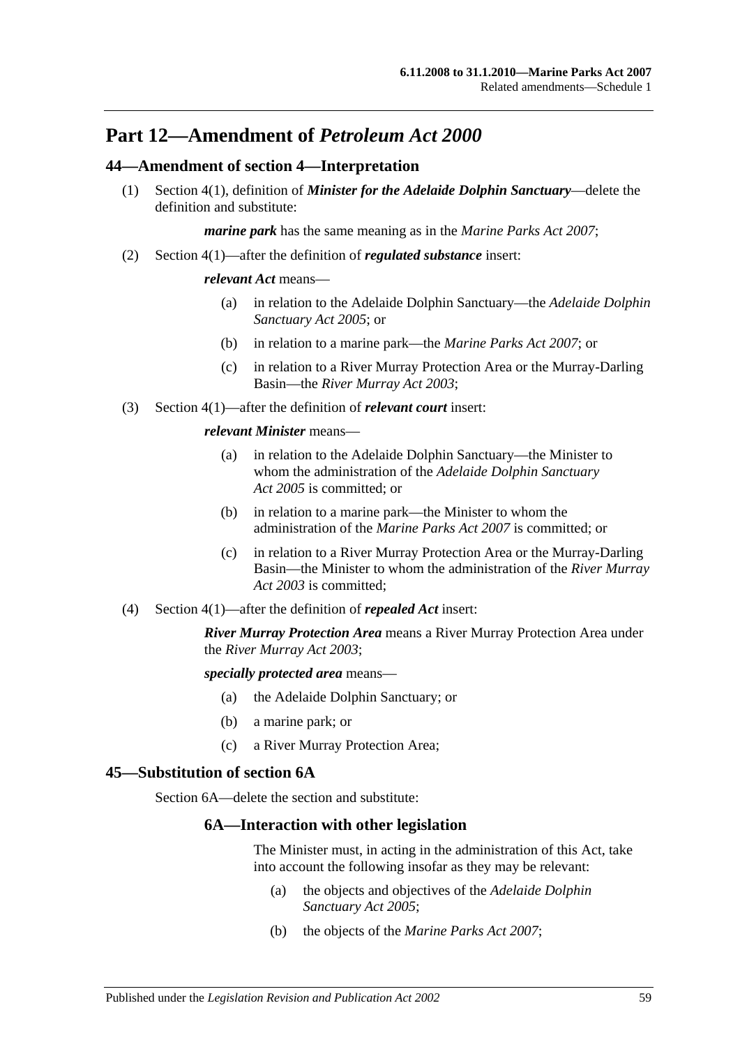## Part 12—Amendment of *Petroleum Act 2000*

### 44—Amendment of section 4—Interpretation

(1) Section 4(1), definition of ***Minister for the Adelaide Dolphin Sanctuary***—delete the definition and substitute:

> ***marine park*** has the same meaning as in the *Marine Parks Act 2007*;

(2) Section 4(1)—after the definition of ***regulated substance*** insert:

> ***relevant Act*** means—
>
> (a) in relation to the Adelaide Dolphin Sanctuary—the *Adelaide Dolphin Sanctuary Act 2005*; or
>
> (b) in relation to a marine park—the *Marine Parks Act 2007*; or
>
> (c) in relation to a River Murray Protection Area or the Murray-Darling Basin—the *River Murray Act 2003*;

(3) Section 4(1)—after the definition of ***relevant court*** insert:

> ***relevant Minister*** means—
>
> (a) in relation to the Adelaide Dolphin Sanctuary—the Minister to whom the administration of the *Adelaide Dolphin Sanctuary Act 2005* is committed; or
>
> (b) in relation to a marine park—the Minister to whom the administration of the *Marine Parks Act 2007* is committed; or
>
> (c) in relation to a River Murray Protection Area or the Murray-Darling Basin—the Minister to whom the administration of the *River Murray Act 2003* is committed;

(4) Section 4(1)—after the definition of ***repealed Act*** insert:

> ***River Murray Protection Area*** means a River Murray Protection Area under the *River Murray Act 2003*;
>
> ***specially protected area*** means—
>
> (a) the Adelaide Dolphin Sanctuary; or
>
> (b) a marine park; or
>
> (c) a River Murray Protection Area;

### 45—Substitution of section 6A

Section 6A—delete the section and substitute:

> #### 6A—Interaction with other legislation
>
> The Minister must, in acting in the administration of this Act, take into account the following insofar as they may be relevant:
>
> (a) the objects and objectives of the *Adelaide Dolphin Sanctuary Act 2005*;
>
> (b) the objects of the *Marine Parks Act 2007*;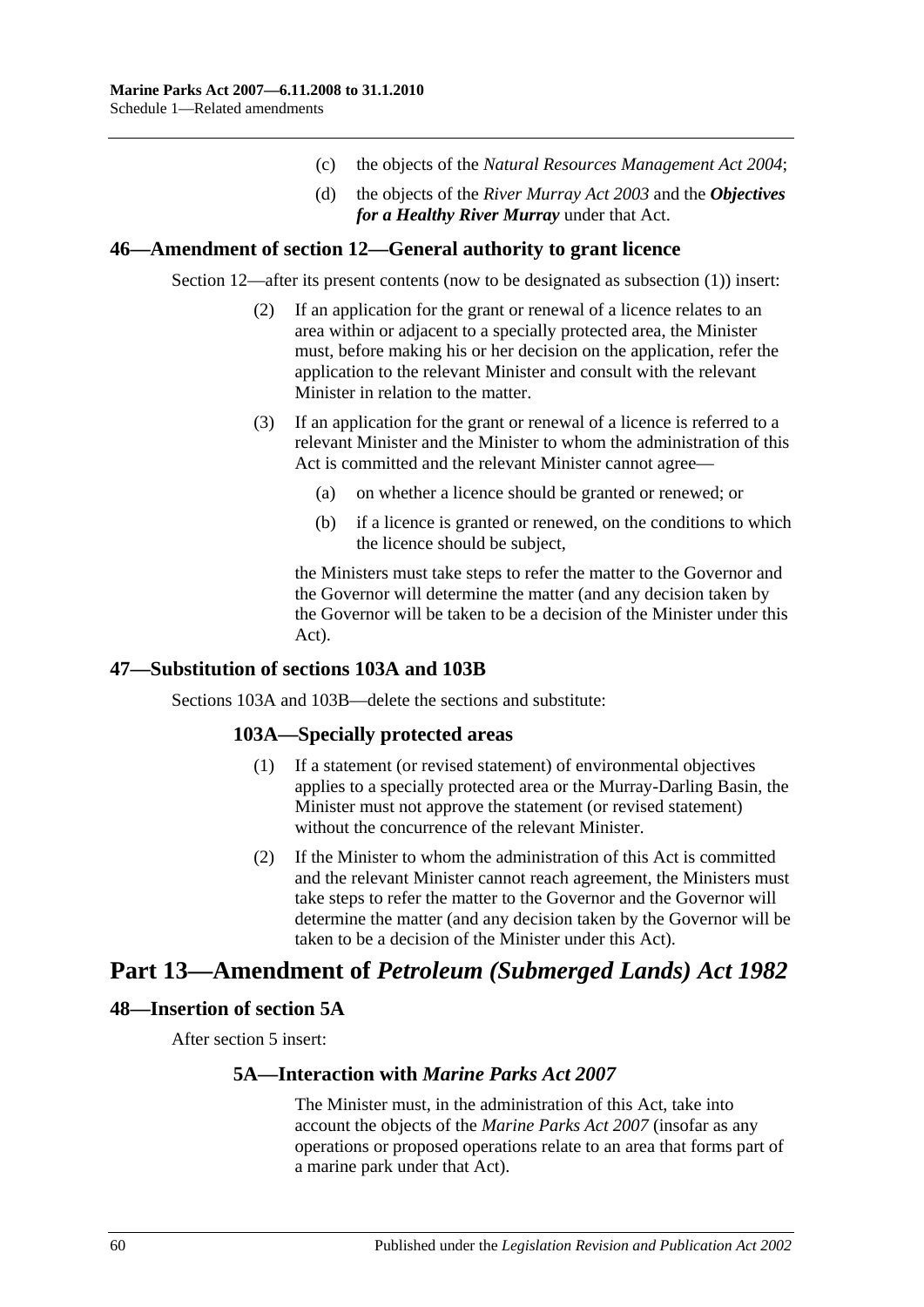(c) the objects of the *Natural Resources Management Act 2004*;

(d) the objects of the *River Murray Act 2003* and the ***Objectives for a Healthy River Murray*** under that Act.

### 46—Amendment of section 12—General authority to grant licence

Section 12—after its present contents (now to be designated as subsection (1)) insert:

(2) If an application for the grant or renewal of a licence relates to an area within or adjacent to a specially protected area, the Minister must, before making his or her decision on the application, refer the application to the relevant Minister and consult with the relevant Minister in relation to the matter.

(3) If an application for the grant or renewal of a licence is referred to a relevant Minister and the Minister to whom the administration of this Act is committed and the relevant Minister cannot agree—

(a) on whether a licence should be granted or renewed; or

(b) if a licence is granted or renewed, on the conditions to which the licence should be subject,

the Ministers must take steps to refer the matter to the Governor and the Governor will determine the matter (and any decision taken by the Governor will be taken to be a decision of the Minister under this Act).

### 47—Substitution of sections 103A and 103B

Sections 103A and 103B—delete the sections and substitute:

#### 103A—Specially protected areas

(1) If a statement (or revised statement) of environmental objectives applies to a specially protected area or the Murray-Darling Basin, the Minister must not approve the statement (or revised statement) without the concurrence of the relevant Minister.

(2) If the Minister to whom the administration of this Act is committed and the relevant Minister cannot reach agreement, the Ministers must take steps to refer the matter to the Governor and the Governor will determine the matter (and any decision taken by the Governor will be taken to be a decision of the Minister under this Act).

## Part 13—Amendment of *Petroleum (Submerged Lands) Act 1982*

### 48—Insertion of section 5A

After section 5 insert:

#### 5A—Interaction with *Marine Parks Act 2007*

The Minister must, in the administration of this Act, take into account the objects of the *Marine Parks Act 2007* (insofar as any operations or proposed operations relate to an area that forms part of a marine park under that Act).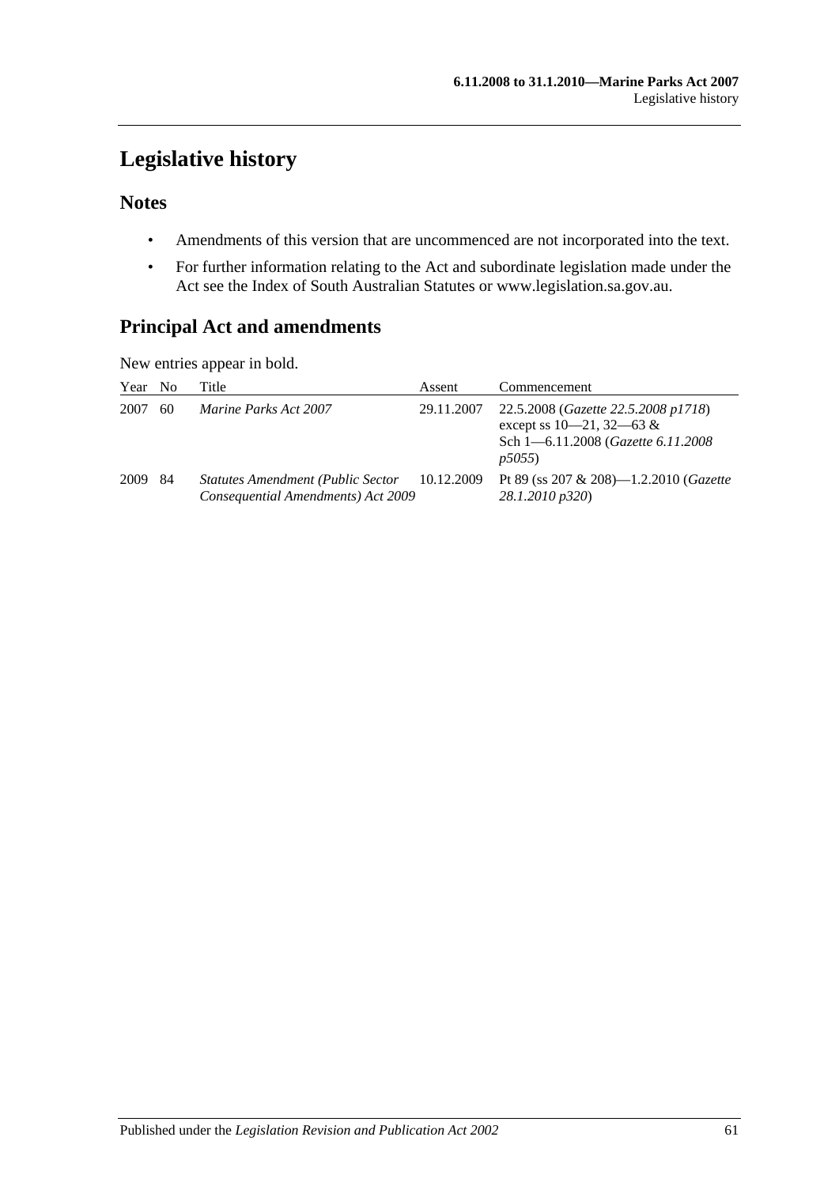# Legislative history

## Notes

- Amendments of this version that are uncommenced are not incorporated into the text.
- For further information relating to the Act and subordinate legislation made under the Act see the Index of South Australian Statutes or www.legislation.sa.gov.au.

## Principal Act and amendments

New entries appear in bold.

| Year | No | Title | Assent | Commencement |
|---|---|---|---|---|
| 2007 | 60 | *Marine Parks Act 2007* | 29.11.2007 | 22.5.2008 (*Gazette 22.5.2008 p1718*) except ss 10—21, 32—63 & Sch 1—6.11.2008 (*Gazette 6.11.2008 p5055*) |
| 2009 | 84 | *Statutes Amendment (Public Sector Consequential Amendments) Act 2009* | 10.12.2009 | Pt 89 (ss 207 & 208)—1.2.2010 (*Gazette 28.1.2010 p320*) |